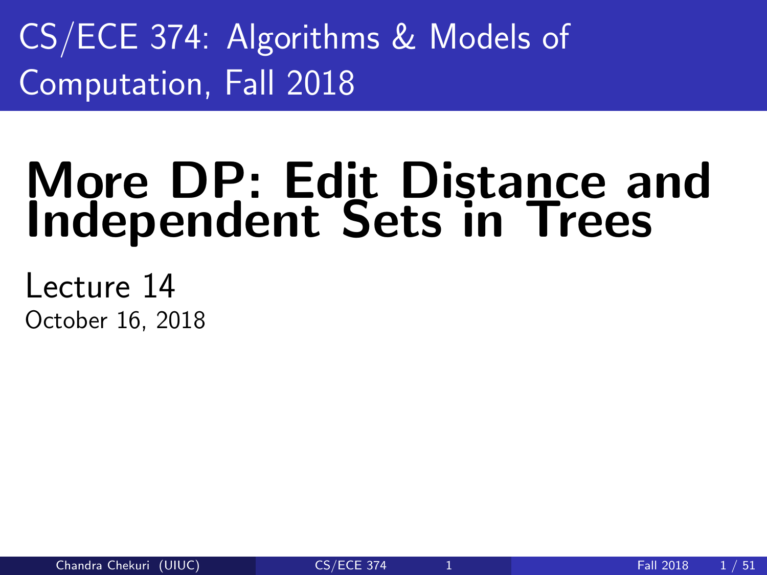# CS/ECE 374: Algorithms & Models of Computation, Fall 2018

# More DP: Edit Distance and Independent Sets in Trees

Lecture 14

October 16, 2018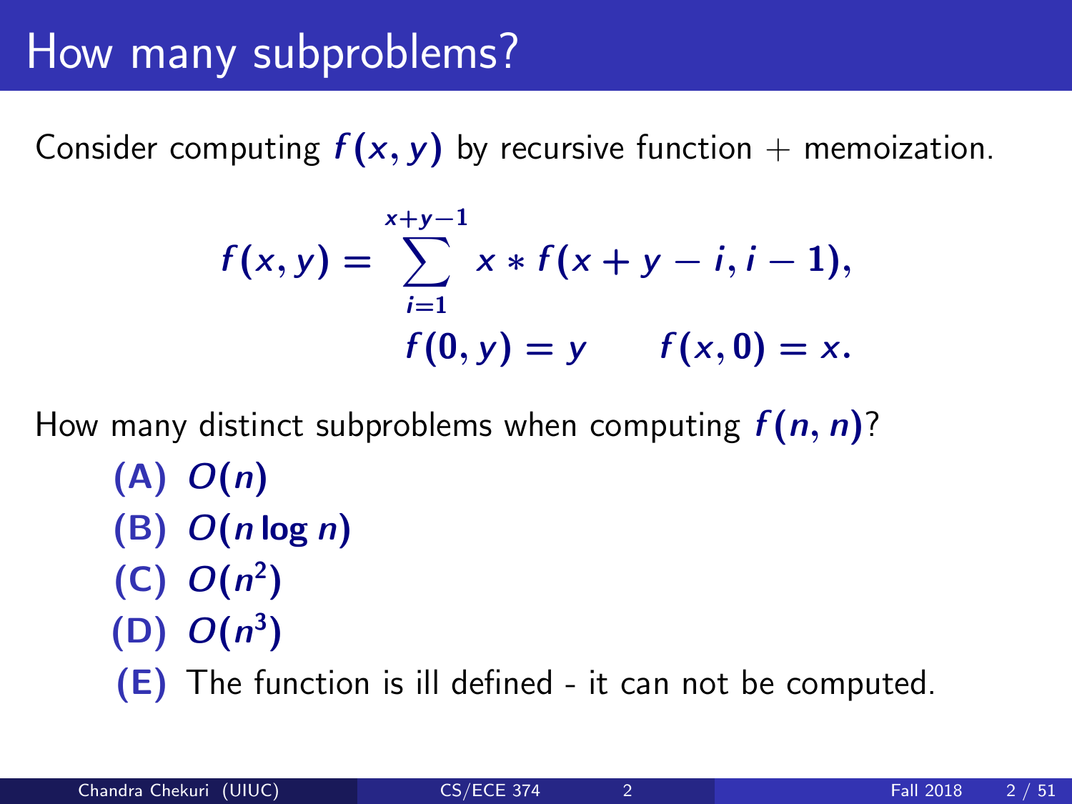# How many subproblems?

Consider computing $f(x, y)$ by recursive function + memoization.

$$f(x, y) = \sum_{i=1}^{x+y-1} x * f(x + y - i, i - 1),$$
$$f(0, y) = y \qquad f(x, 0) = x.$$

How many distinct subproblems when computing $f(n, n)$?

- **(A)** $O(n)$
- **(B)** $O(n \log n)$
- **(C)** $O(n^2)$
- **(D)** $O(n^3)$
- **(E)** The function is ill defined - it can not be computed.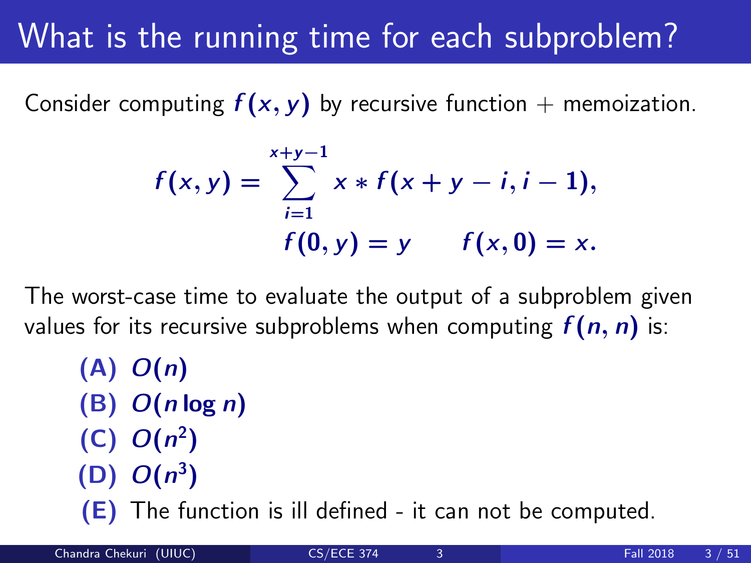# What is the running time for each subproblem?

Consider computing $f(x, y)$ by recursive function + memoization.

$$f(x, y) = \sum_{i=1}^{x+y-1} x * f(x + y - i, i - 1),$$
$$f(0, y) = y \qquad f(x, 0) = x.$$

The worst-case time to evaluate the output of a subproblem given values for its recursive subproblems when computing $f(n, n)$ is:

- **(A)** $O(n)$
- **(B)** $O(n \log n)$
- **(C)** $O(n^2)$
- **(D)** $O(n^3)$
- **(E)** The function is ill defined - it can not be computed.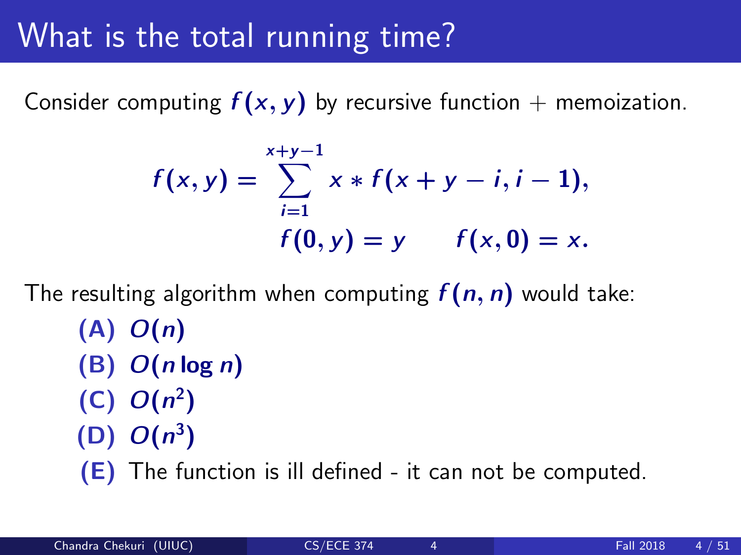# What is the total running time?

Consider computing $f(x, y)$ by recursive function + memoization.

$$f(x, y) = \sum_{i=1}^{x+y-1} x * f(x + y - i, i - 1),$$

$$f(0, y) = y \qquad f(x, 0) = x.$$

The resulting algorithm when computing $f(n, n)$ would take:

- **(A)** $O(n)$
- **(B)** $O(n \log n)$
- **(C)** $O(n^2)$
- **(D)** $O(n^3)$
- **(E)** The function is ill defined - it can not be computed.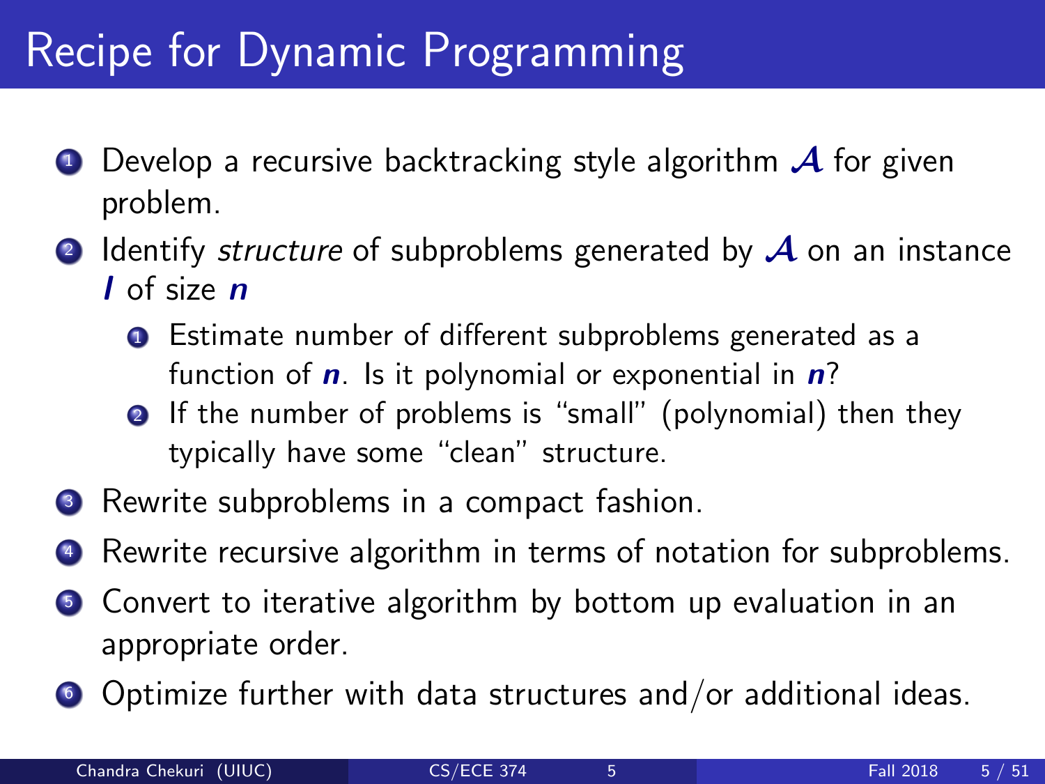# Recipe for Dynamic Programming

1. Develop a recursive backtracking style algorithm $\mathcal{A}$ for given problem.
2. Identify *structure* of subproblems generated by $\mathcal{A}$ on an instance $I$ of size $n$
   1. Estimate number of different subproblems generated as a function of $n$. Is it polynomial or exponential in $n$?
   2. If the number of problems is "small" (polynomial) then they typically have some "clean" structure.
3. Rewrite subproblems in a compact fashion.
4. Rewrite recursive algorithm in terms of notation for subproblems.
5. Convert to iterative algorithm by bottom up evaluation in an appropriate order.
6. Optimize further with data structures and/or additional ideas.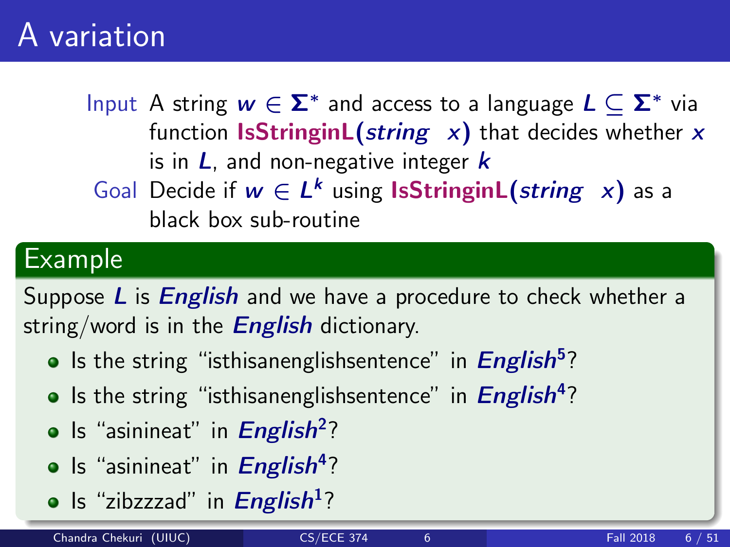# A variation

**Input** A string $w \in \Sigma^*$ and access to a language $L \subseteq \Sigma^*$ via function **IsStringinL(*string x*)** that decides whether $x$ is in $L$, and non-negative integer $k$

**Goal** Decide if $w \in L^k$ using **IsStringinL(*string x*)** as a black box sub-routine

## Example

Suppose $L$ is ***English*** and we have a procedure to check whether a string/word is in the ***English*** dictionary.

- Is the string "isthisanenglishsentence" in $\textit{English}^5$?
- Is the string "isthisanenglishsentence" in $\textit{English}^4$?
- Is "asinineat" in $\textit{English}^2$?
- Is "asinineat" in $\textit{English}^4$?
- Is "zibzzzad" in $\textit{English}^1$?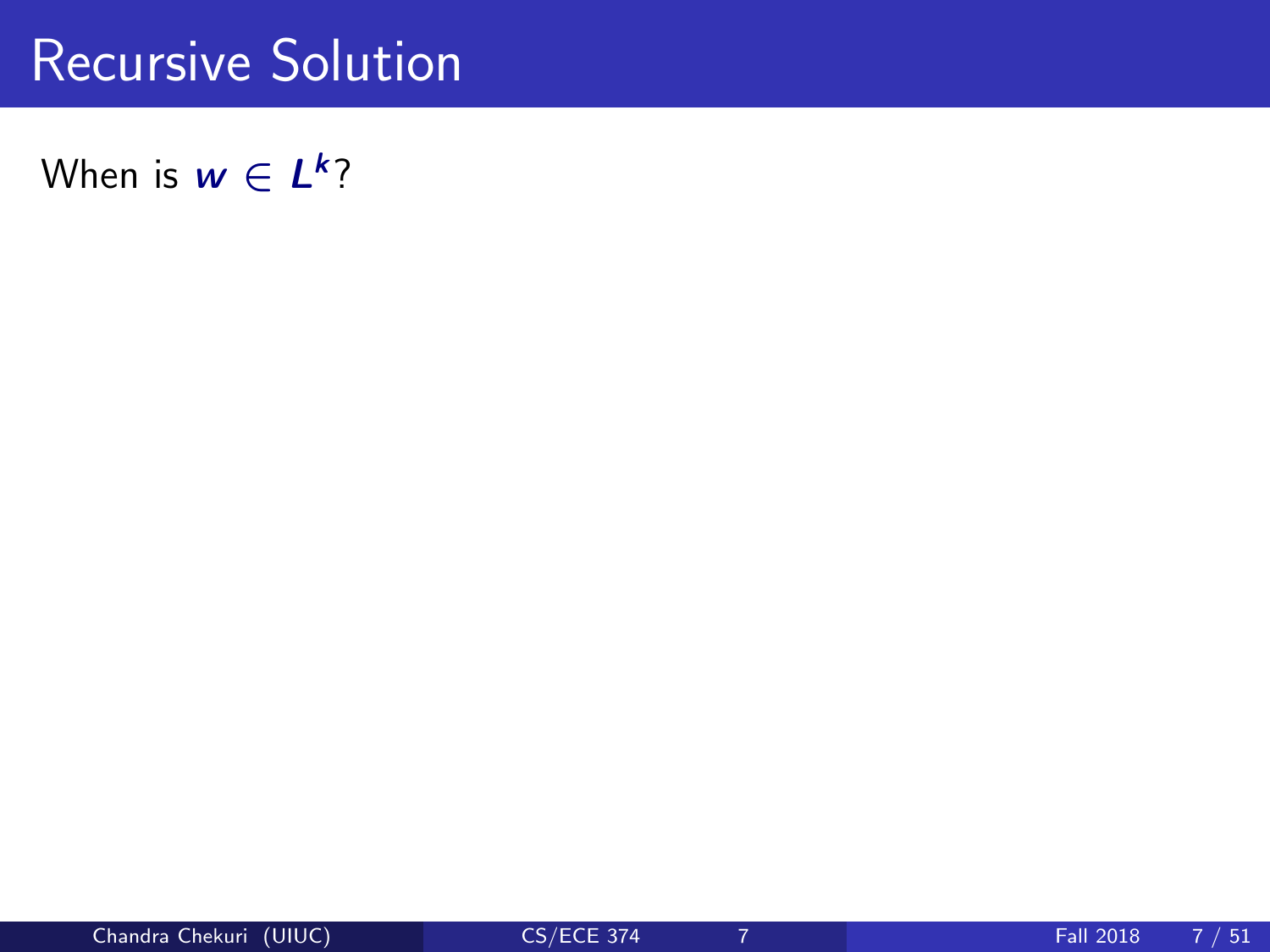# Recursive Solution

When is $w \in L^k$?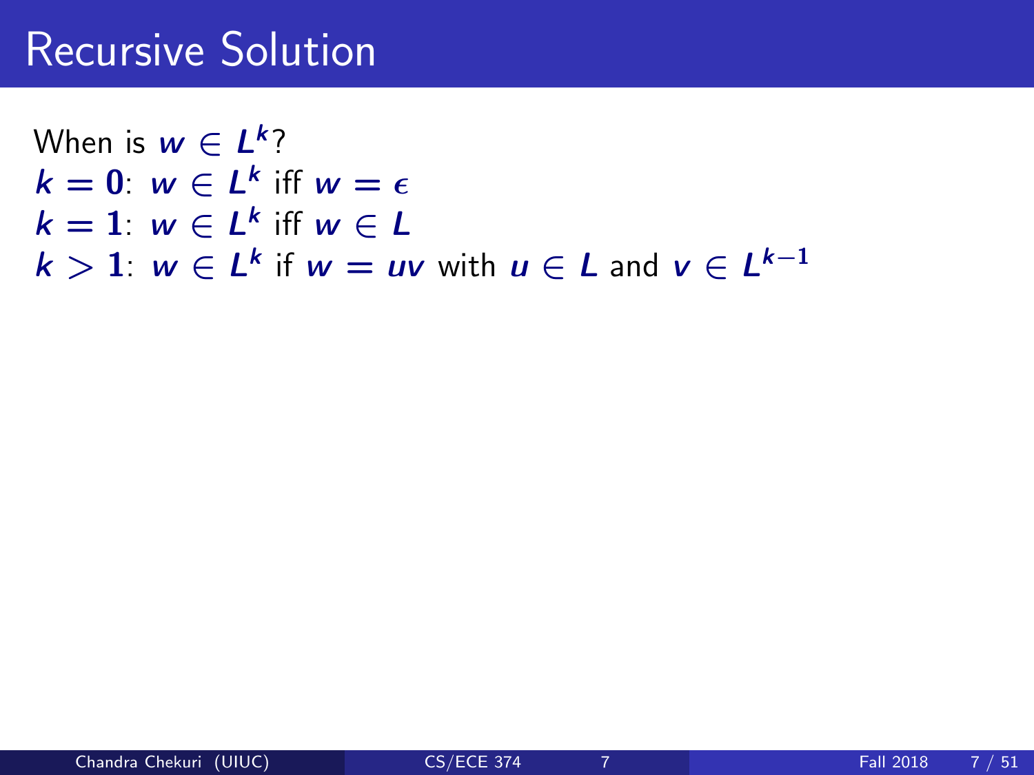# Recursive Solution

When is $w \in L^k$?

$k = 0$: $w \in L^k$ iff $w = \epsilon$

$k = 1$: $w \in L^k$ iff $w \in L$

$k > 1$: $w \in L^k$ if $w = uv$ with $u \in L$ and $v \in L^{k-1}$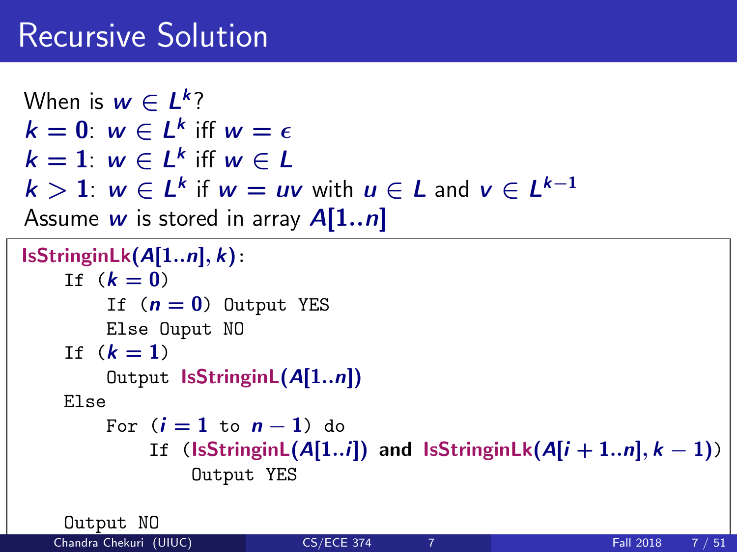# Recursive Solution

When is $w \in L^k$?

$k = 0$: $w \in L^k$ iff $w = \epsilon$

$k = 1$: $w \in L^k$ iff $w \in L$

$k > 1$: $w \in L^k$ if $w = uv$ with $u \in L$ and $v \in L^{k-1}$

Assume $w$ is stored in array $A[1..n]$

```
IsStringinLk(A[1..n], k):
    If (k = 0)
        If (n = 0) Output YES
        Else Ouput NO
    If (k = 1)
        Output IsStringinL(A[1..n])
    Else
        For (i = 1 to n − 1) do
            If (IsStringinL(A[1..i]) and IsStringinLk(A[i + 1..n], k − 1))
                Output YES

    Output NO
```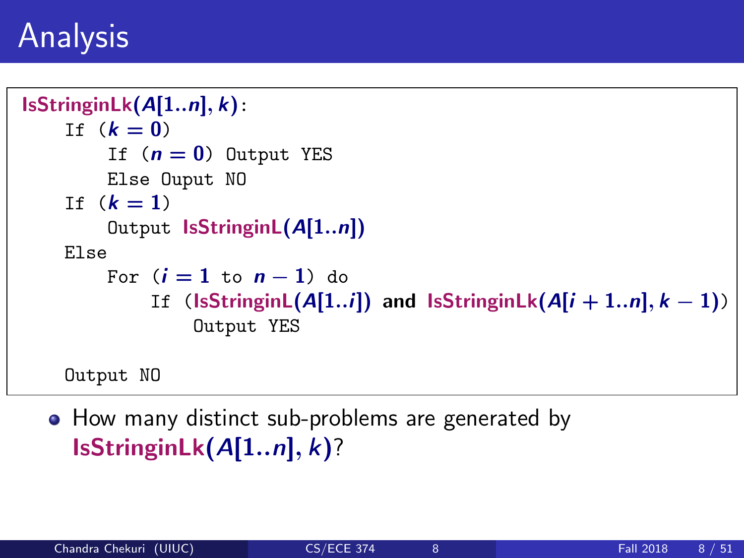# Analysis

```
IsStringinLk(A[1..n], k):
    If (k = 0)
        If (n = 0) Output YES
        Else Ouput NO
    If (k = 1)
        Output IsStringinL(A[1..n])
    Else
        For (i = 1 to n − 1) do
            If (IsStringinL(A[1..i]) and IsStringinLk(A[i + 1..n], k − 1))
                Output YES

    Output NO
```

- How many distinct sub-problems are generated by **IsStringinLk**$(A[1..n], k)$?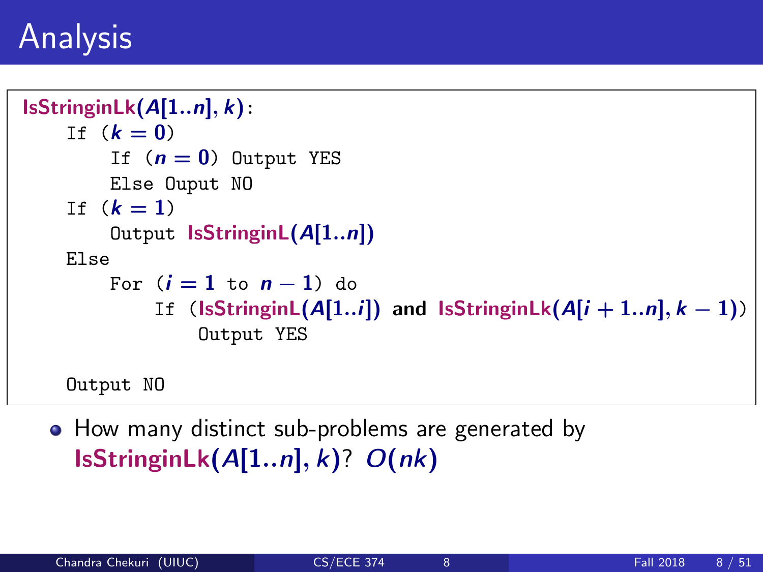# Analysis

```
IsStringinLk(A[1..n], k):
    If (k = 0)
        If (n = 0) Output YES
        Else Ouput NO
    If (k = 1)
        Output IsStringinL(A[1..n])
    Else
        For (i = 1 to n − 1) do
            If (IsStringinL(A[1..i]) and IsStringinLk(A[i + 1..n], k − 1))
                Output YES

    Output NO
```

- How many distinct sub-problems are generated by **IsStringinLk**$(A[1..n], k)$? $O(nk)$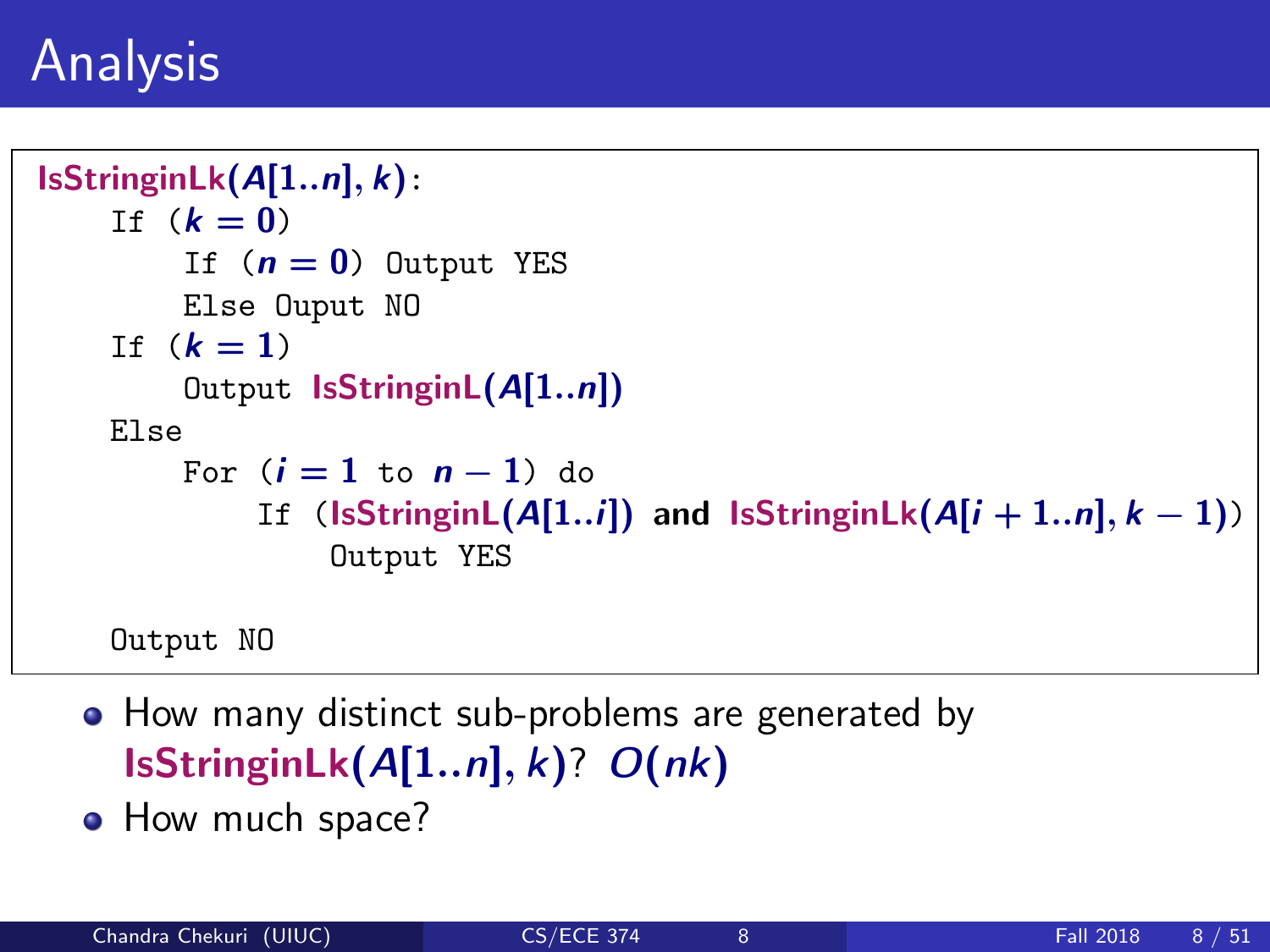# Analysis

```
IsStringinLk(A[1..n], k):
    If (k = 0)
        If (n = 0) Output YES
        Else Ouput NO
    If (k = 1)
        Output IsStringinL(A[1..n])
    Else
        For (i = 1 to n − 1) do
            If (IsStringinL(A[1..i]) and IsStringinLk(A[i + 1..n], k − 1))
                Output YES

    Output NO
```

- How many distinct sub-problems are generated by **IsStringinLk**$(A[1..n], k)$? $O(nk)$
- How much space?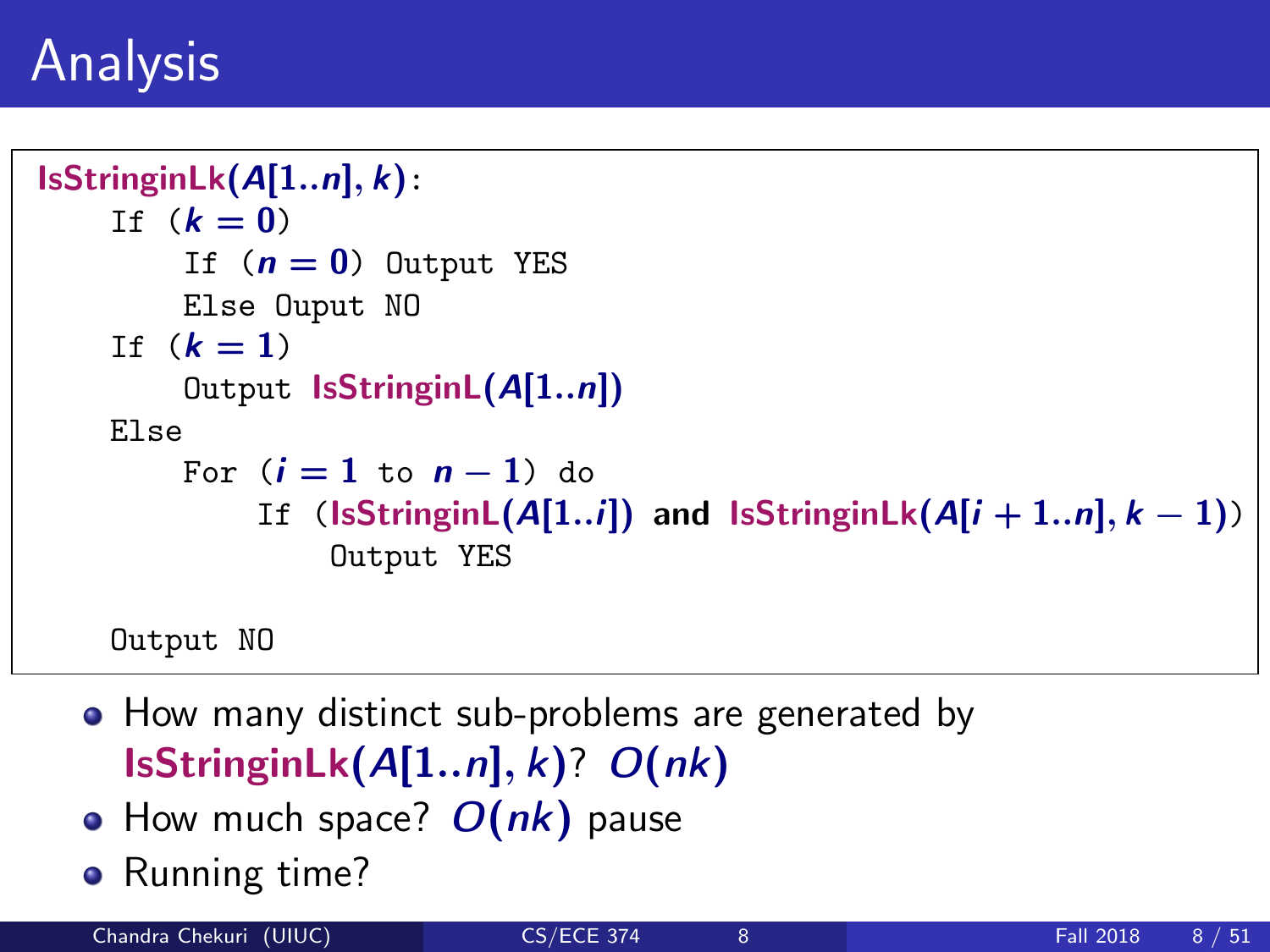# Analysis

```
IsStringinLk(A[1..n], k):
    If (k = 0)
        If (n = 0) Output YES
        Else Ouput NO
    If (k = 1)
        Output IsStringinL(A[1..n])
    Else
        For (i = 1 to n − 1) do
            If (IsStringinL(A[1..i]) and IsStringinLk(A[i + 1..n], k − 1))
                Output YES

    Output NO
```

- How many distinct sub-problems are generated by **IsStringinLk**$(A[1..n], k)$? $O(nk)$
- How much space? $O(nk)$ pause
- Running time?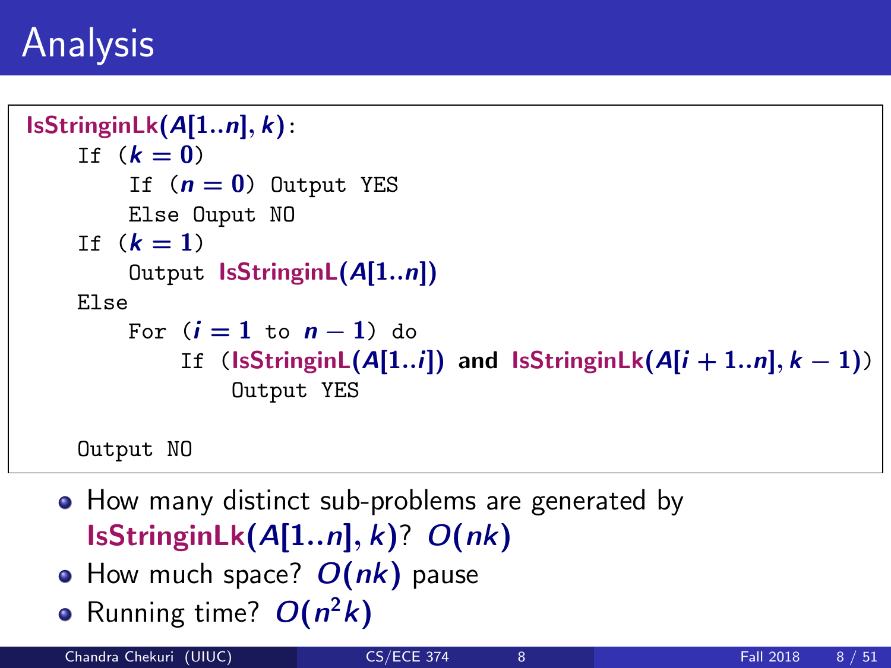# Analysis

```
IsStringinLk(A[1..n], k):
    If (k = 0)
        If (n = 0) Output YES
        Else Ouput NO
    If (k = 1)
        Output IsStringinL(A[1..n])
    Else
        For (i = 1 to n − 1) do
            If (IsStringinL(A[1..i]) and IsStringinLk(A[i + 1..n], k − 1))
                Output YES

    Output NO
```

- How many distinct sub-problems are generated by **IsStringinLk**$(A[1..n], k)$? $O(nk)$
- How much space? $O(nk)$ pause
- Running time? $O(n^2k)$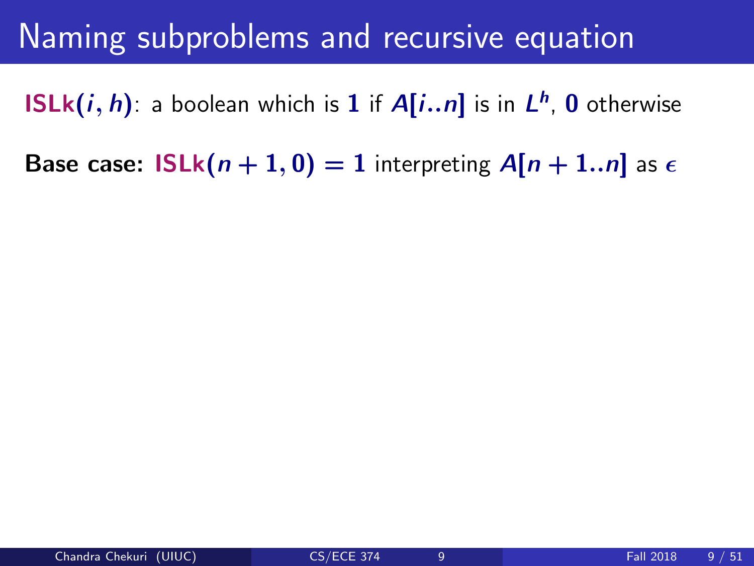# Naming subproblems and recursive equation

**ISLk**$(i, h)$: a boolean which is $1$ if $A[i..n]$ is in $L^h$, $0$ otherwise

**Base case:** **ISLk**$(n+1, 0) = 1$ interpreting $A[n+1..n]$ as $\epsilon$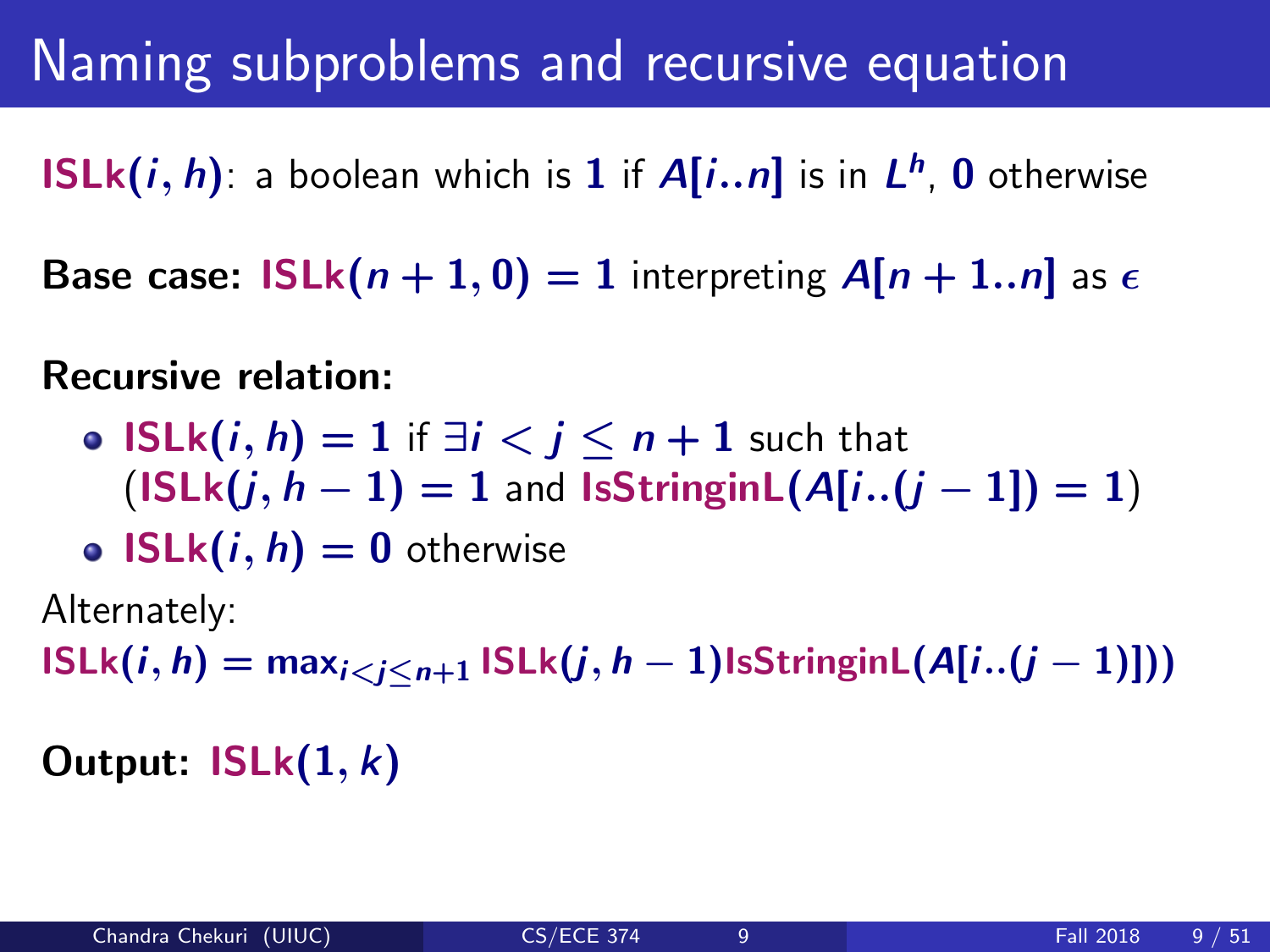# Naming subproblems and recursive equation

**ISLk$(i, h)$**: a boolean which is $1$ if $A[i..n]$ is in $L^h$, $0$ otherwise

**Base case:** ISLk$(n+1, 0) = 1$ interpreting $A[n+1..n]$ as $\epsilon$

**Recursive relation:**

- ISLk$(i, h) = 1$ if $\exists i < j \leq n+1$ such that (ISLk$(j, h-1) = 1$ and IsStringinL$(A[i..(j-1]) = 1$)
- ISLk$(i, h) = 0$ otherwise

Alternately:

ISLk$(i, h) = \max_{i<j\leq n+1}$ ISLk$(j, h-1)$IsStringinL$(A[i..(j-1)]))$

**Output:** ISLk$(1, k)$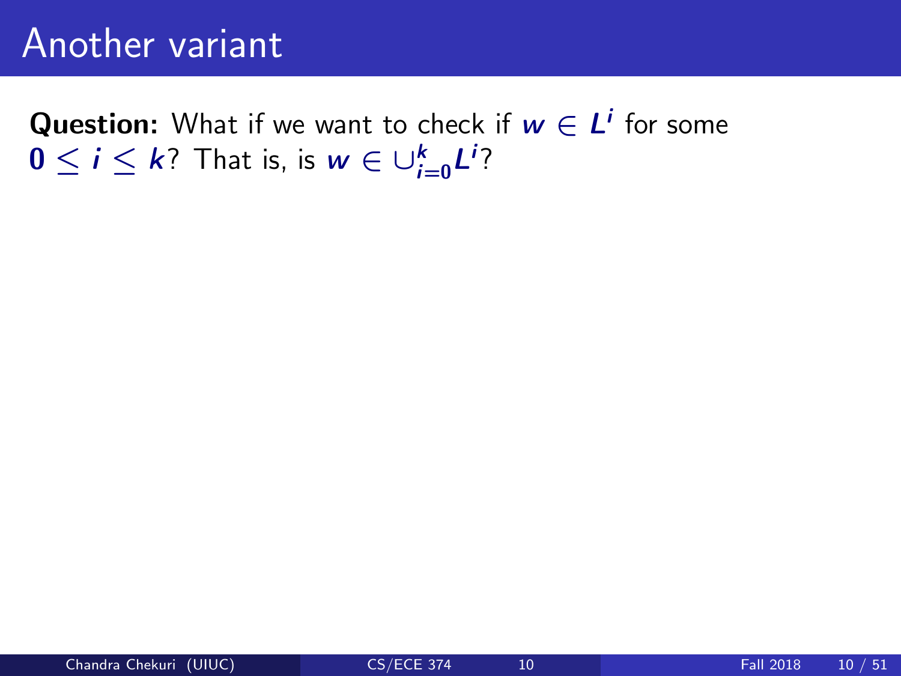# Another variant

**Question:** What if we want to check if $w \in L^i$ for some $0 \leq i \leq k$? That is, is $w \in \cup_{i=0}^{k} L^i$?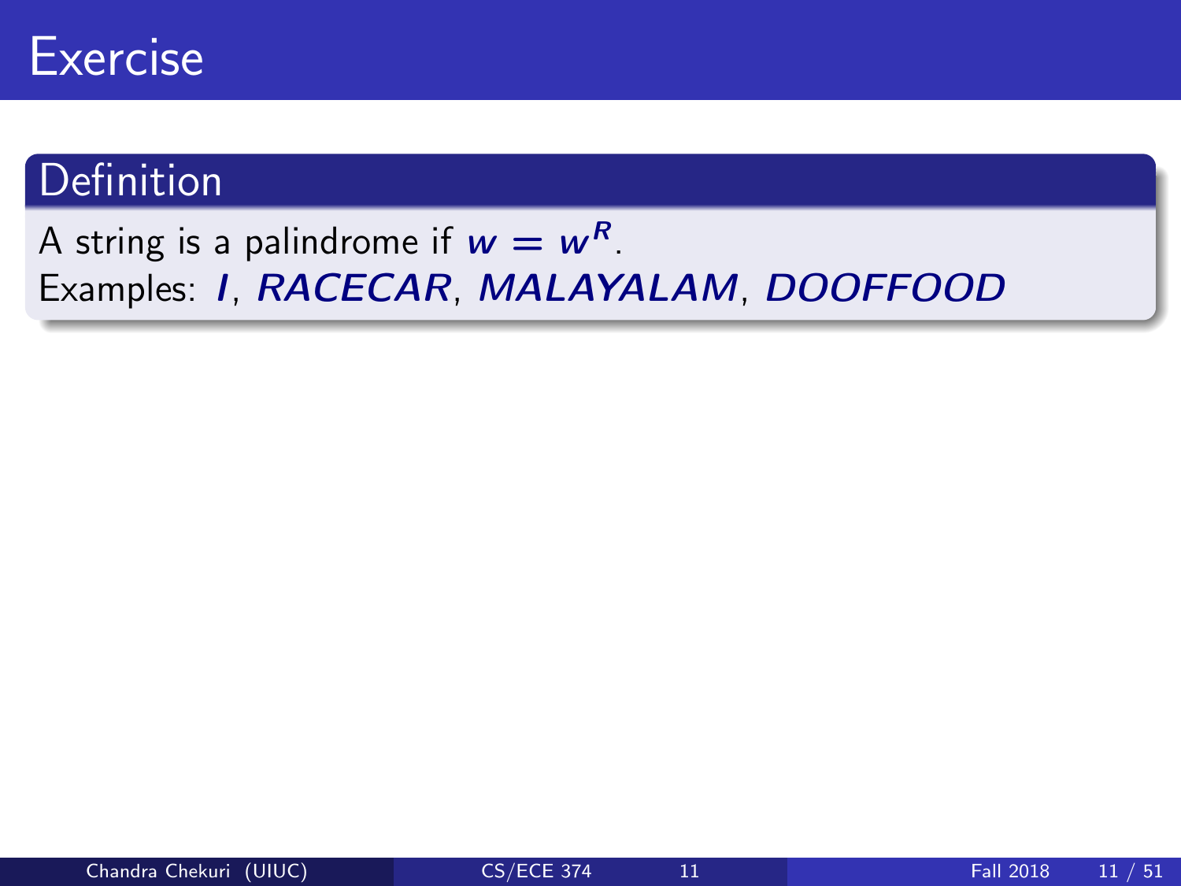# Exercise

## Definition

A string is a palindrome if $w = w^R$.
Examples: $I$, $RACECAR$, $MALAYALAM$, $DOOFFOOD$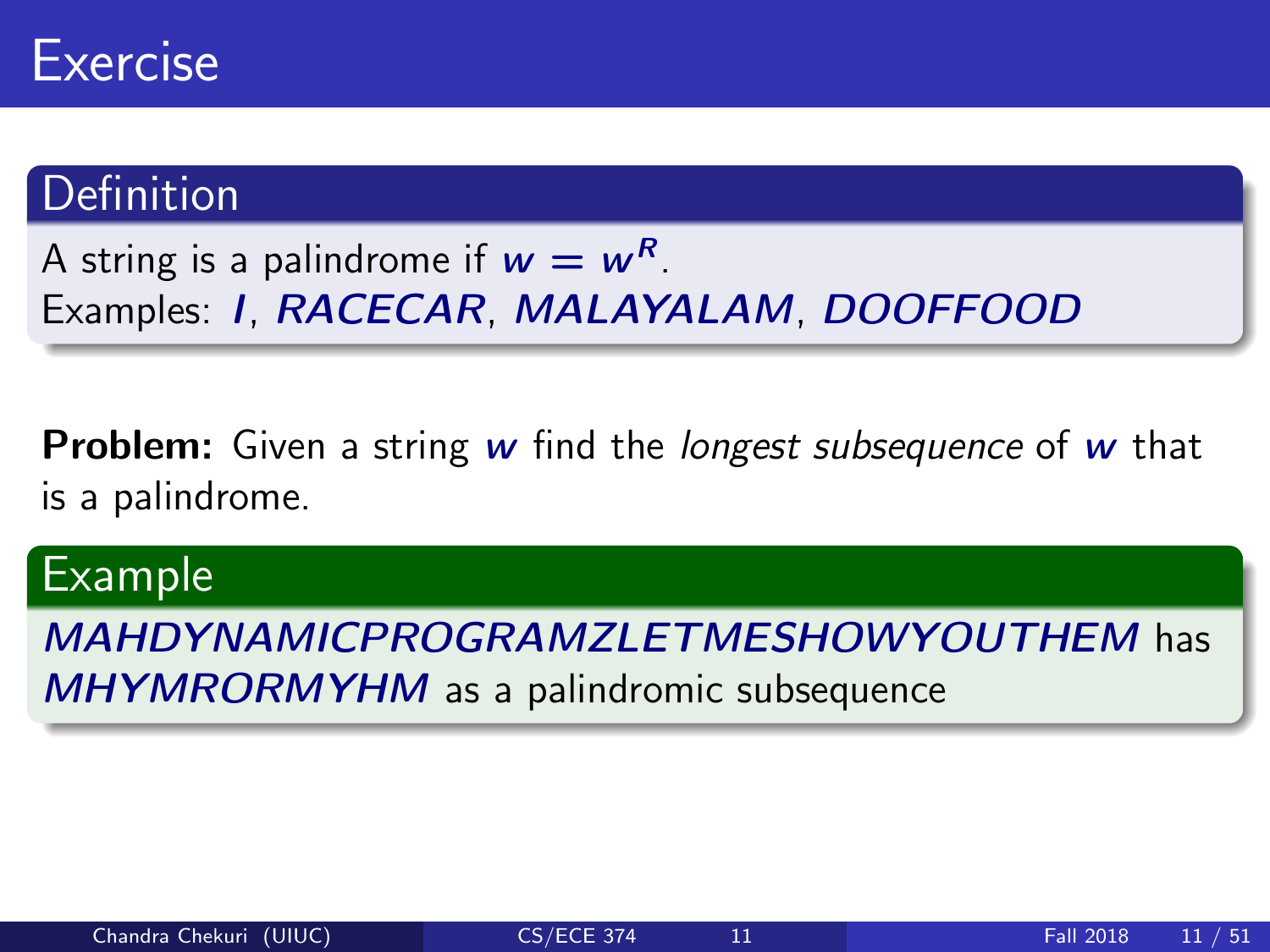# Exercise

## Definition

A string is a palindrome if $w = w^R$.
Examples: $I$, $RACECAR$, $MALAYALAM$, $DOOFFOOD$

**Problem:** Given a string $w$ find the *longest subsequence* of $w$ that is a palindrome.

## Example

$MAHDYNAMICPROGRAMZLETMESHOWYOUTHEM$ has $MHYMRORMYHM$ as a palindromic subsequence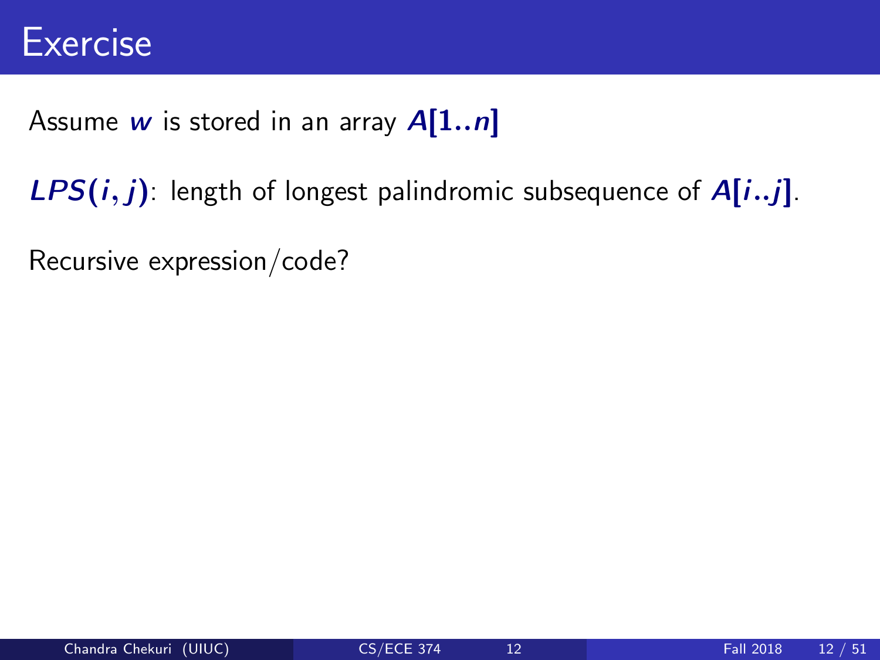# Exercise

Assume $w$ is stored in an array $A[1..n]$

$LPS(i, j)$: length of longest palindromic subsequence of $A[i..j]$.

Recursive expression/code?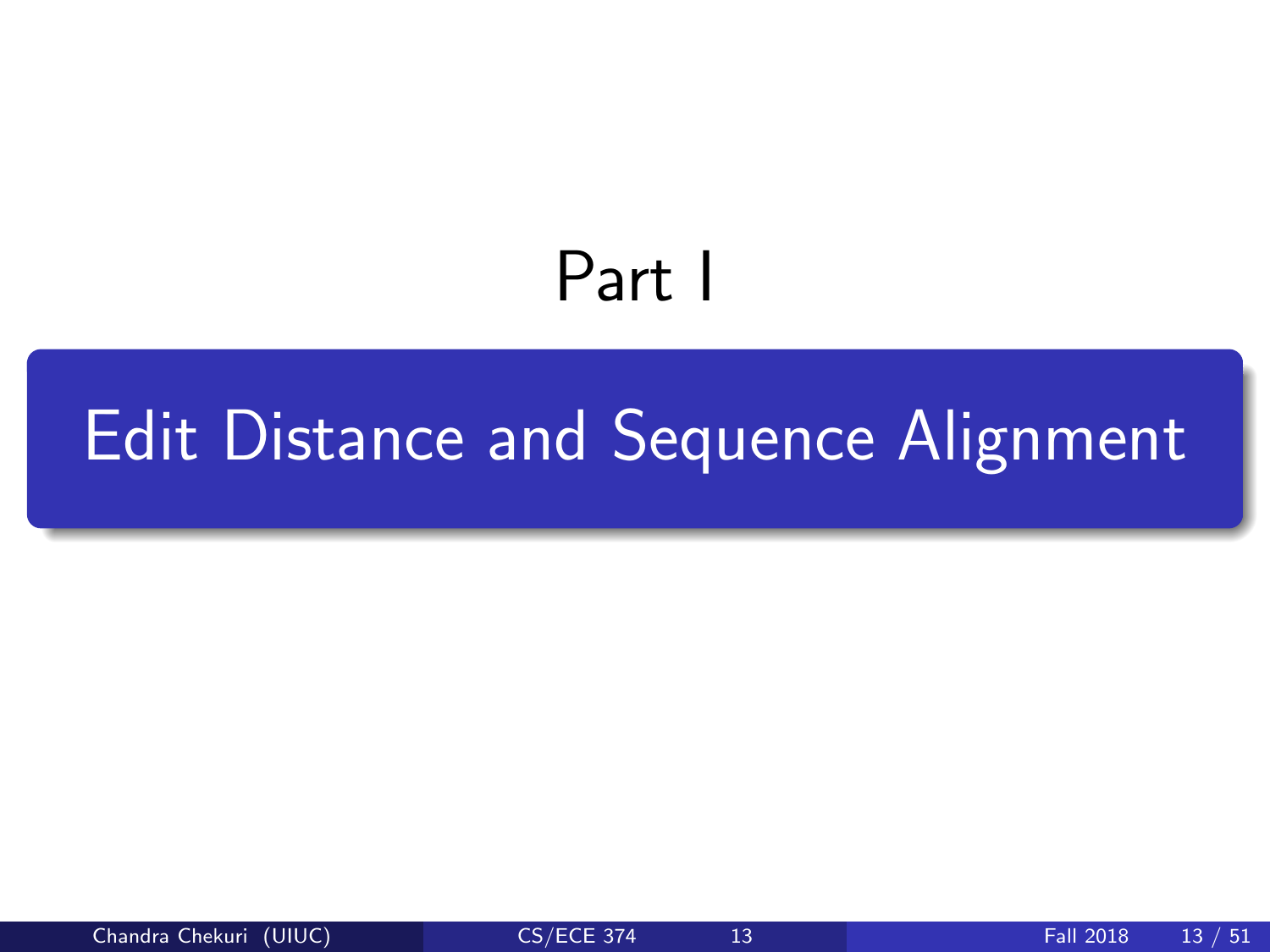# Part I

## Edit Distance and Sequence Alignment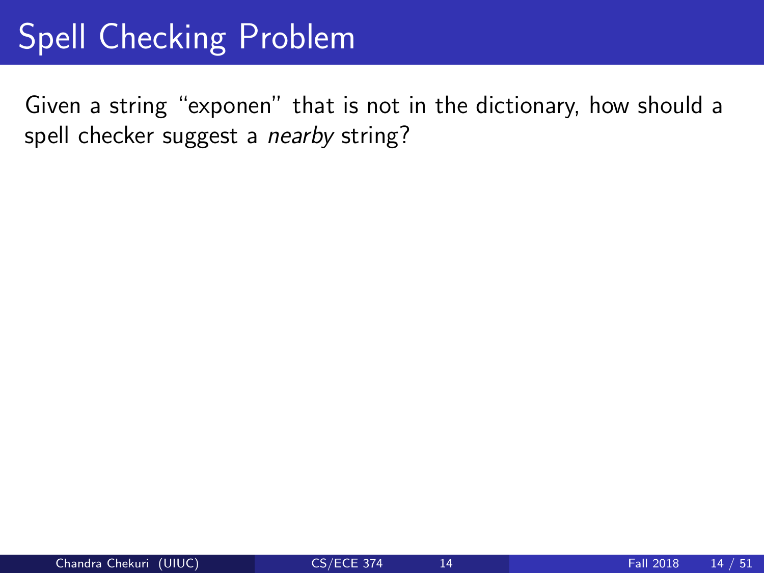# Spell Checking Problem

Given a string “exponen” that is not in the dictionary, how should a spell checker suggest a *nearby* string?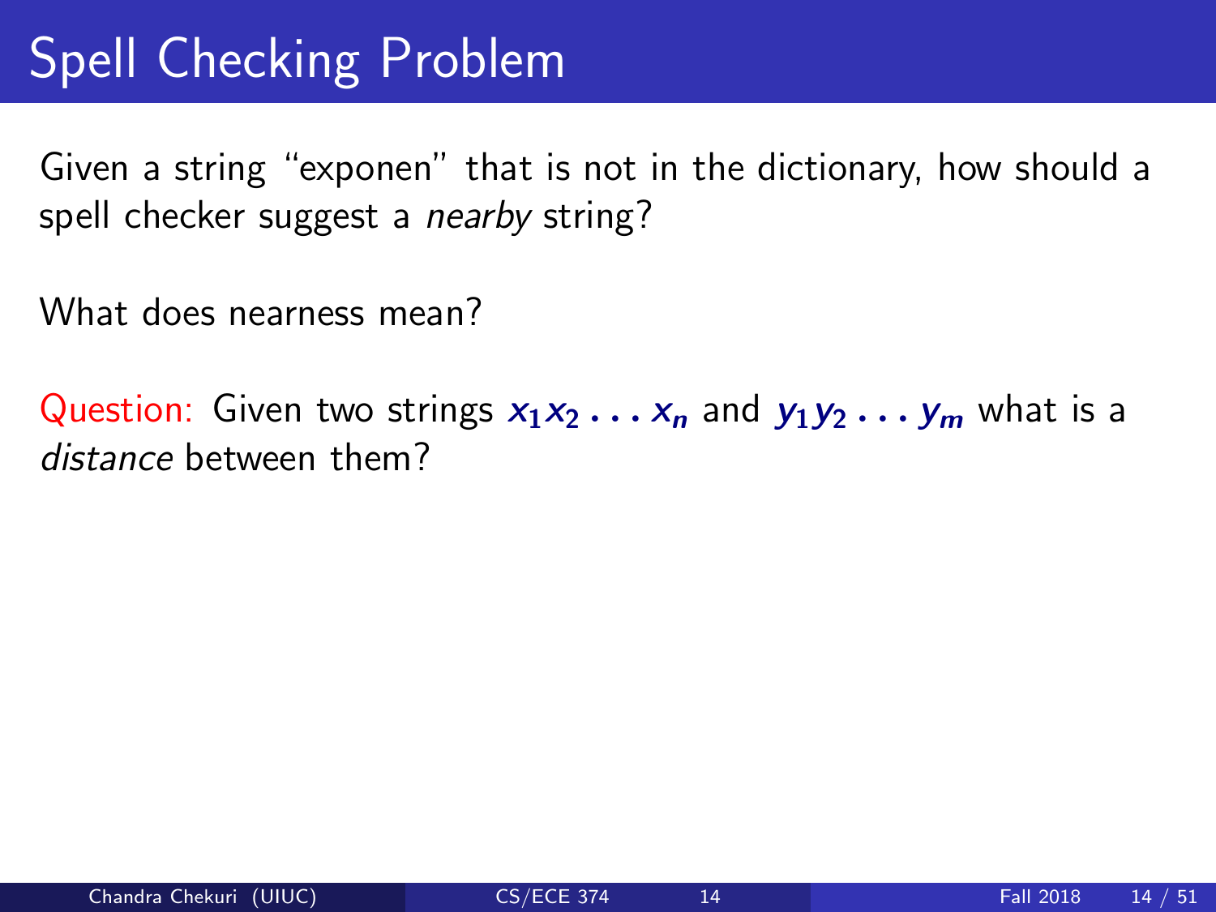# Spell Checking Problem

Given a string "exponen" that is not in the dictionary, how should a spell checker suggest a *nearby* string?

What does nearness mean?

Question: Given two strings $x_1 x_2 \ldots x_n$ and $y_1 y_2 \ldots y_m$ what is a *distance* between them?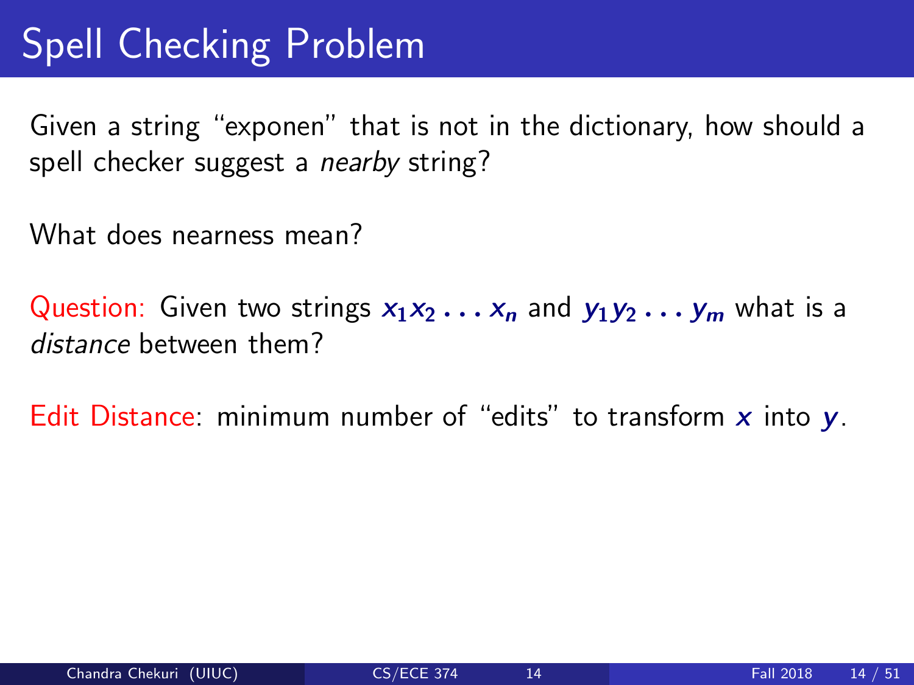# Spell Checking Problem

Given a string "exponen" that is not in the dictionary, how should a spell checker suggest a *nearby* string?

What does nearness mean?

Question: Given two strings $x_1 x_2 \ldots x_n$ and $y_1 y_2 \ldots y_m$ what is a *distance* between them?

Edit Distance: minimum number of "edits" to transform $x$ into $y$.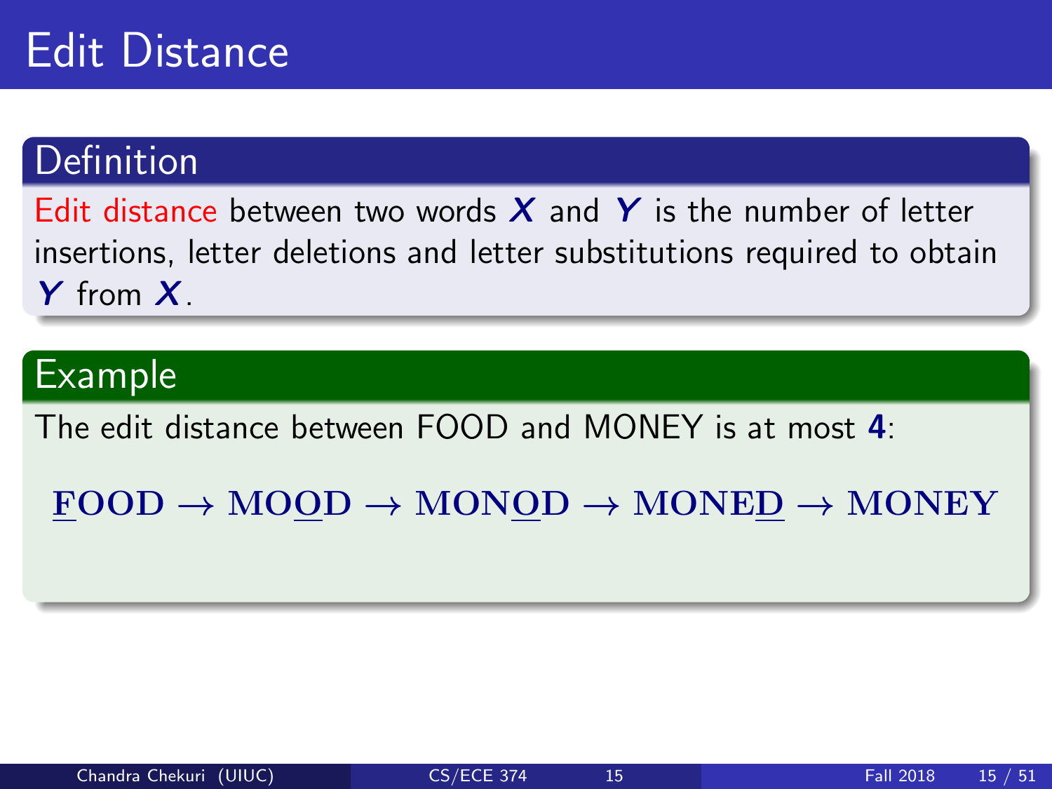# Edit Distance

## Definition

Edit distance between two words $X$ and $Y$ is the number of letter insertions, letter deletions and letter substitutions required to obtain $Y$ from $X$.

## Example

The edit distance between FOOD and MONEY is at most **4**:

$$\mathbf{\underline{F}OOD} \rightarrow \mathbf{MO\underline{O}D} \rightarrow \mathbf{MON\underline{O}D} \rightarrow \mathbf{MONE\underline{D}} \rightarrow \mathbf{MONEY}$$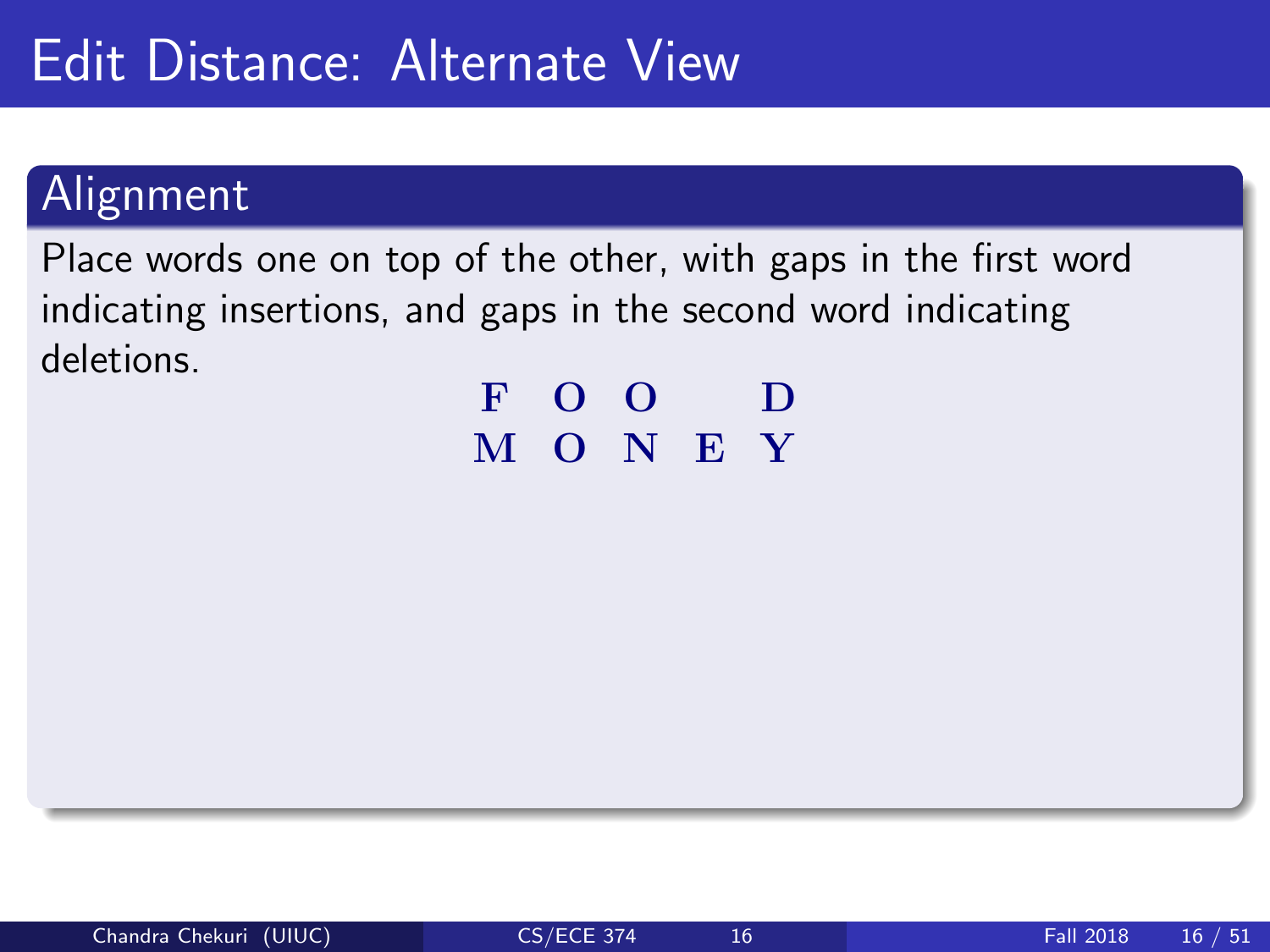# Edit Distance: Alternate View

## Alignment

Place words one on top of the other, with gaps in the first word indicating insertions, and gaps in the second word indicating deletions.

| **F** | **O** | **O** | | **D** |
|---|---|---|---|---|
| **M** | **O** | **N** | **E** | **Y** |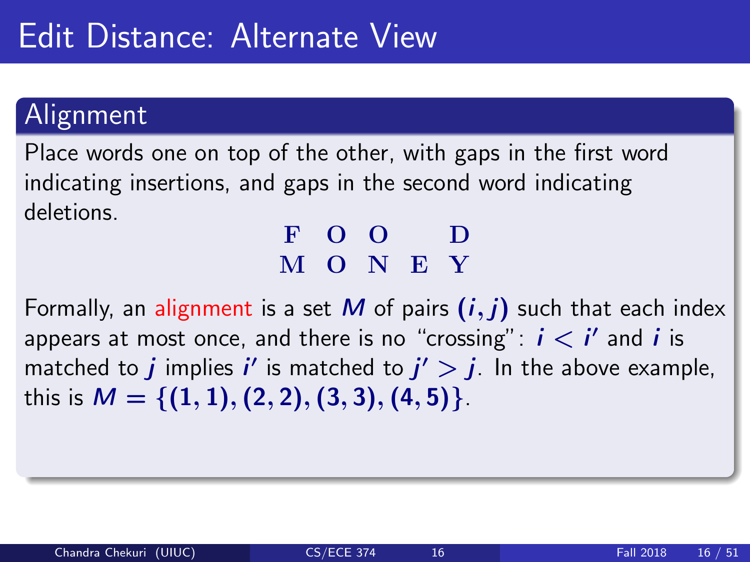# Edit Distance: Alternate View

## Alignment

Place words one on top of the other, with gaps in the first word indicating insertions, and gaps in the second word indicating deletions.

| F | O | O | | D |
|---|---|---|---|---|
| M | O | N | E | Y |

Formally, an alignment is a set $M$ of pairs $(i, j)$ such that each index appears at most once, and there is no "crossing": $i < i'$ and $i$ is matched to $j$ implies $i'$ is matched to $j' > j$. In the above example, this is $M = \{(1, 1), (2, 2), (3, 3), (4, 5)\}$.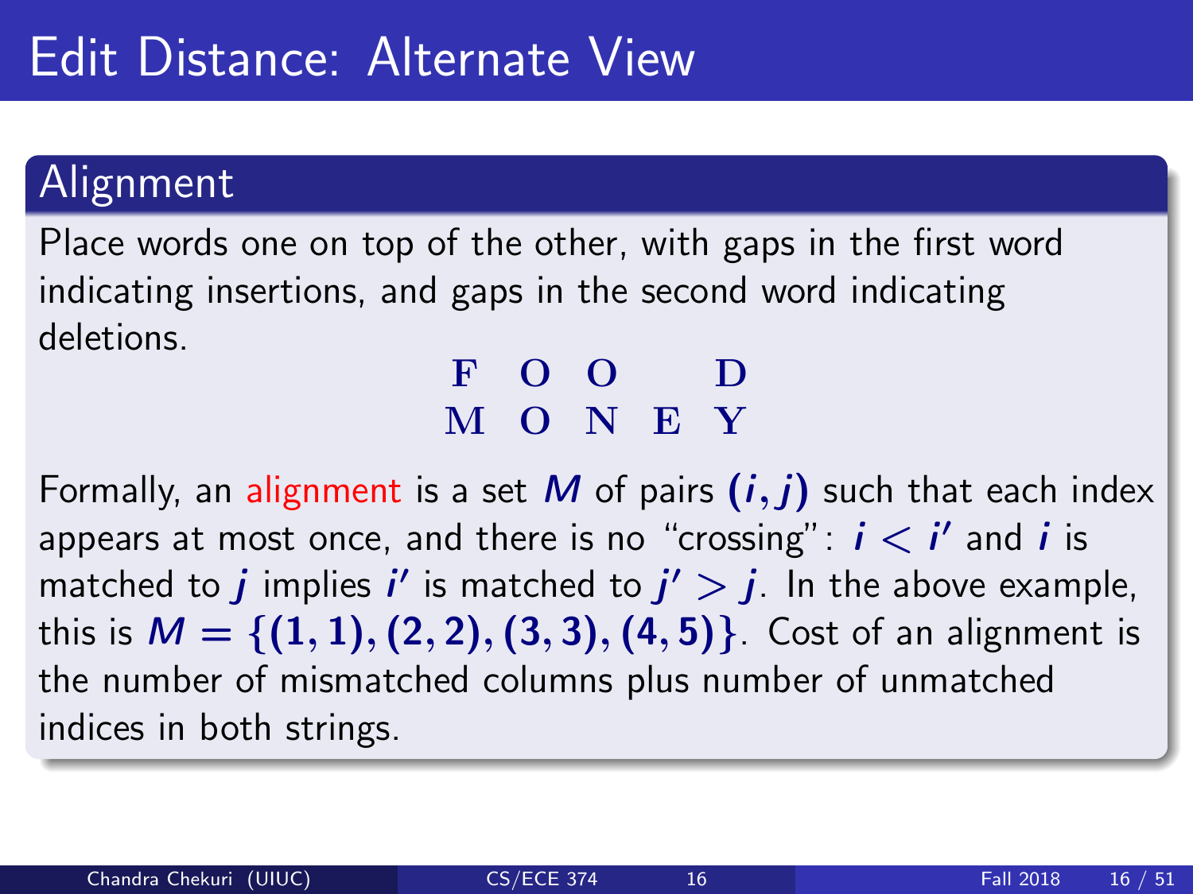# Edit Distance: Alternate View

## Alignment

Place words one on top of the other, with gaps in the first word indicating insertions, and gaps in the second word indicating deletions.

| F | O | O |   | D |
|---|---|---|---|---|
| M | O | N | E | Y |

Formally, an alignment is a set $M$ of pairs $(i, j)$ such that each index appears at most once, and there is no "crossing": $i < i'$ and $i$ is matched to $j$ implies $i'$ is matched to $j' > j$. In the above example, this is $M = \{(1, 1), (2, 2), (3, 3), (4, 5)\}$. Cost of an alignment is the number of mismatched columns plus number of unmatched indices in both strings.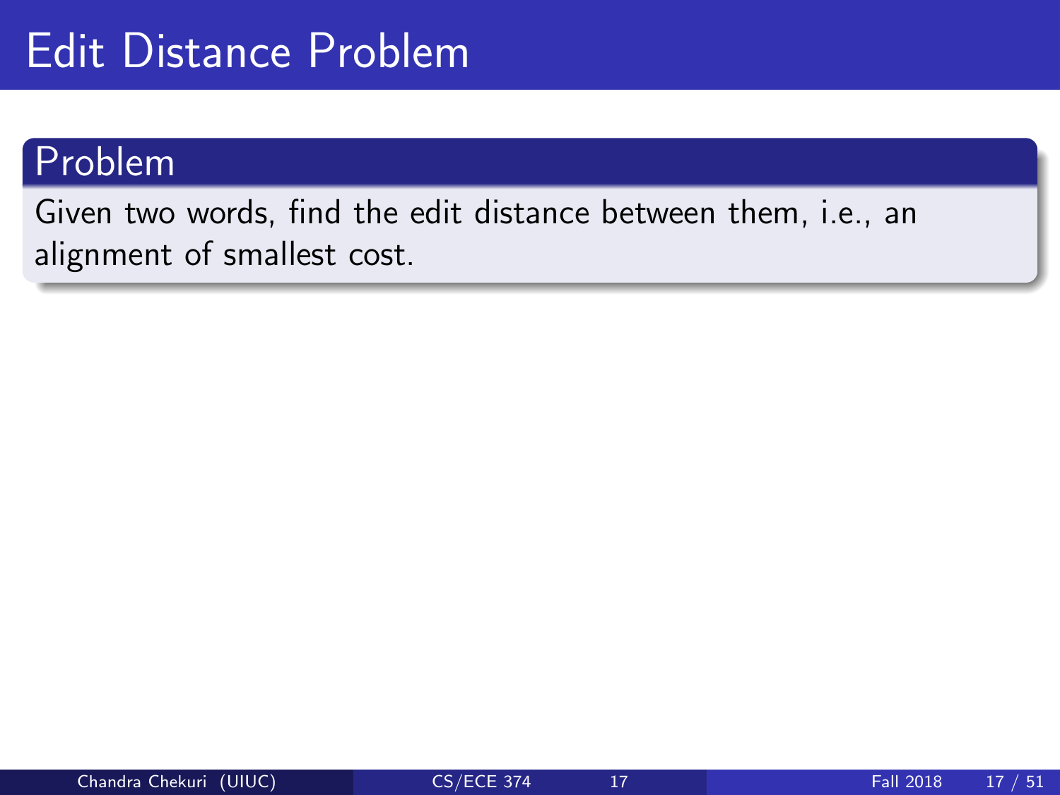# Edit Distance Problem

## Problem

Given two words, find the edit distance between them, i.e., an alignment of smallest cost.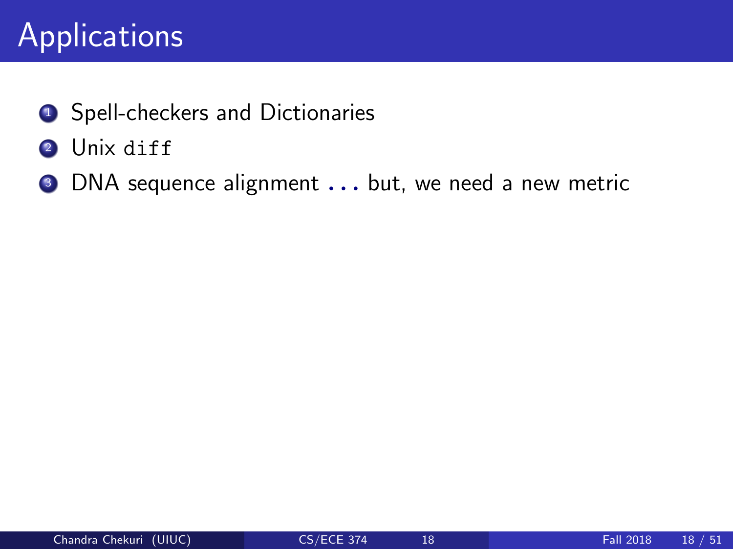# Applications

1. Spell-checkers and Dictionaries
2. Unix `diff`
3. DNA sequence alignment ... but, we need a new metric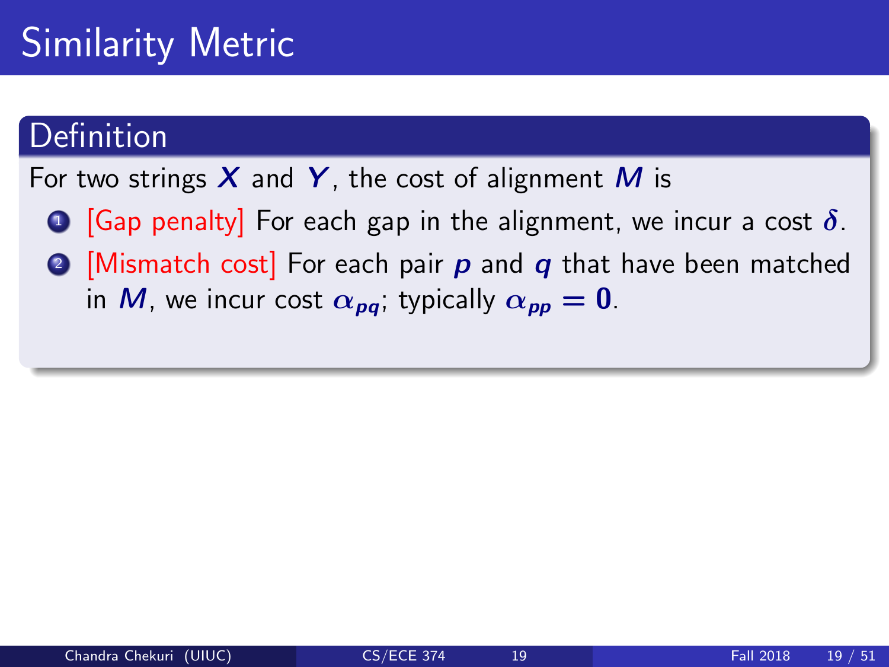# Similarity Metric

**Definition**

For two strings $X$ and $Y$, the cost of alignment $M$ is

1. [Gap penalty] For each gap in the alignment, we incur a cost $\delta$.
2. [Mismatch cost] For each pair $p$ and $q$ that have been matched in $M$, we incur cost $\alpha_{pq}$; typically $\alpha_{pp} = 0$.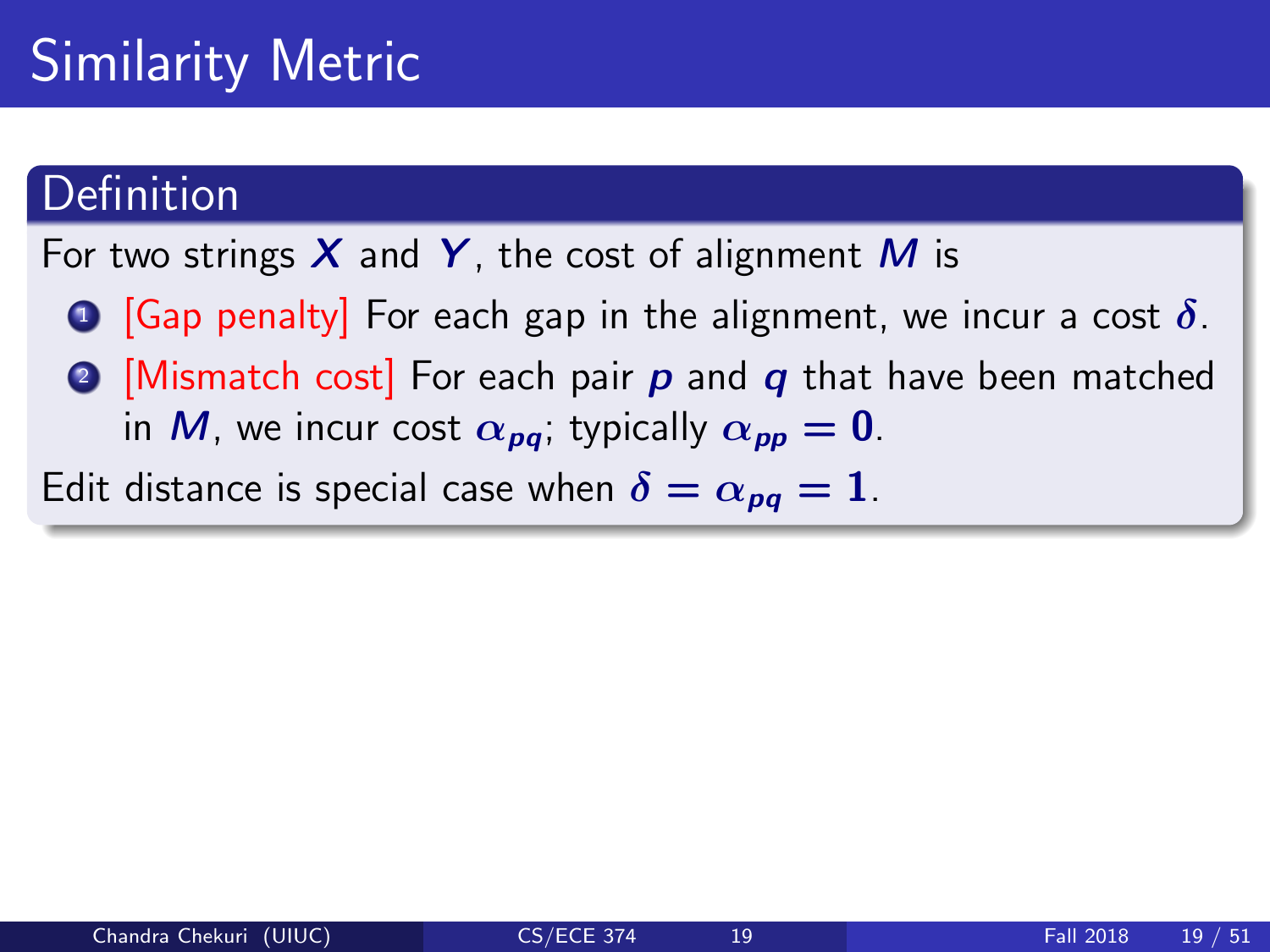# Similarity Metric

## Definition

For two strings $X$ and $Y$, the cost of alignment $M$ is

1. [Gap penalty] For each gap in the alignment, we incur a cost $\delta$.
2. [Mismatch cost] For each pair $p$ and $q$ that have been matched in $M$, we incur cost $\alpha_{pq}$; typically $\alpha_{pp} = 0$.

Edit distance is special case when $\delta = \alpha_{pq} = 1$.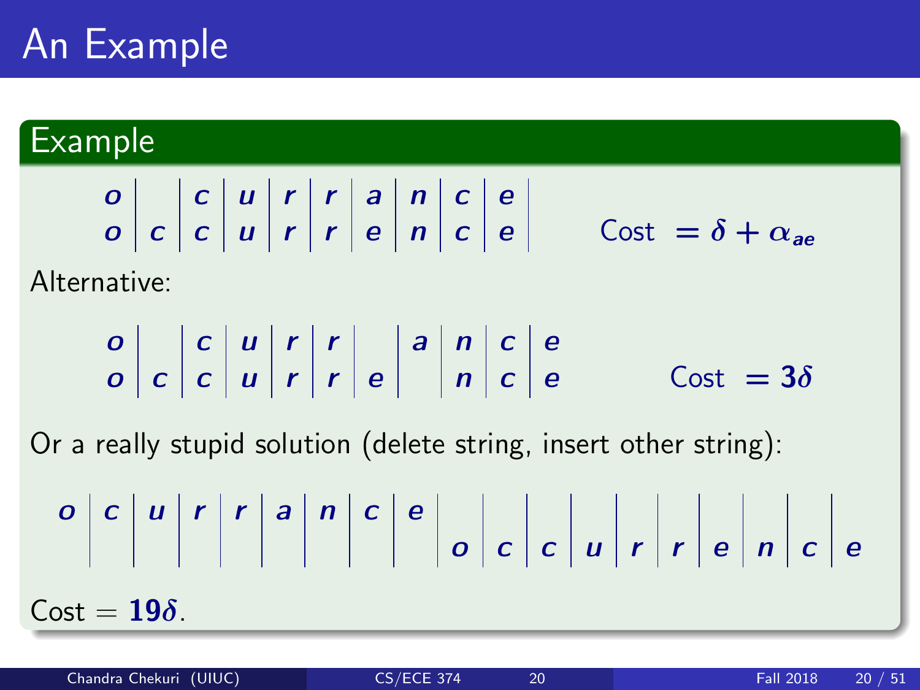# An Example

## Example

| o | | c | u | r | r | a | n | c | e |
|---|---|---|---|---|---|---|---|---|---|
| o | c | c | u | r | r | e | n | c | e |

Cost $= \delta + \alpha_{ae}$

Alternative:

| o | | c | u | r | r | | a | n | c | e |
|---|---|---|---|---|---|---|---|---|---|---|
| o | c | c | u | r | r | e | | n | c | e |

Cost $= 3\delta$

Or a really stupid solution (delete string, insert other string):

| o | c | u | r | r | a | n | c | e | | | | | | | | | | |
|---|---|---|---|---|---|---|---|---|---|---|---|---|---|---|---|---|---|---|
| | | | | | | | | | o | c | c | u | r | r | e | n | c | e |

Cost $= 19\delta$.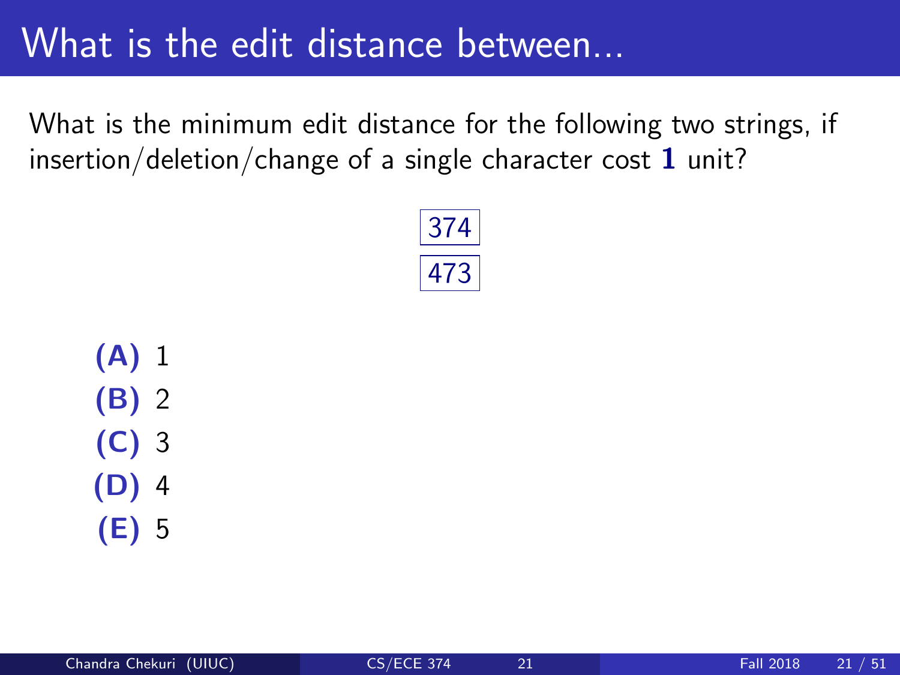# What is the edit distance between...

What is the minimum edit distance for the following two strings, if insertion/deletion/change of a single character cost **1** unit?

374

473

**(A)** 1
**(B)** 2
**(C)** 3
**(D)** 4
**(E)** 5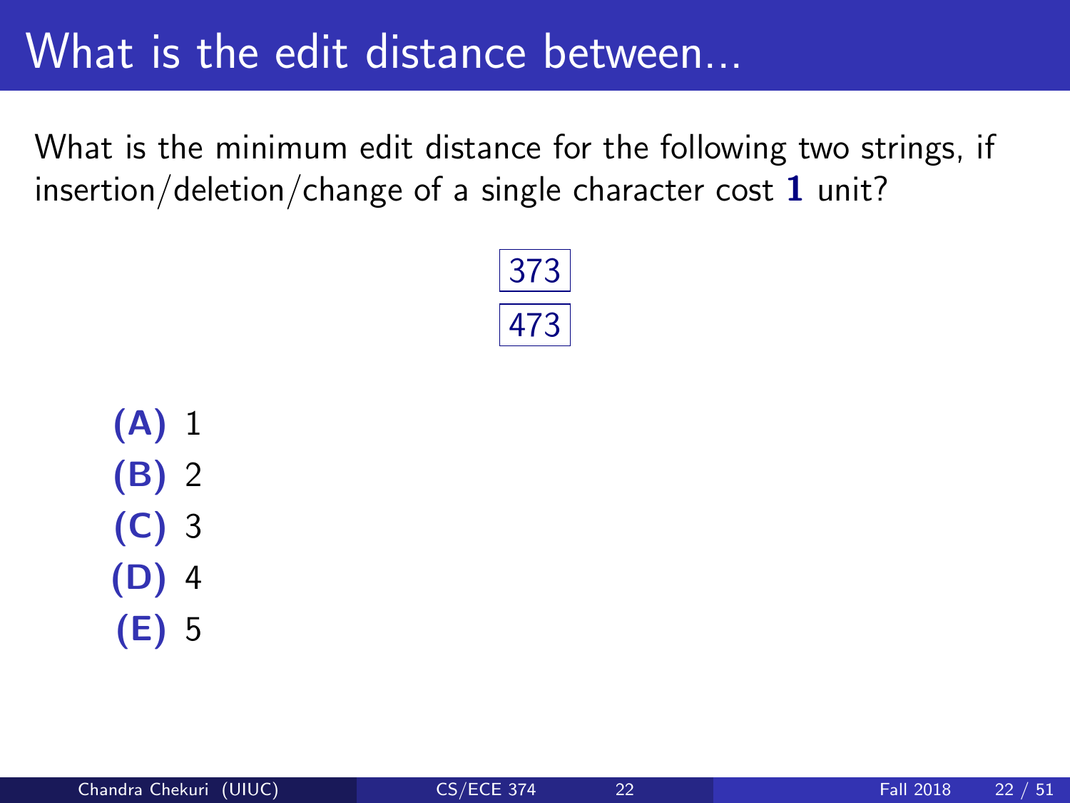# What is the edit distance between...

What is the minimum edit distance for the following two strings, if insertion/deletion/change of a single character cost **1** unit?

373

473

**(A)** 1
**(B)** 2
**(C)** 3
**(D)** 4
**(E)** 5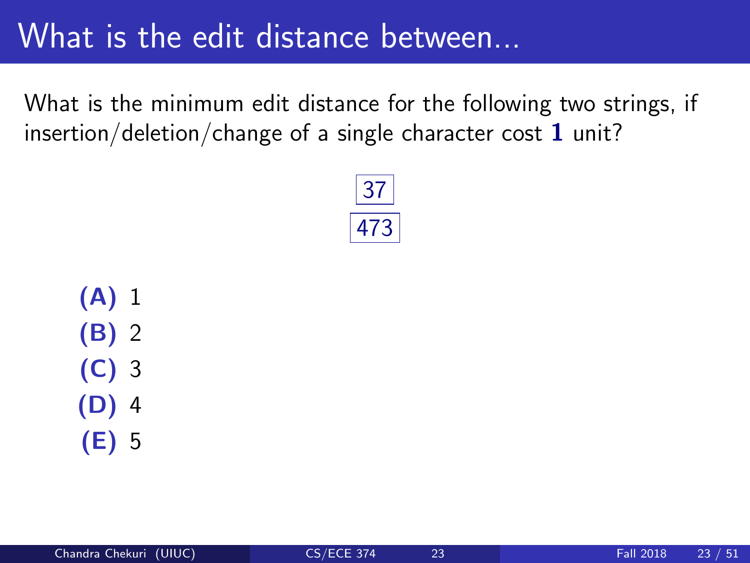# What is the edit distance between...

What is the minimum edit distance for the following two strings, if insertion/deletion/change of a single character cost **1** unit?

| 37 |
|---|

| 473 |
|---|

**(A)** 1

**(B)** 2

**(C)** 3

**(D)** 4

**(E)** 5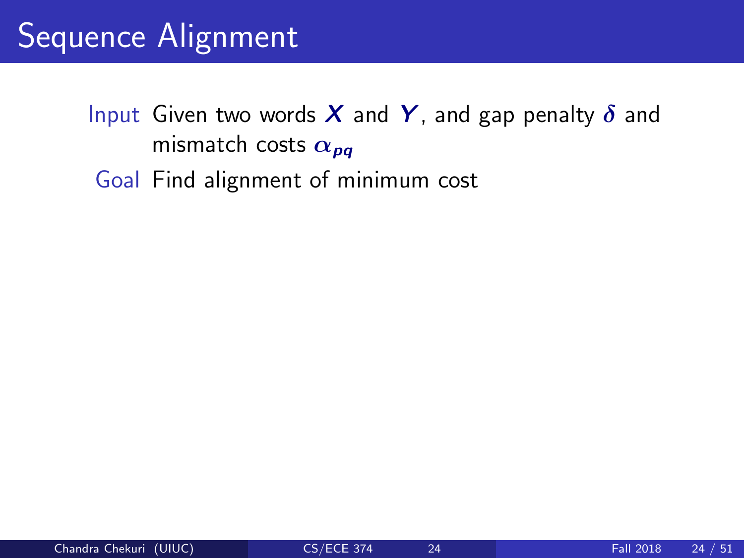# Sequence Alignment

**Input** Given two words $X$ and $Y$, and gap penalty $\delta$ and mismatch costs $\alpha_{pq}$

**Goal** Find alignment of minimum cost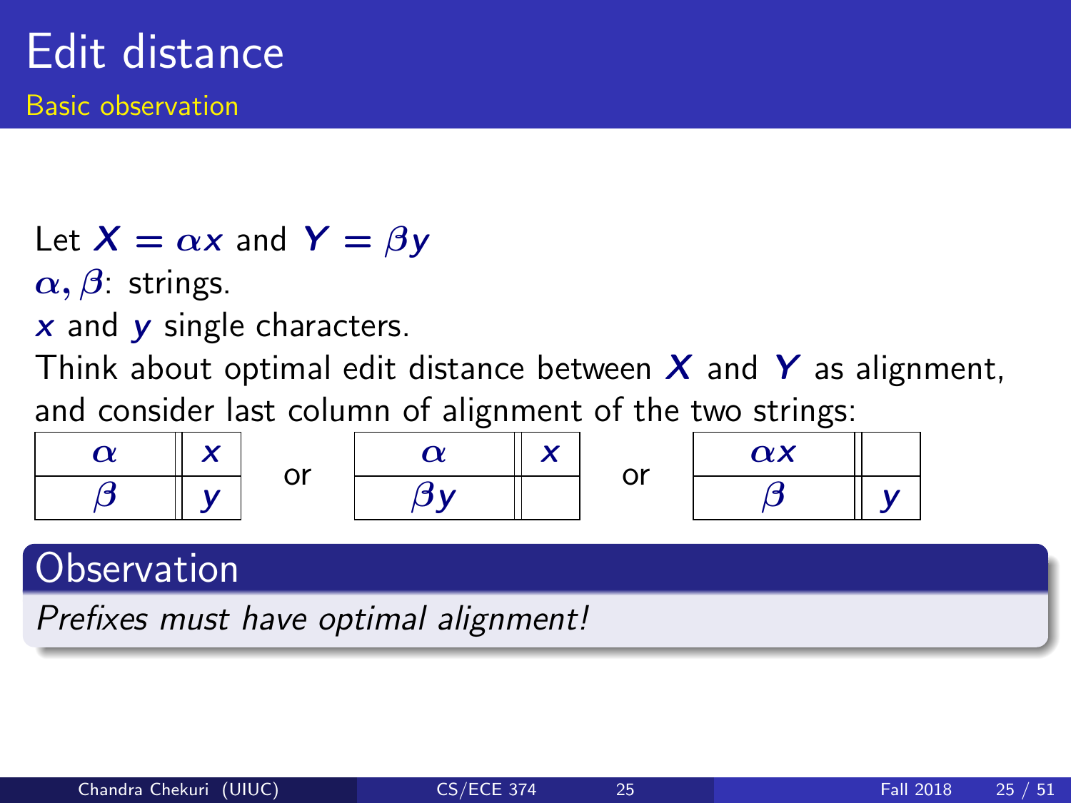# Edit distance

## Basic observation

Let $X = \alpha x$ and $Y = \beta y$

$\alpha, \beta$: strings.

$x$ and $y$ single characters.

Think about optimal edit distance between $X$ and $Y$ as alignment, and consider last column of alignment of the two strings:

| $\alpha$ | $x$ |
|---|---|
| $\beta$ | $y$ |

or

| $\alpha$ | $x$ |
|---|---|
| $\beta y$ | |

or

| $\alpha x$ | |
|---|---|
| $\beta$ | $y$ |

### Observation

*Prefixes must have optimal alignment!*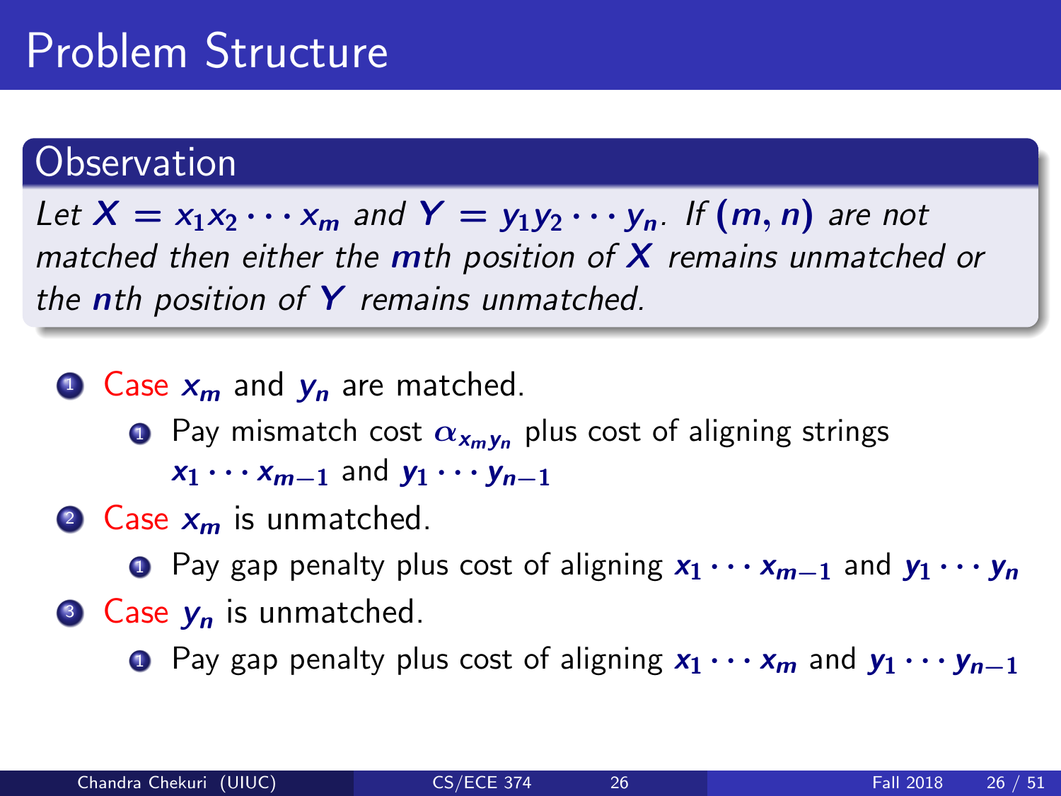# Problem Structure

## Observation

*Let $X = x_1 x_2 \cdots x_m$ and $Y = y_1 y_2 \cdots y_n$. If $(m, n)$ are not matched then either the $m$th position of $X$ remains unmatched or the $n$th position of $Y$ remains unmatched.*

1. Case $x_m$ and $y_n$ are matched.
   1. Pay mismatch cost $\alpha_{x_m y_n}$ plus cost of aligning strings $x_1 \cdots x_{m-1}$ and $y_1 \cdots y_{n-1}$
2. Case $x_m$ is unmatched.
   1. Pay gap penalty plus cost of aligning $x_1 \cdots x_{m-1}$ and $y_1 \cdots y_n$
3. Case $y_n$ is unmatched.
   1. Pay gap penalty plus cost of aligning $x_1 \cdots x_m$ and $y_1 \cdots y_{n-1}$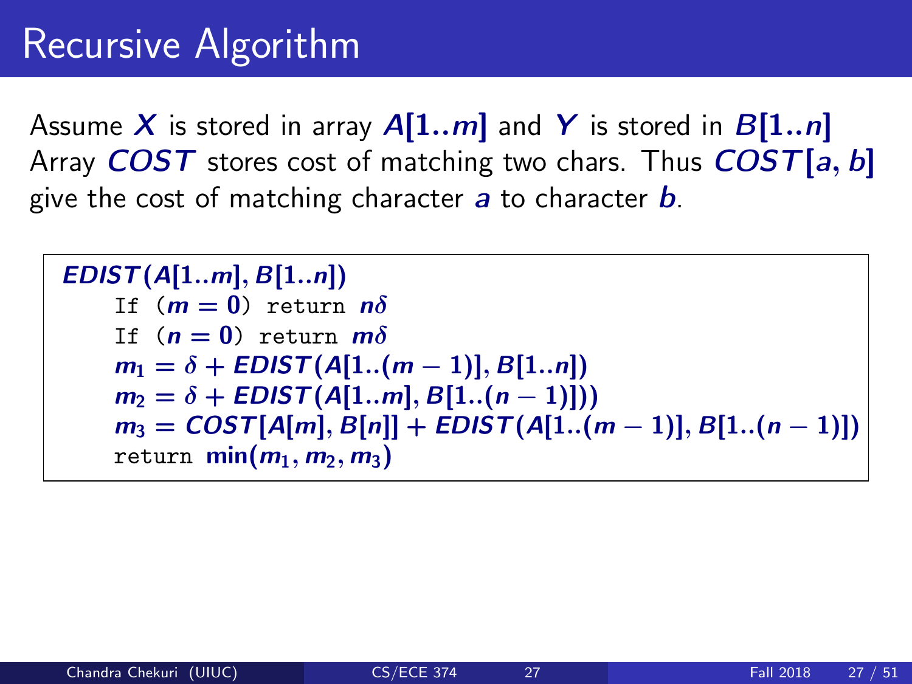# Recursive Algorithm

Assume $X$ is stored in array $A[1..m]$ and $Y$ is stored in $B[1..n]$
Array $COST$ stores cost of matching two chars. Thus $COST[a, b]$ give the cost of matching character $a$ to character $b$.

```
EDIST(A[1..m], B[1..n])
    If (m = 0) return nδ
    If (n = 0) return mδ
    m1 = δ + EDIST(A[1..(m − 1)], B[1..n])
    m2 = δ + EDIST(A[1..m], B[1..(n − 1)]))
    m3 = COST[A[m], B[n]] + EDIST(A[1..(m − 1)], B[1..(n − 1)])
    return min(m1, m2, m3)
```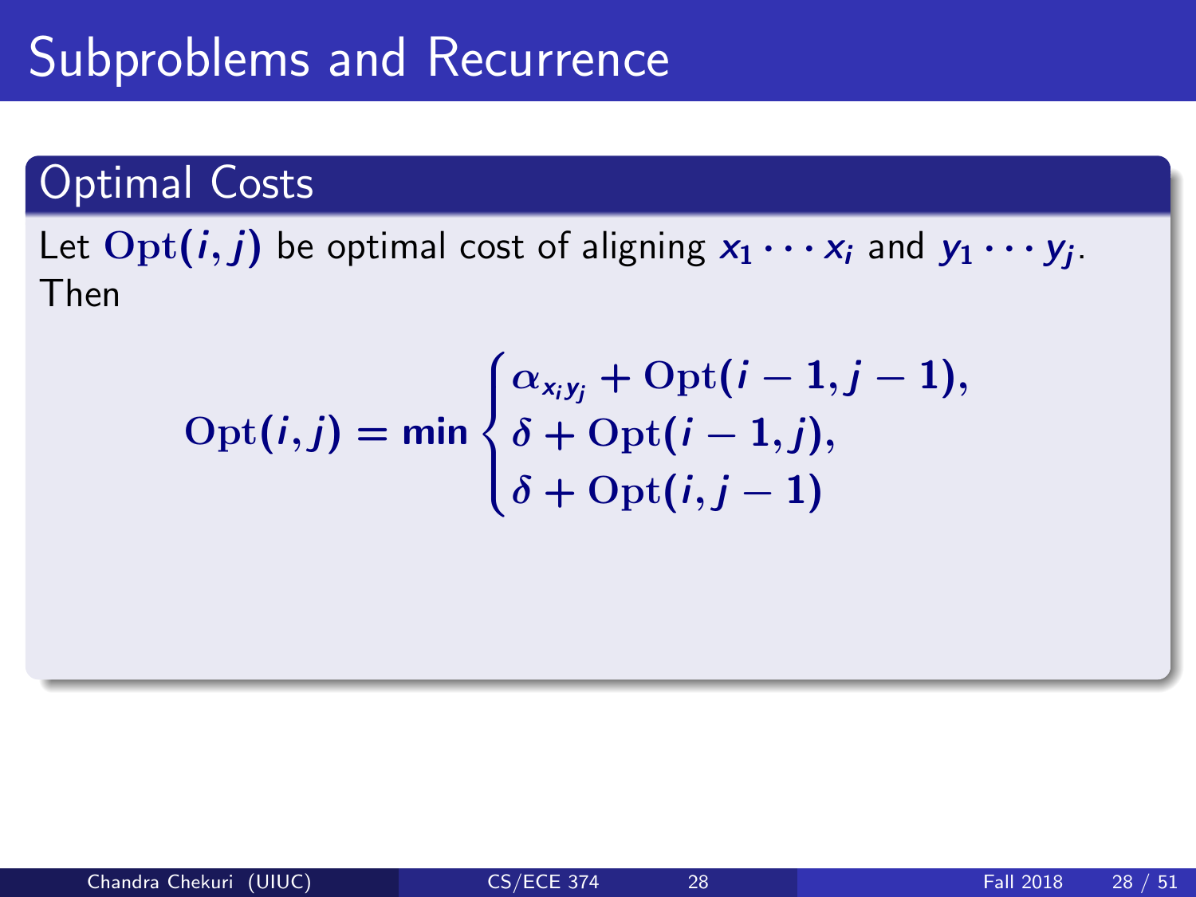# Subproblems and Recurrence

## Optimal Costs

Let $\text{Opt}(i, j)$ be optimal cost of aligning $x_1 \cdots x_i$ and $y_1 \cdots y_j$. Then

$$\text{Opt}(i, j) = \min \begin{cases} \alpha_{x_i y_j} + \text{Opt}(i-1, j-1), \\ \delta + \text{Opt}(i-1, j), \\ \delta + \text{Opt}(i, j-1) \end{cases}$$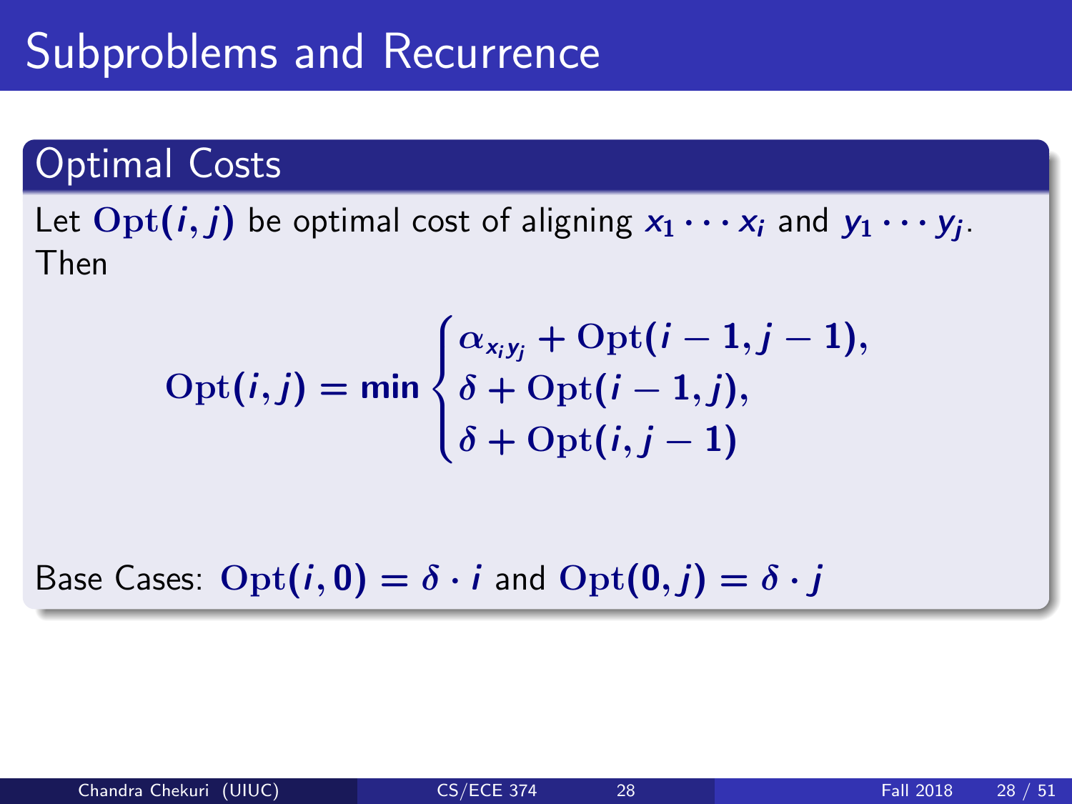# Subproblems and Recurrence

## Optimal Costs

Let $\mathrm{Opt}(i, j)$ be optimal cost of aligning $x_1 \cdots x_i$ and $y_1 \cdots y_j$. Then

$$\mathrm{Opt}(i, j) = \min \begin{cases} \alpha_{x_i y_j} + \mathrm{Opt}(i-1, j-1), \\ \delta + \mathrm{Opt}(i-1, j), \\ \delta + \mathrm{Opt}(i, j-1) \end{cases}$$

Base Cases: $\mathrm{Opt}(i, 0) = \delta \cdot i$ and $\mathrm{Opt}(0, j) = \delta \cdot j$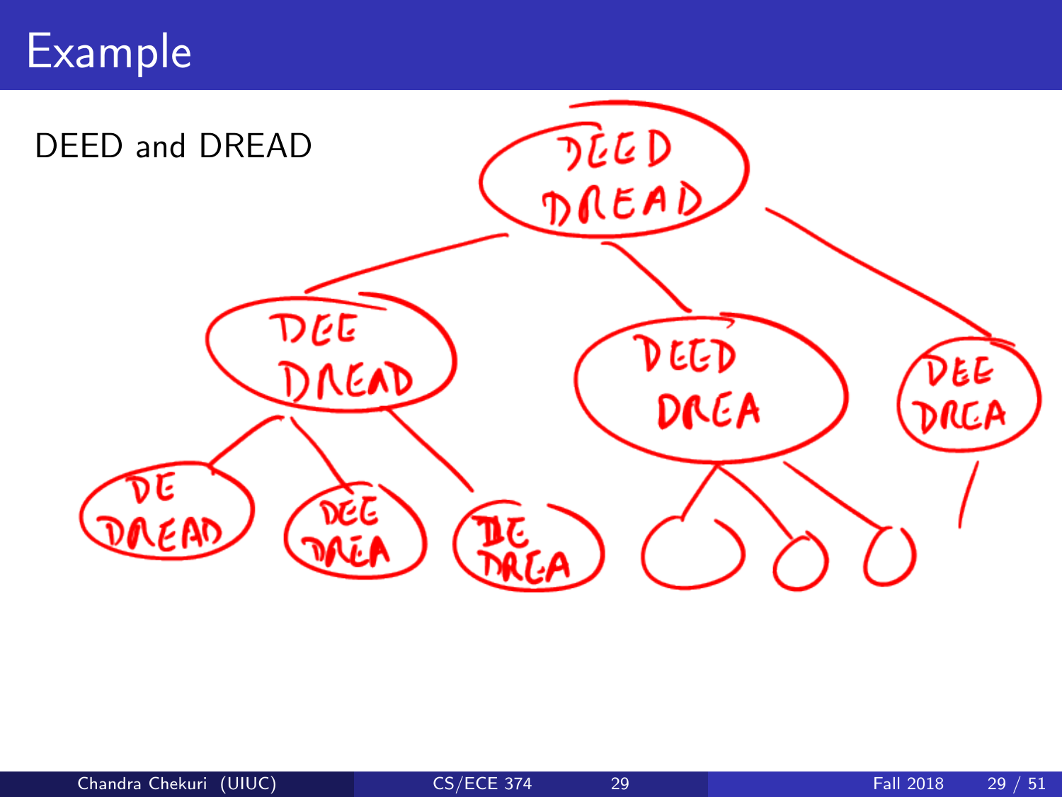# Example

DEED and DREAD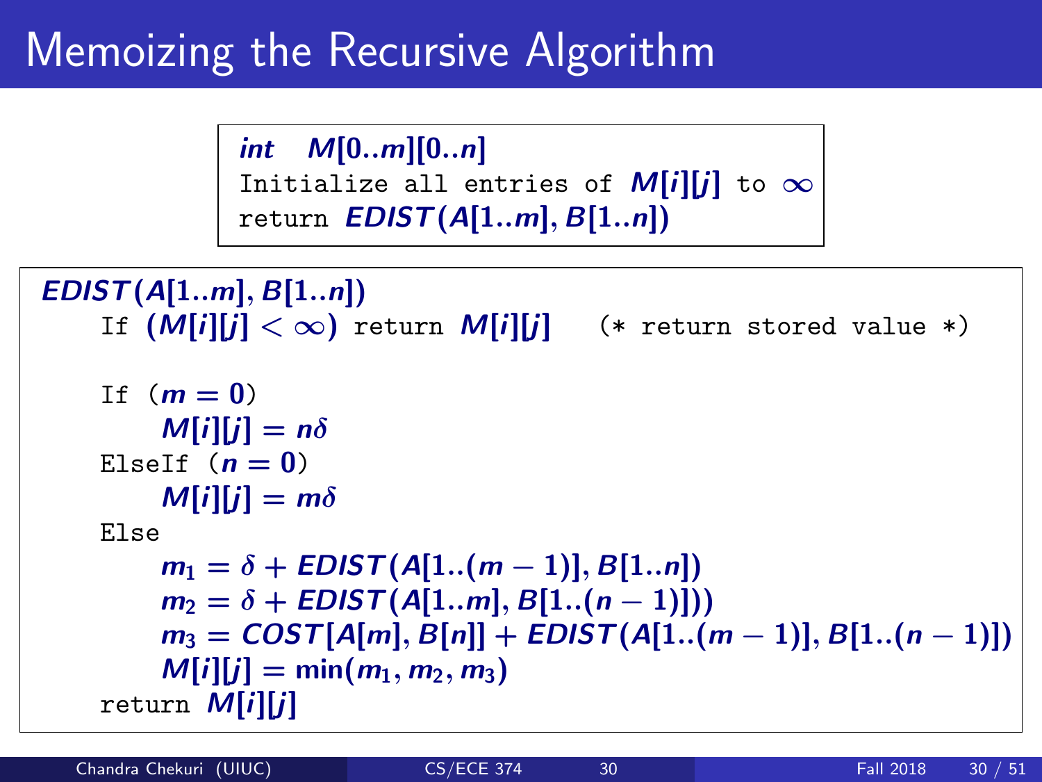# Memoizing the Recursive Algorithm

```
int  M[0..m][0..n]
Initialize all entries of M[i][j] to ∞
return EDIST(A[1..m], B[1..n])
```

```
EDIST(A[1..m], B[1..n])
    If (M[i][j] < ∞) return M[i][j]    (* return stored value *)

    If (m = 0)
        M[i][j] = nδ
    ElseIf (n = 0)
        M[i][j] = mδ
    Else
        m1 = δ + EDIST(A[1..(m − 1)], B[1..n])
        m2 = δ + EDIST(A[1..m], B[1..(n − 1)]))
        m3 = COST[A[m], B[n]] + EDIST(A[1..(m − 1)], B[1..(n − 1)])
        M[i][j] = min(m1, m2, m3)
    return M[i][j]
```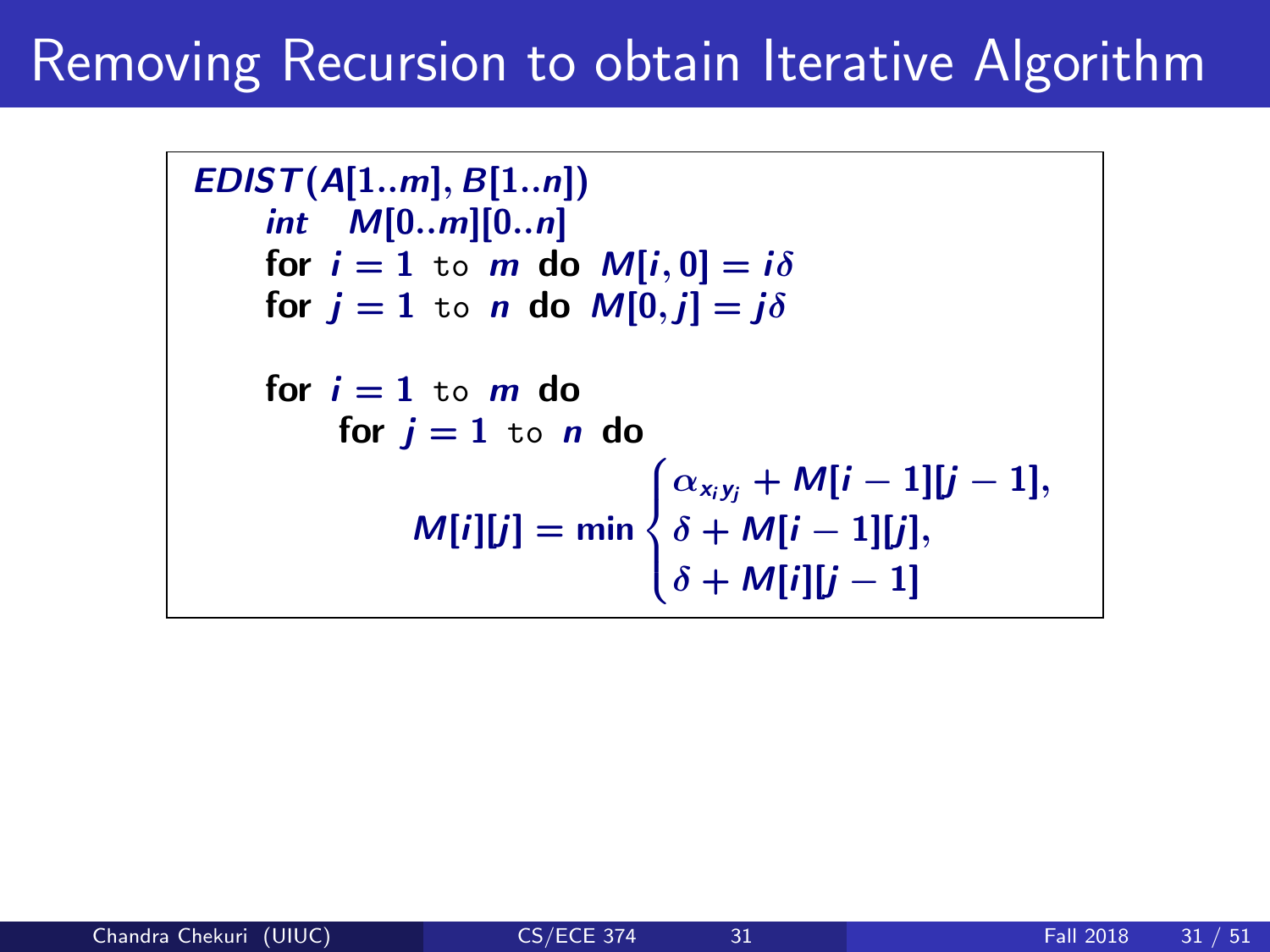# Removing Recursion to obtain Iterative Algorithm

```
EDIST(A[1..m], B[1..n])
    int  M[0..m][0..n]
    for i = 1 to m do M[i, 0] = iδ
    for j = 1 to n do M[0, j] = jδ

    for i = 1 to m do
        for j = 1 to n do
```

$$M[i][j] = \min \begin{cases} \alpha_{x_i y_j} + M[i-1][j-1], \\ \delta + M[i-1][j], \\ \delta + M[i][j-1] \end{cases}$$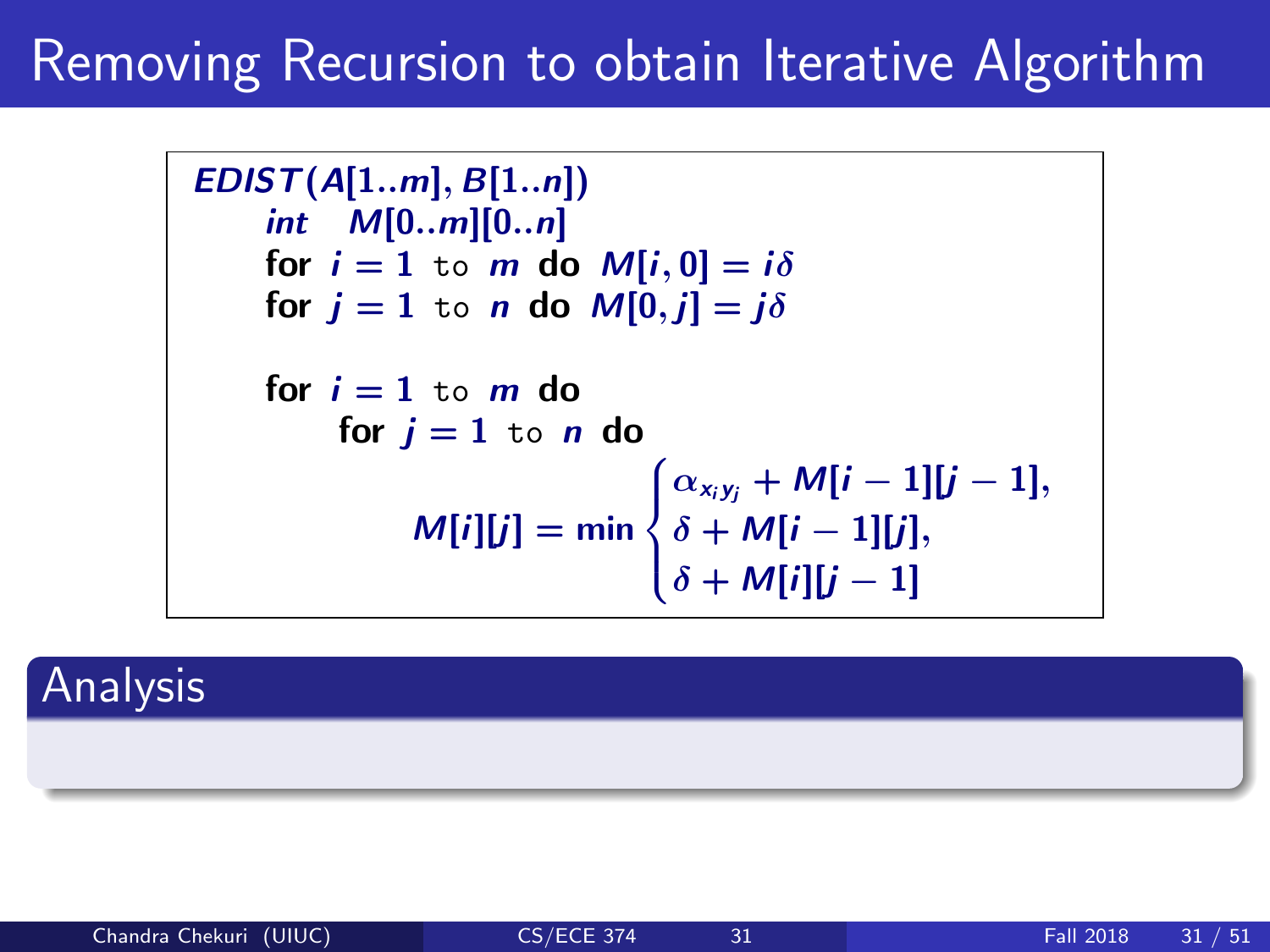# Removing Recursion to obtain Iterative Algorithm

```
EDIST(A[1..m], B[1..n])
    int  M[0..m][0..n]
    for i = 1 to m do  M[i, 0] = iδ
    for j = 1 to n do  M[0, j] = jδ

    for i = 1 to m do
        for j = 1 to n do
```

$$M[i][j] = \min \begin{cases} \alpha_{x_i y_j} + M[i-1][j-1], \\ \delta + M[i-1][j], \\ \delta + M[i][j-1] \end{cases}$$

## Analysis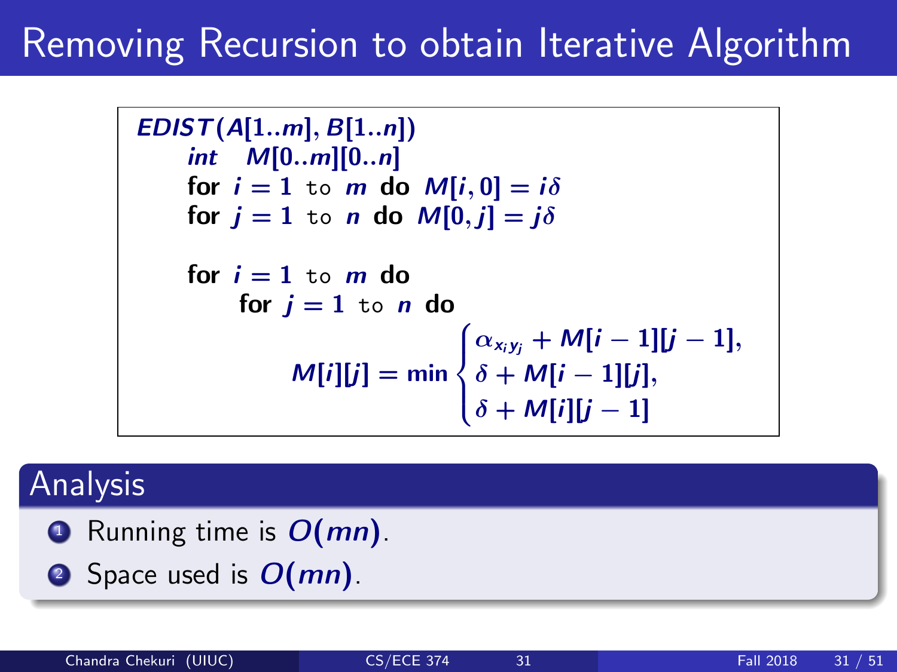# Removing Recursion to obtain Iterative Algorithm

```
EDIST(A[1..m], B[1..n])
    int  M[0..m][0..n]
    for i = 1 to m do M[i, 0] = iδ
    for j = 1 to n do M[0, j] = jδ

    for i = 1 to m do
        for j = 1 to n do
```

$$M[i][j] = \min \begin{cases} \alpha_{x_i y_j} + M[i-1][j-1], \\ \delta + M[i-1][j], \\ \delta + M[i][j-1] \end{cases}$$

## Analysis

1. Running time is $O(mn)$.
2. Space used is $O(mn)$.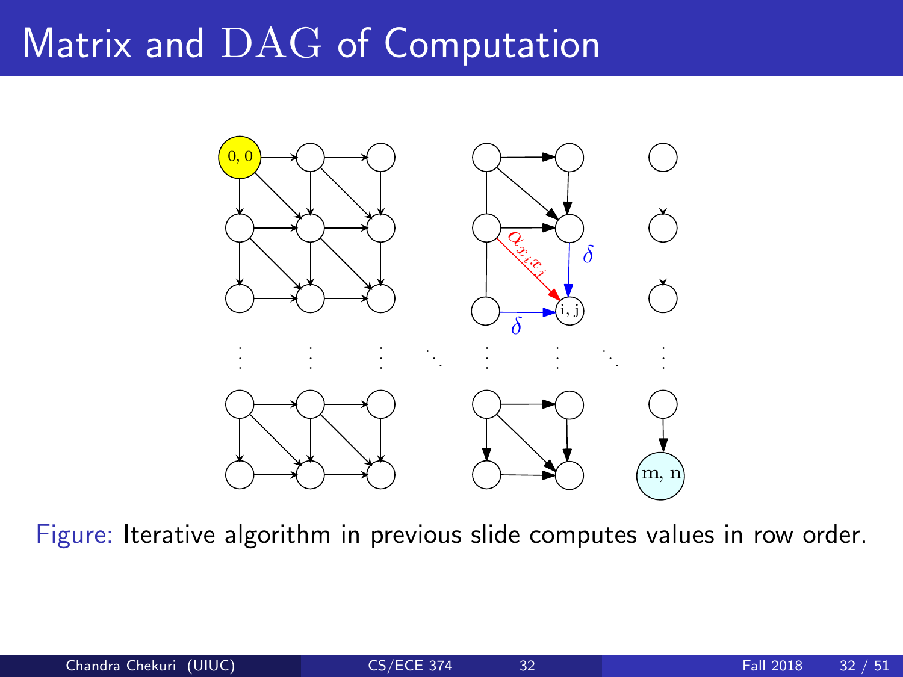# Matrix and DAG of Computation

Figure: Iterative algorithm in previous slide computes values in row order.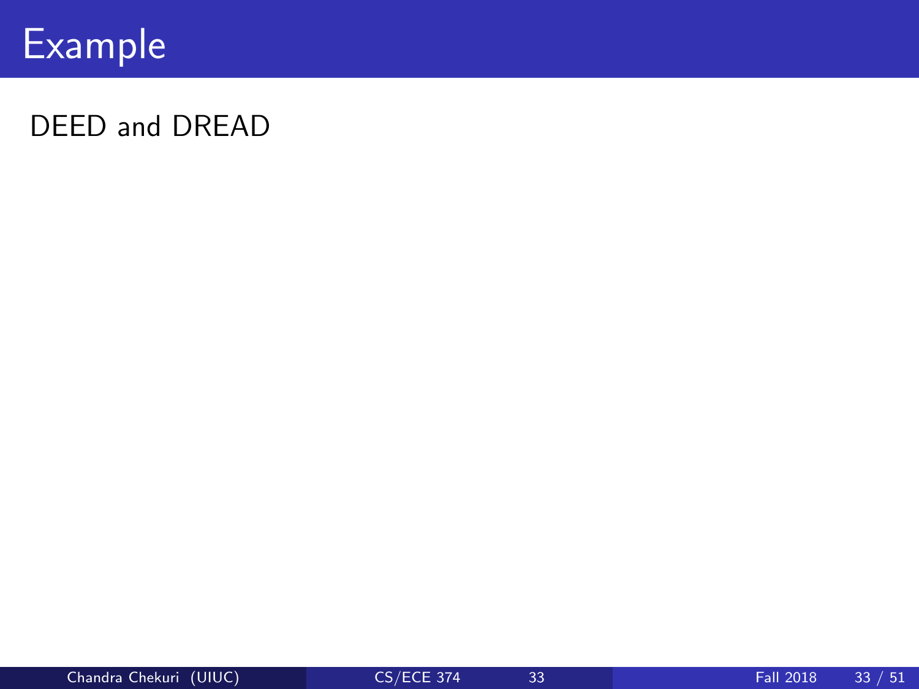# Example

DEED and DREAD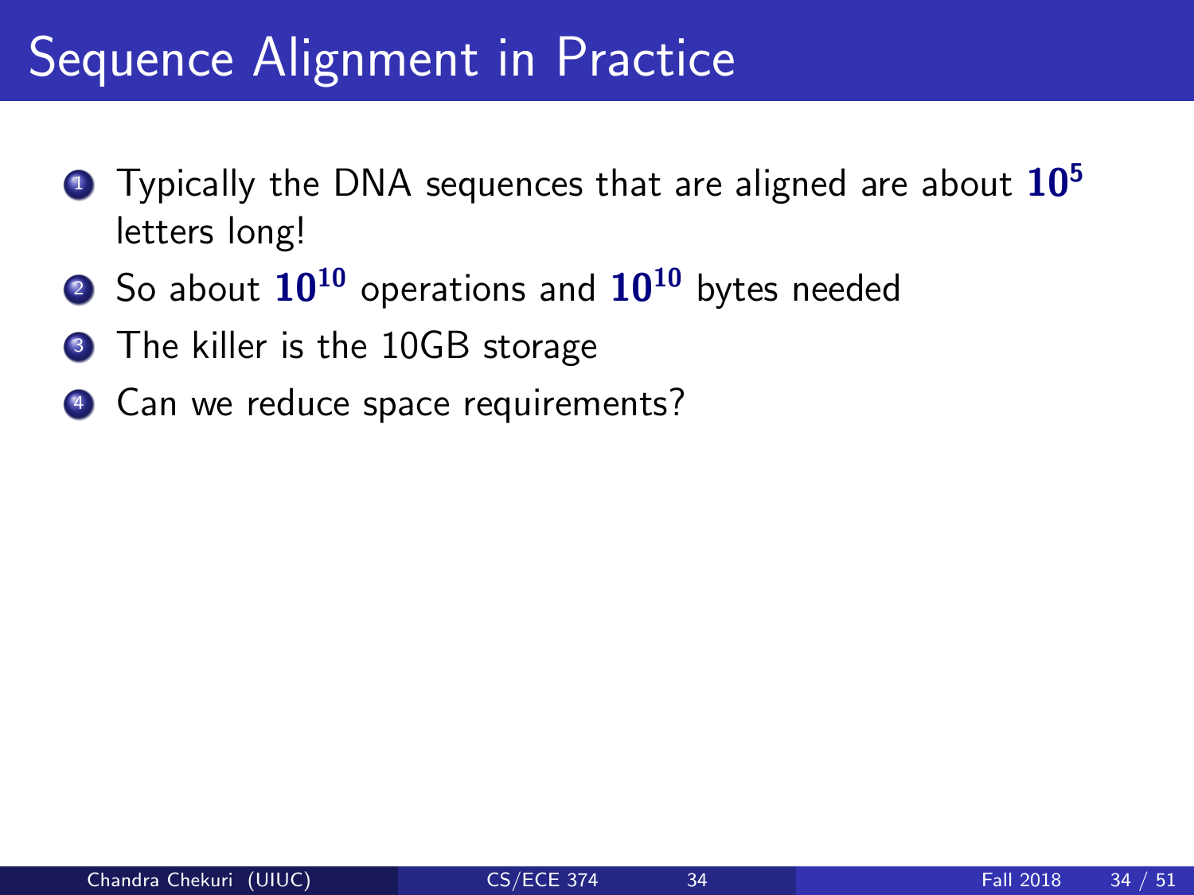# Sequence Alignment in Practice

1. Typically the DNA sequences that are aligned are about $10^5$ letters long!
2. So about $10^{10}$ operations and $10^{10}$ bytes needed
3. The killer is the 10GB storage
4. Can we reduce space requirements?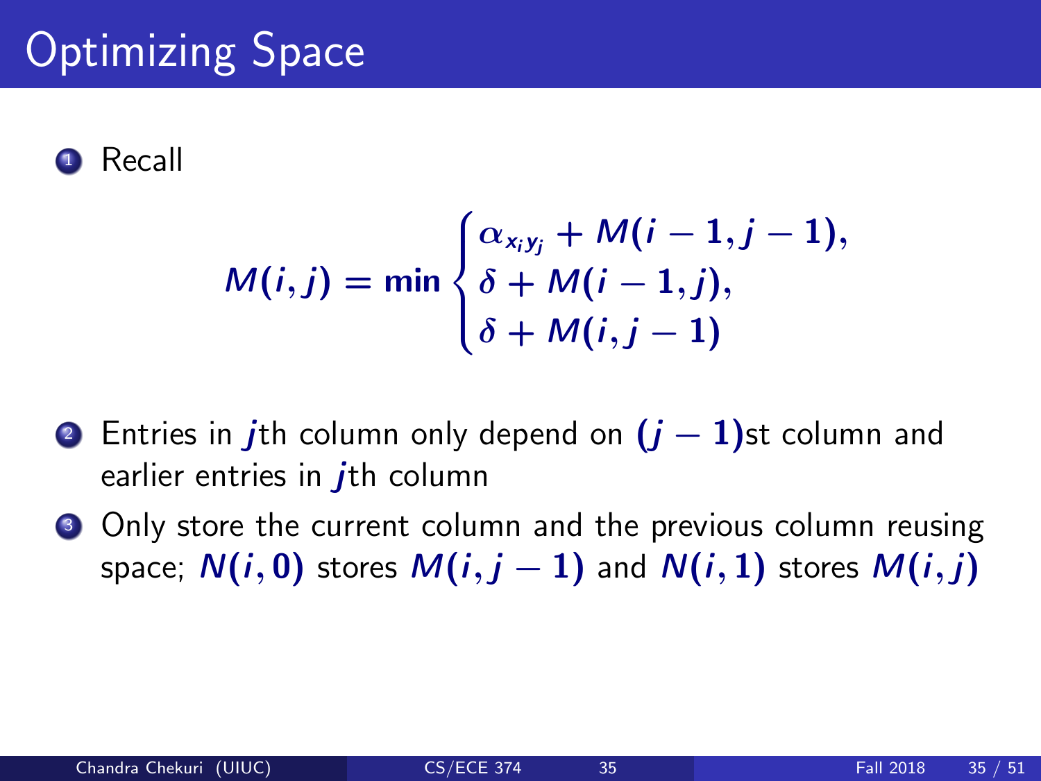# Optimizing Space

1. Recall

$$M(i,j) = \min \begin{cases} \alpha_{x_i y_j} + M(i-1, j-1), \\ \delta + M(i-1, j), \\ \delta + M(i, j-1) \end{cases}$$

2. Entries in $j$th column only depend on $(j-1)$st column and earlier entries in $j$th column

3. Only store the current column and the previous column reusing space; $N(i,0)$ stores $M(i, j-1)$ and $N(i,1)$ stores $M(i,j)$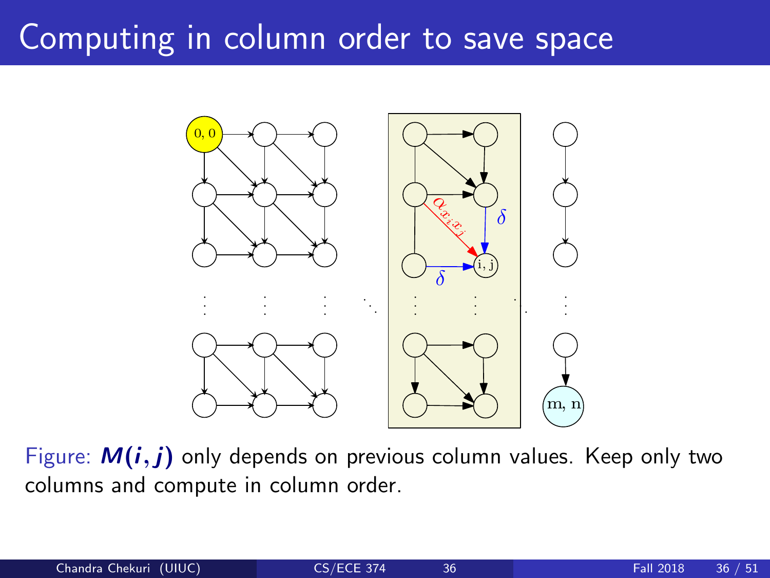# Computing in column order to save space

Figure: $M(i, j)$ only depends on previous column values. Keep only two columns and compute in column order.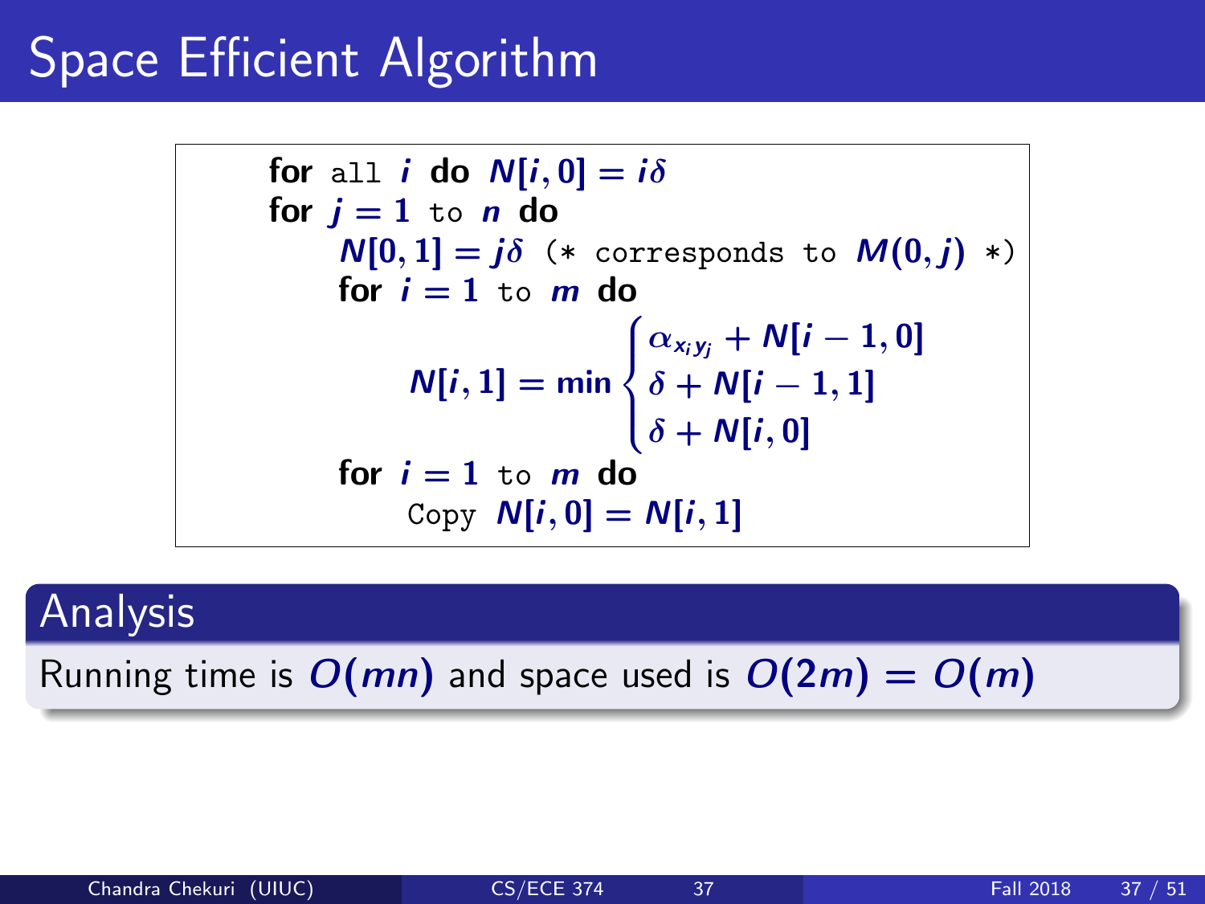# Space Efficient Algorithm

```
for all i do N[i,0] = iδ
for j = 1 to n do
    N[0,1] = jδ (* corresponds to M(0,j) *)
    for i = 1 to m do
        N[i,1] = min { α_{x_i y_j} + N[i−1,0]
                     { δ + N[i−1,1]
                     { δ + N[i,0]
    for i = 1 to m do
        Copy N[i,0] = N[i,1]
```

where

$$N[i,1] = \min \begin{cases} \alpha_{x_i y_j} + N[i-1,0] \\ \delta + N[i-1,1] \\ \delta + N[i,0] \end{cases}$$

## Analysis

Running time is $O(mn)$ and space used is $O(2m) = O(m)$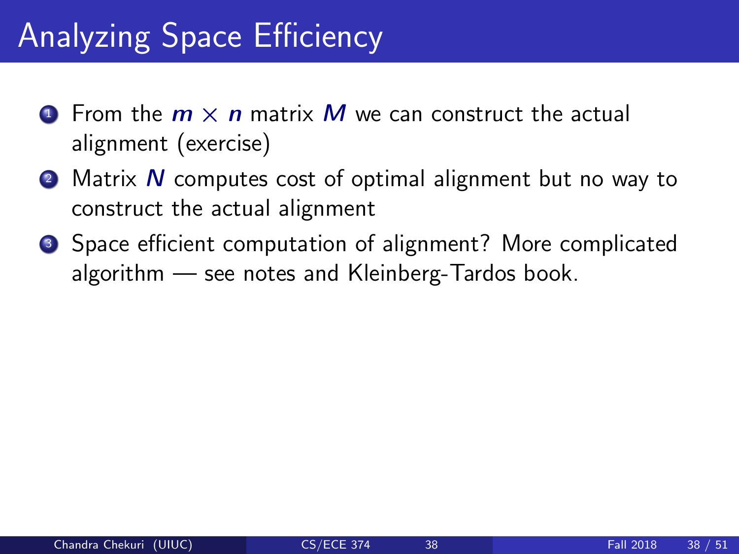# Analyzing Space Efficiency

1. From the $m \times n$ matrix $M$ we can construct the actual alignment (exercise)
2. Matrix $N$ computes cost of optimal alignment but no way to construct the actual alignment
3. Space efficient computation of alignment? More complicated algorithm — see notes and Kleinberg-Tardos book.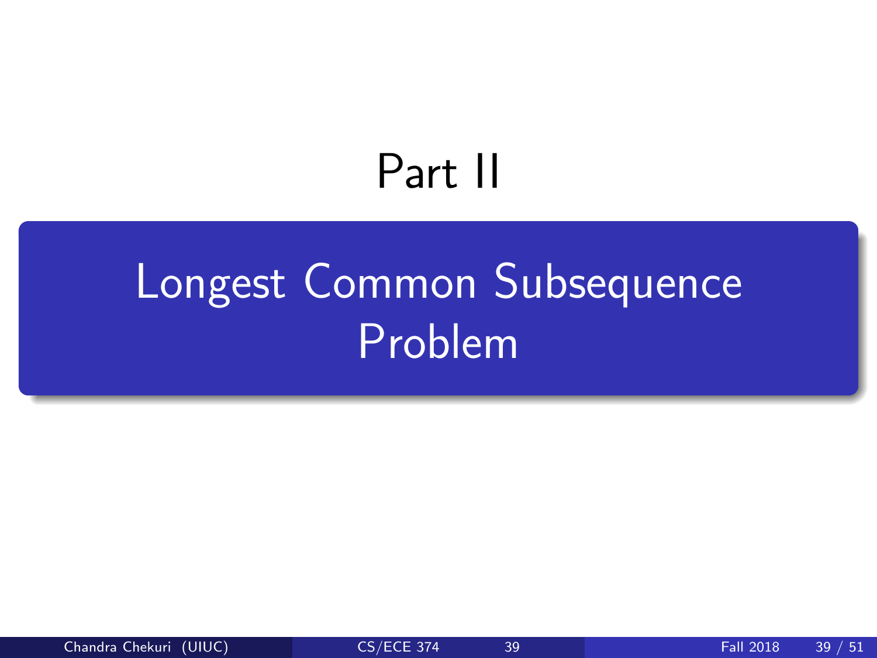# Part II

## Longest Common Subsequence Problem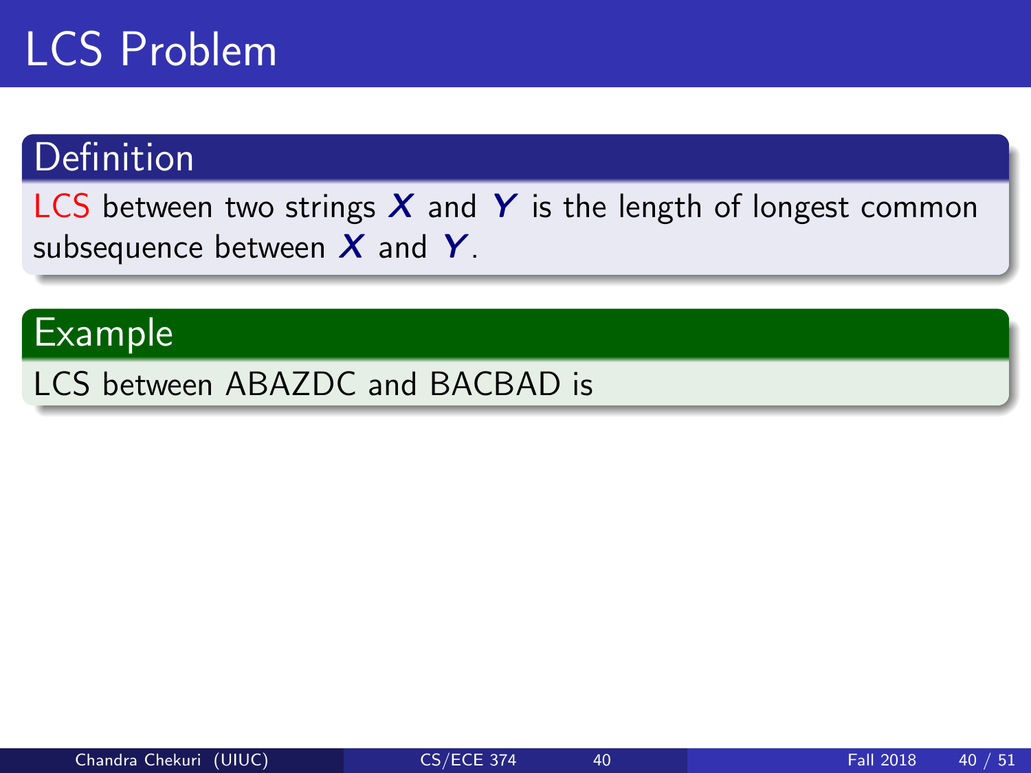# LCS Problem

## Definition

LCS between two strings $X$ and $Y$ is the length of longest common subsequence between $X$ and $Y$.

## Example

LCS between ABAZDC and BACBAD is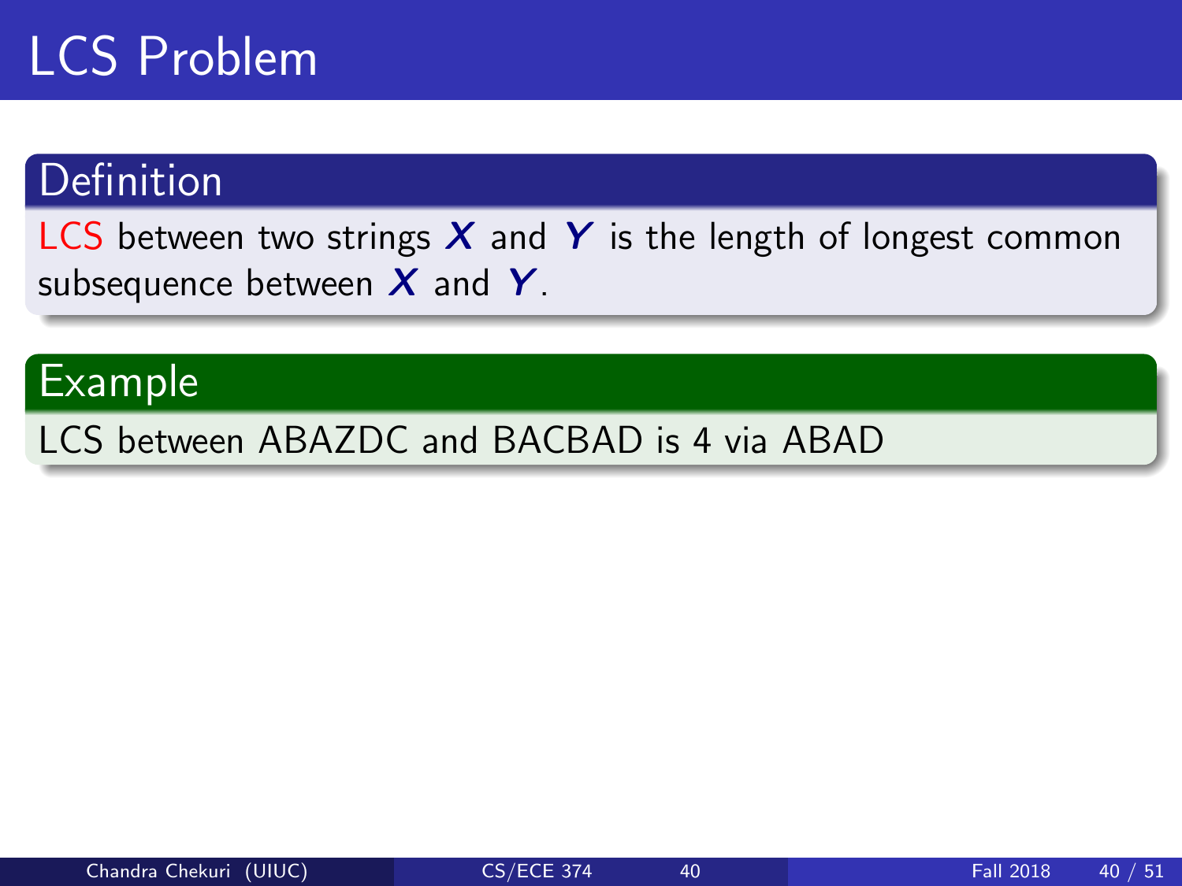# LCS Problem

## Definition

LCS between two strings $X$ and $Y$ is the length of longest common subsequence between $X$ and $Y$.

## Example

LCS between ABAZDC and BACBAD is 4 via ABAD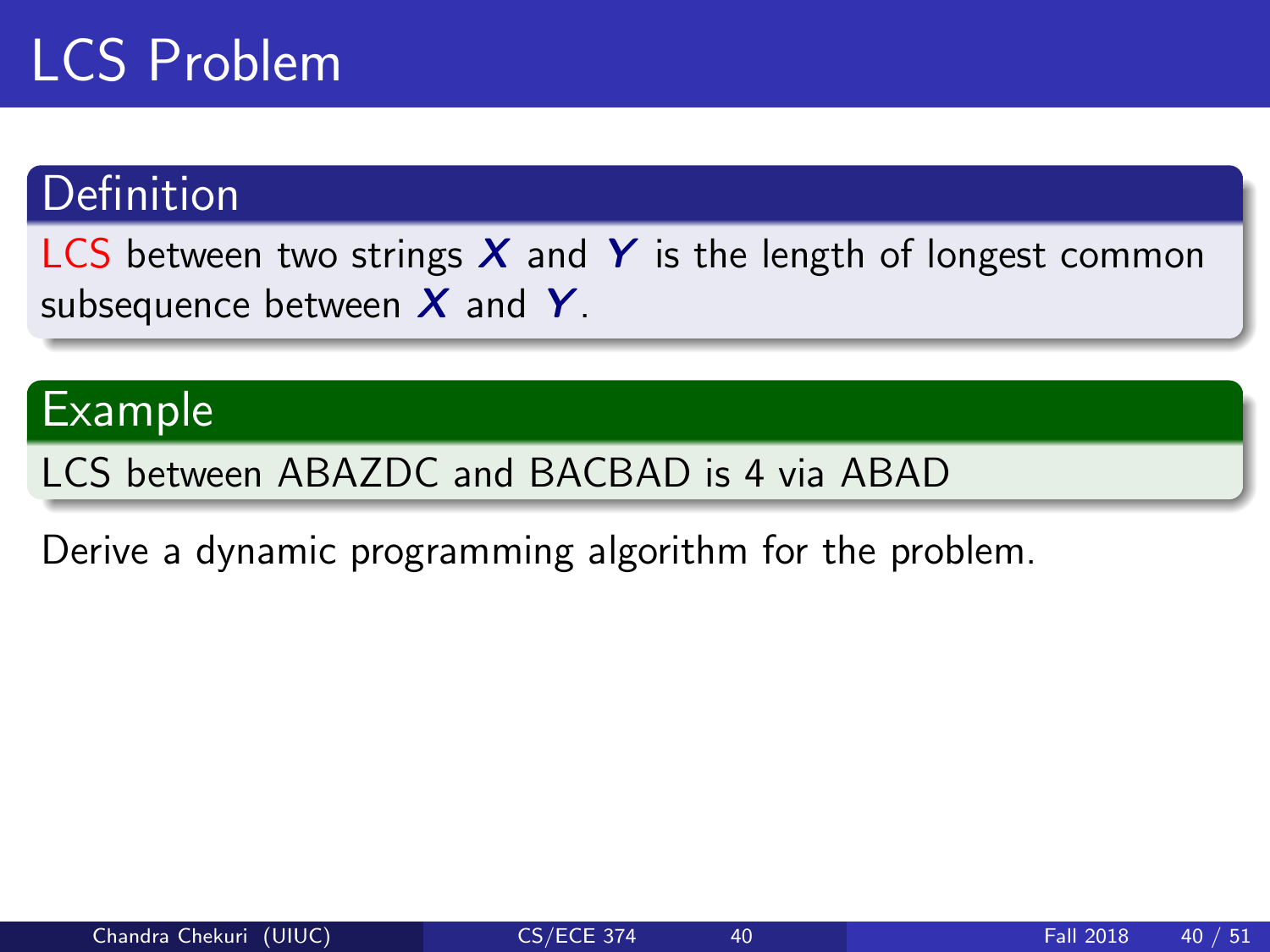# LCS Problem

## Definition

LCS between two strings $X$ and $Y$ is the length of longest common subsequence between $X$ and $Y$.

## Example

LCS between ABAZDC and BACBAD is 4 via ABAD

Derive a dynamic programming algorithm for the problem.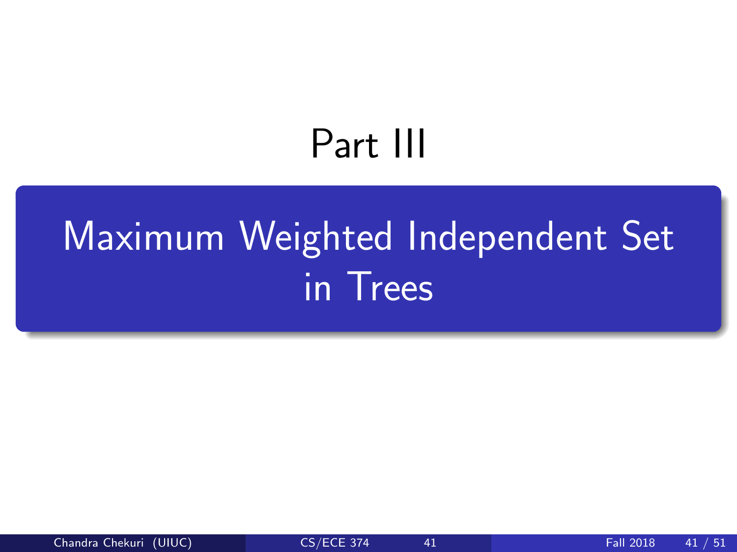# Part III

## Maximum Weighted Independent Set in Trees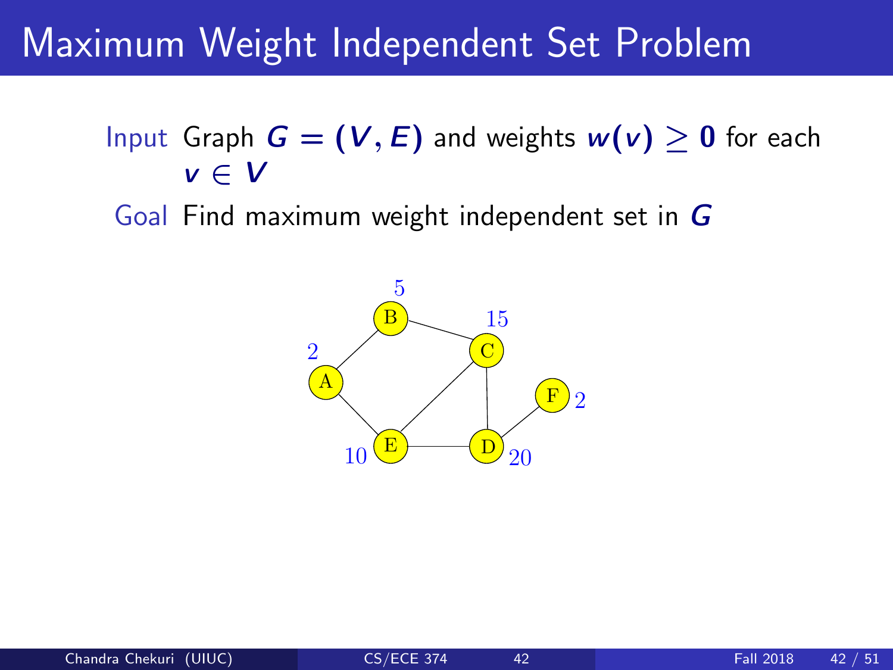# Maximum Weight Independent Set Problem

**Input** Graph $G = (V, E)$ and weights $w(v) \geq 0$ for each $v \in V$

**Goal** Find maximum weight independent set in $G$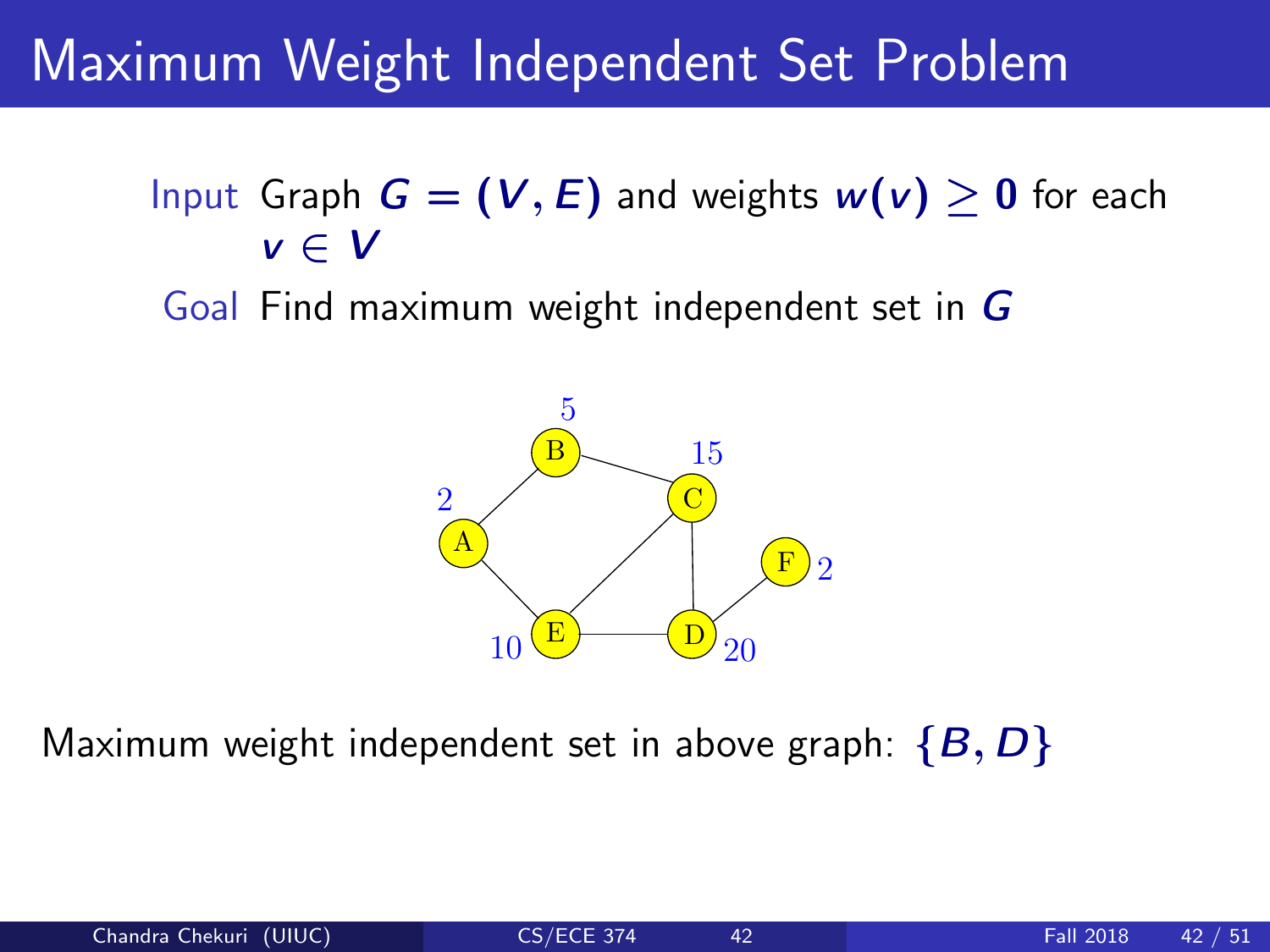# Maximum Weight Independent Set Problem

**Input** Graph $G = (V, E)$ and weights $w(v) \geq 0$ for each $v \in V$

**Goal** Find maximum weight independent set in $G$

Maximum weight independent set in above graph: $\{B, D\}$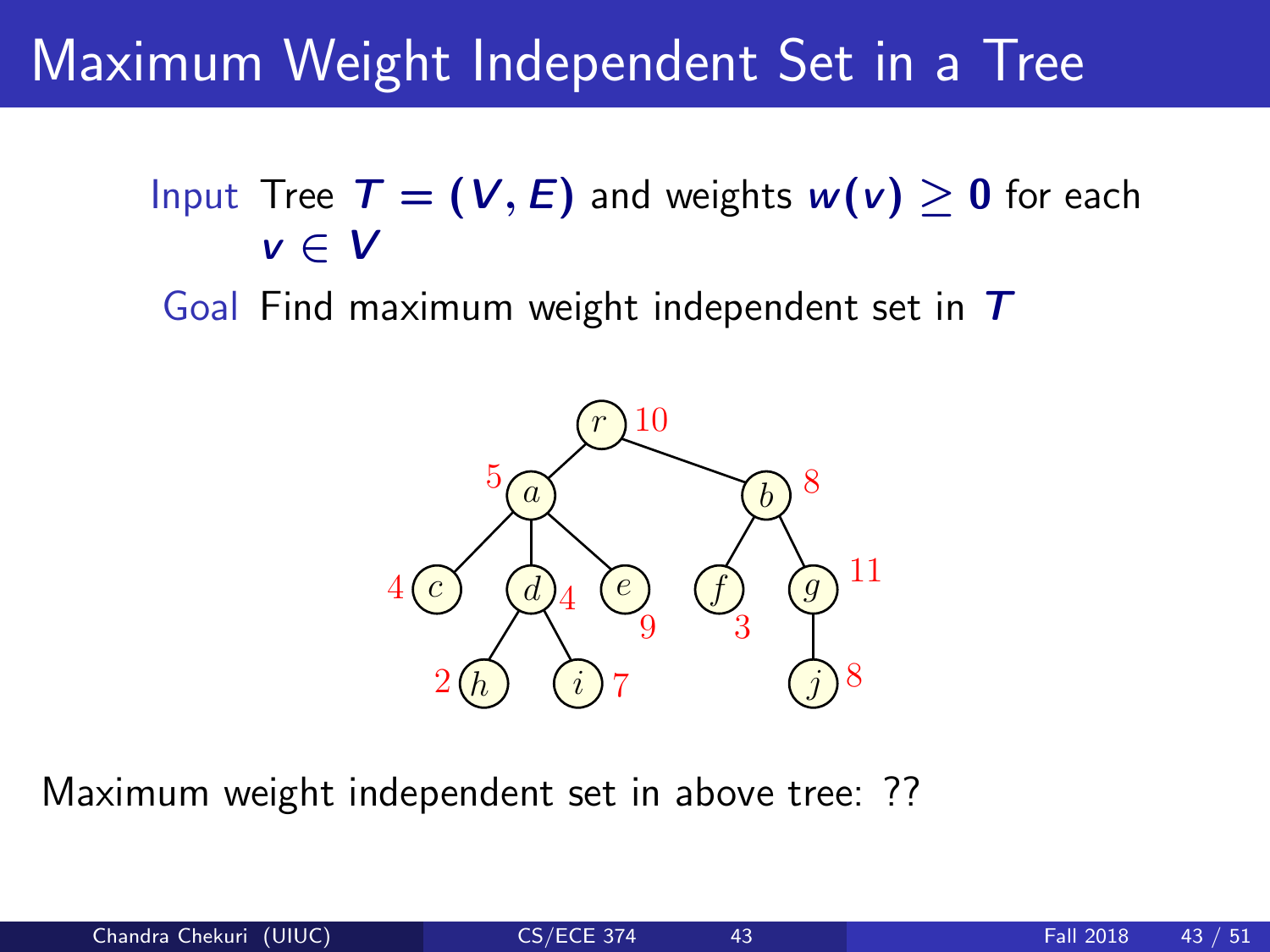# Maximum Weight Independent Set in a Tree

**Input** Tree $T = (V, E)$ and weights $w(v) \geq 0$ for each $v \in V$

**Goal** Find maximum weight independent set in $T$

Maximum weight independent set in above tree: ??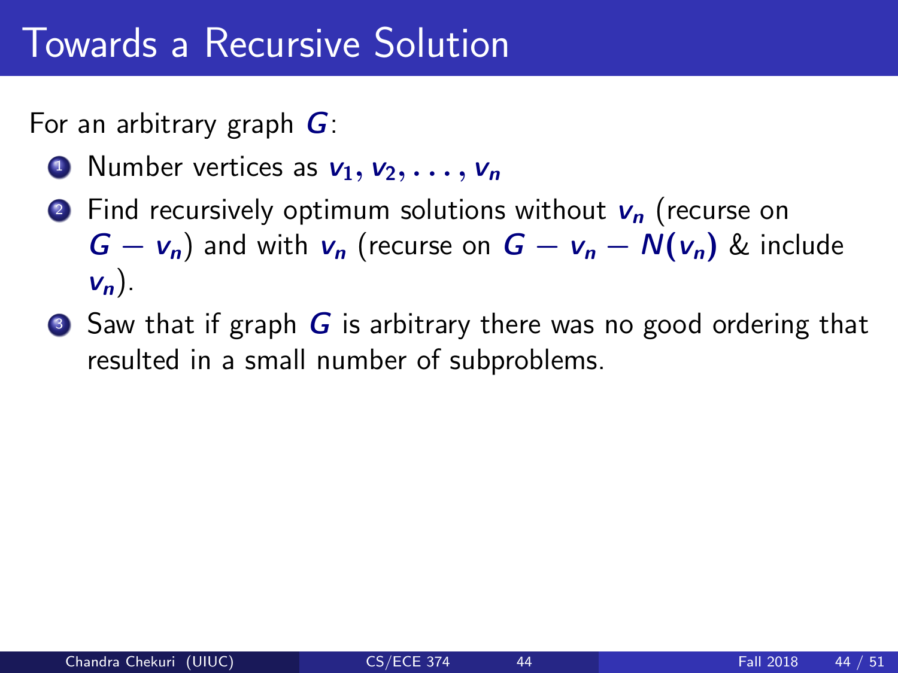# Towards a Recursive Solution

For an arbitrary graph $G$:

1. Number vertices as $v_1, v_2, \ldots, v_n$
2. Find recursively optimum solutions without $v_n$ (recurse on $G - v_n$) and with $v_n$ (recurse on $G - v_n - N(v_n)$ & include $v_n$).
3. Saw that if graph $G$ is arbitrary there was no good ordering that resulted in a small number of subproblems.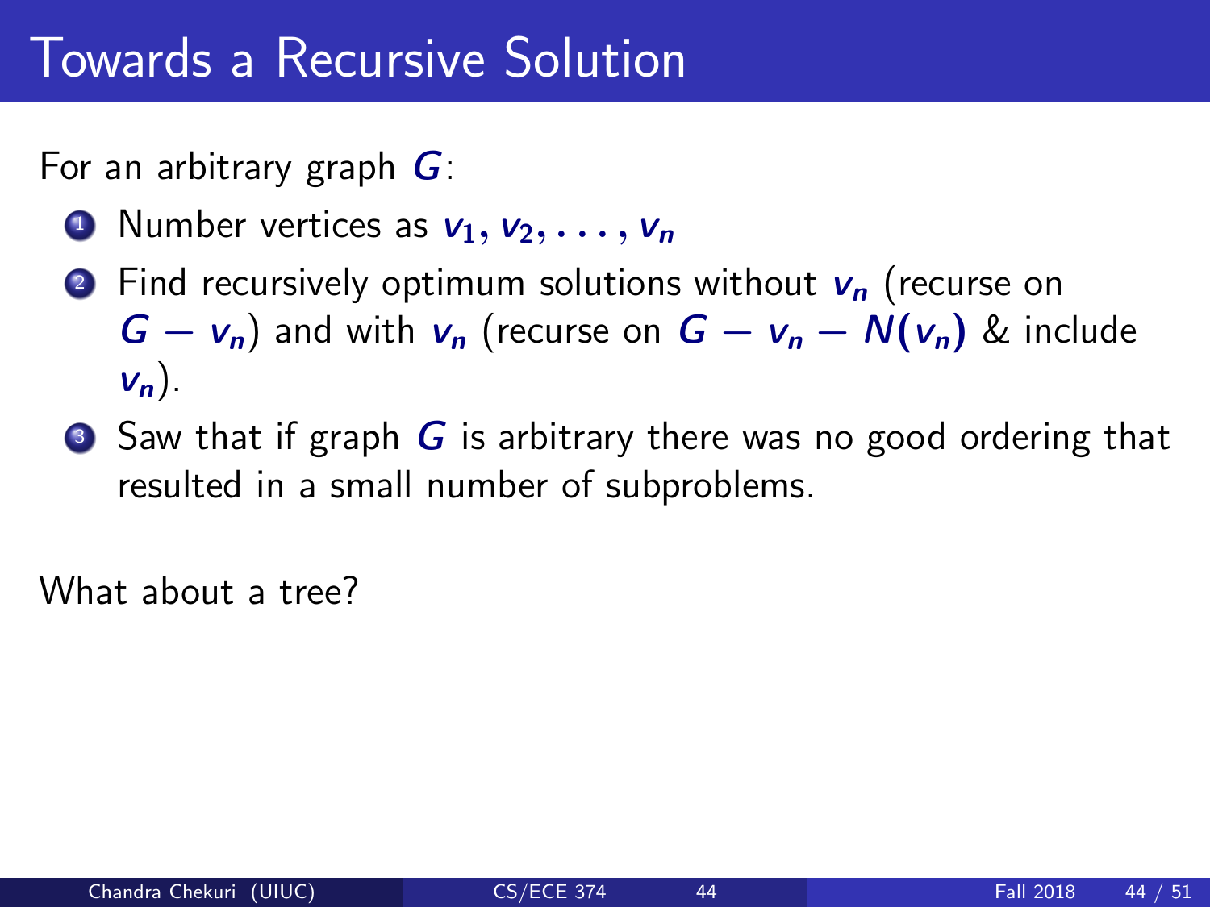# Towards a Recursive Solution

For an arbitrary graph $G$:

1. Number vertices as $v_1, v_2, \ldots, v_n$
2. Find recursively optimum solutions without $v_n$ (recurse on $G - v_n$) and with $v_n$ (recurse on $G - v_n - N(v_n)$ & include $v_n$).
3. Saw that if graph $G$ is arbitrary there was no good ordering that resulted in a small number of subproblems.

What about a tree?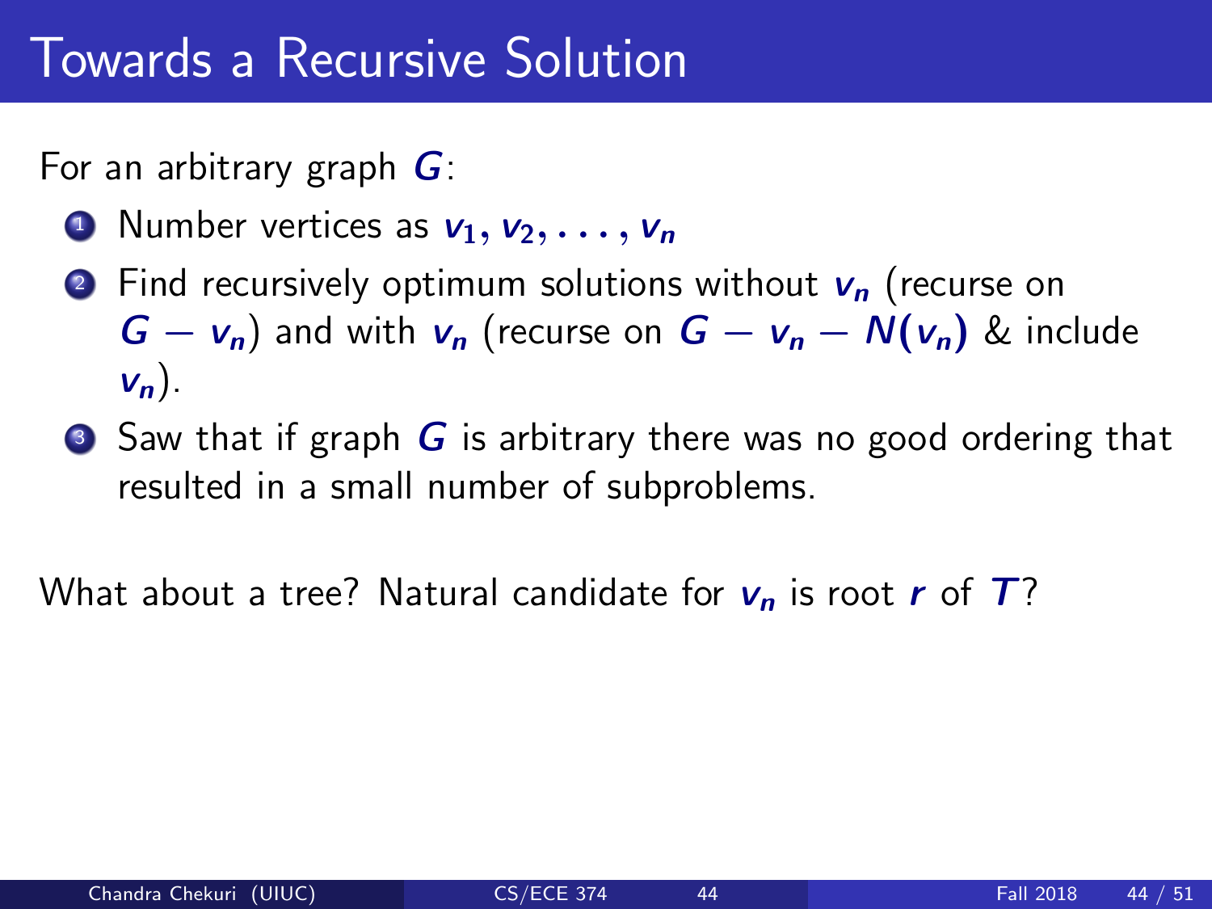# Towards a Recursive Solution

For an arbitrary graph $G$:

1. Number vertices as $v_1, v_2, \ldots, v_n$
2. Find recursively optimum solutions without $v_n$ (recurse on $G - v_n$) and with $v_n$ (recurse on $G - v_n - N(v_n)$ & include $v_n$).
3. Saw that if graph $G$ is arbitrary there was no good ordering that resulted in a small number of subproblems.

What about a tree? Natural candidate for $v_n$ is root $r$ of $T$?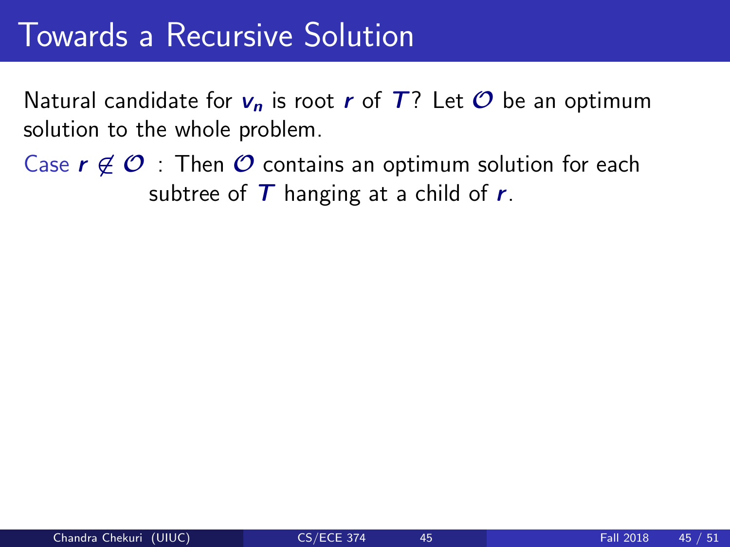# Towards a Recursive Solution

Natural candidate for $v_n$ is root $r$ of $T$? Let $\mathcal{O}$ be an optimum solution to the whole problem.

Case $r \notin \mathcal{O}$ : Then $\mathcal{O}$ contains an optimum solution for each subtree of $T$ hanging at a child of $r$.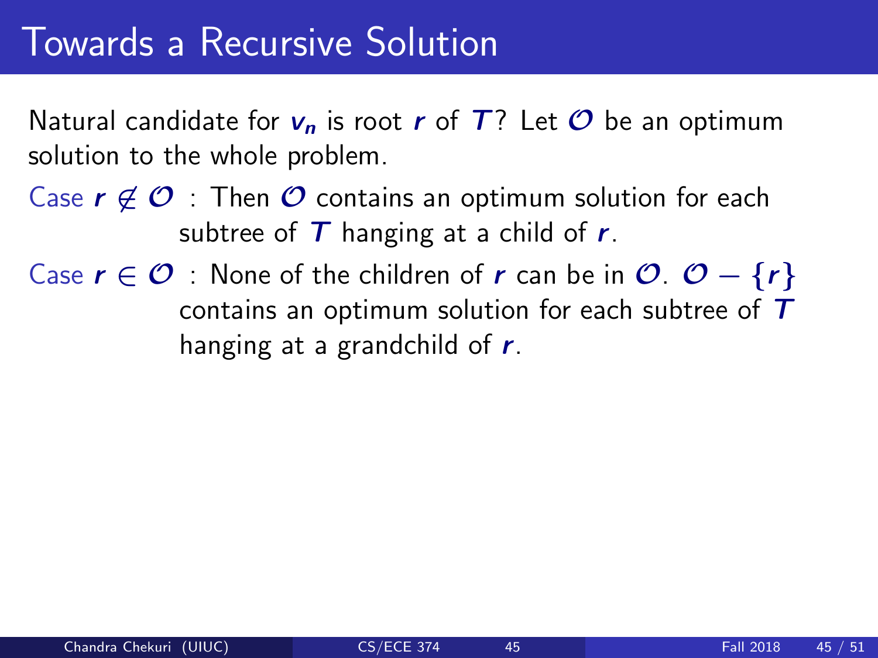# Towards a Recursive Solution

Natural candidate for $v_n$ is root $r$ of $T$? Let $\mathcal{O}$ be an optimum solution to the whole problem.

Case $r \notin \mathcal{O}$ : Then $\mathcal{O}$ contains an optimum solution for each subtree of $T$ hanging at a child of $r$.

Case $r \in \mathcal{O}$ : None of the children of $r$ can be in $\mathcal{O}$. $\mathcal{O} - \{r\}$ contains an optimum solution for each subtree of $T$ hanging at a grandchild of $r$.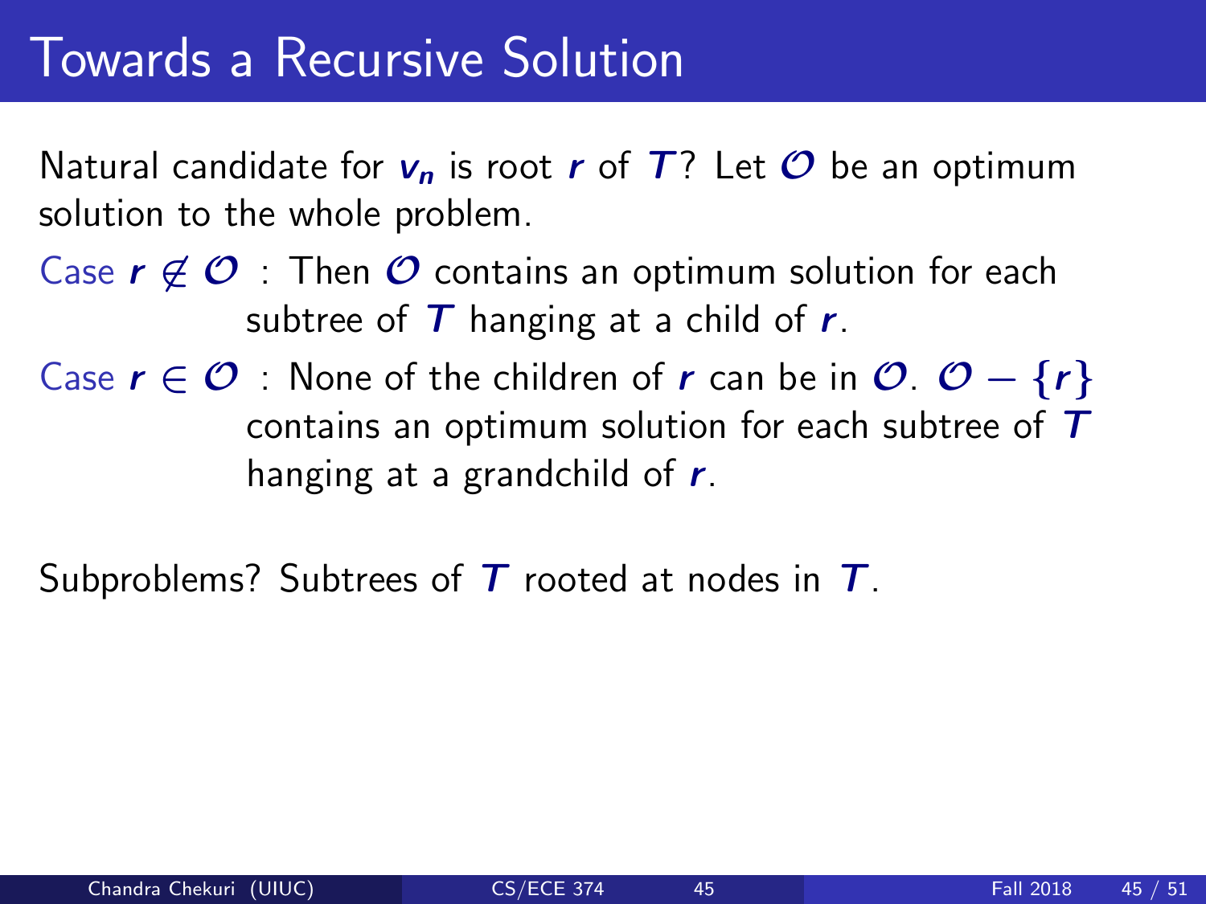# Towards a Recursive Solution

Natural candidate for $v_n$ is root $r$ of $T$? Let $\mathcal{O}$ be an optimum solution to the whole problem.

Case $r \notin \mathcal{O}$ : Then $\mathcal{O}$ contains an optimum solution for each subtree of $T$ hanging at a child of $r$.

Case $r \in \mathcal{O}$ : None of the children of $r$ can be in $\mathcal{O}$. $\mathcal{O} - \{r\}$ contains an optimum solution for each subtree of $T$ hanging at a grandchild of $r$.

Subproblems? Subtrees of $T$ rooted at nodes in $T$.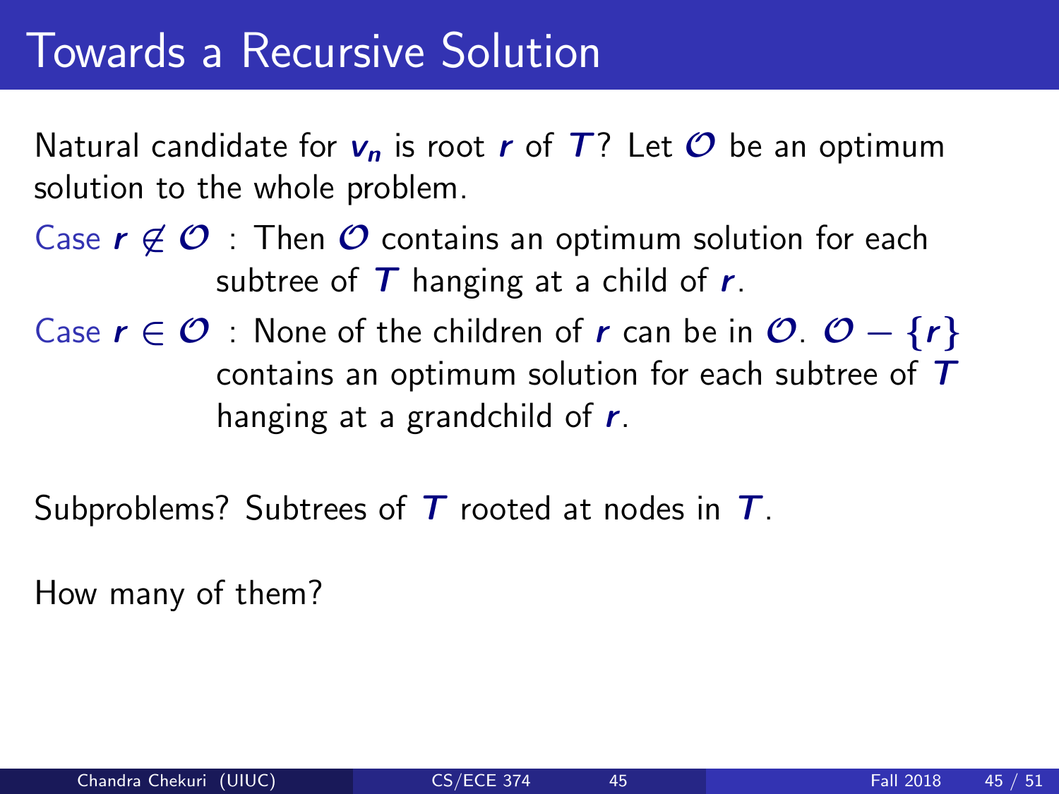# Towards a Recursive Solution

Natural candidate for $v_n$ is root $r$ of $T$? Let $\mathcal{O}$ be an optimum solution to the whole problem.

Case $r \notin \mathcal{O}$ : Then $\mathcal{O}$ contains an optimum solution for each subtree of $T$ hanging at a child of $r$.

Case $r \in \mathcal{O}$ : None of the children of $r$ can be in $\mathcal{O}$. $\mathcal{O} - \{r\}$ contains an optimum solution for each subtree of $T$ hanging at a grandchild of $r$.

Subproblems? Subtrees of $T$ rooted at nodes in $T$.

How many of them?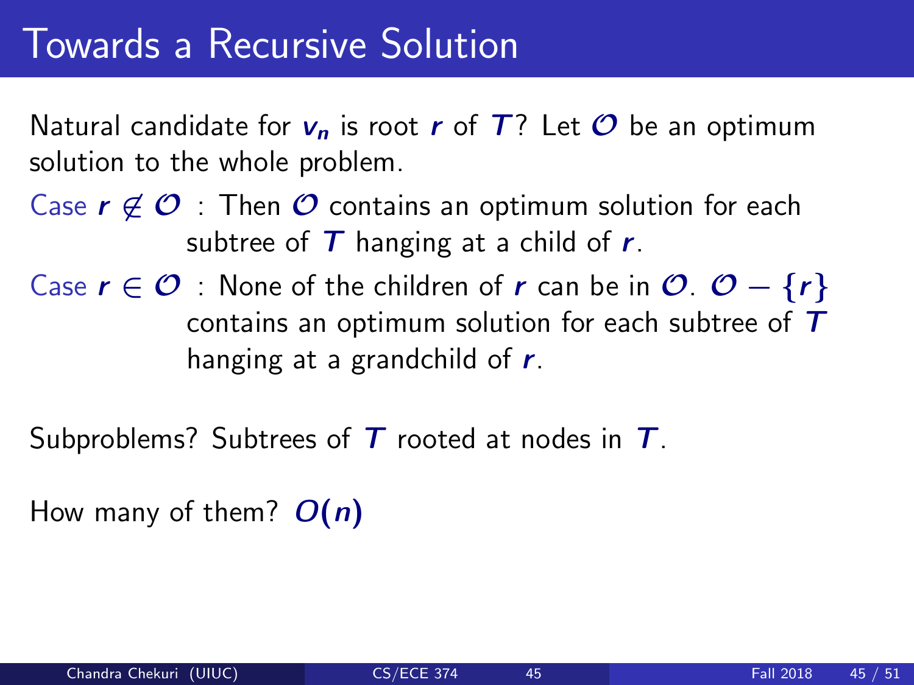# Towards a Recursive Solution

Natural candidate for $v_n$ is root $r$ of $T$? Let $\mathcal{O}$ be an optimum solution to the whole problem.

Case $r \notin \mathcal{O}$ : Then $\mathcal{O}$ contains an optimum solution for each subtree of $T$ hanging at a child of $r$.

Case $r \in \mathcal{O}$ : None of the children of $r$ can be in $\mathcal{O}$. $\mathcal{O} - \{r\}$ contains an optimum solution for each subtree of $T$ hanging at a grandchild of $r$.

Subproblems? Subtrees of $T$ rooted at nodes in $T$.

How many of them? $O(n)$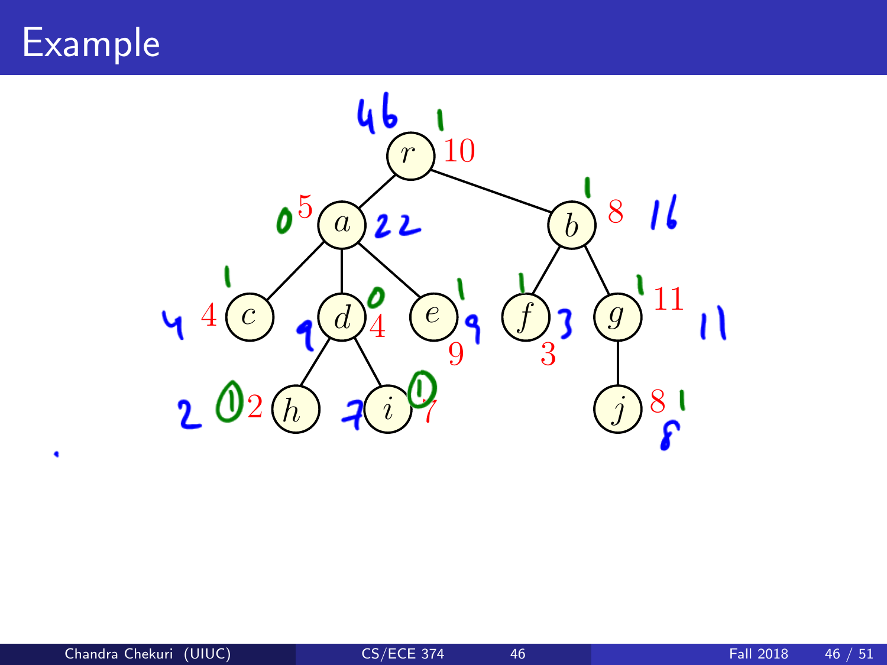# Example

r 10

a 5, b 8

c 4, d 4, e 9, f 3, g 11

h 2, i 7, j 8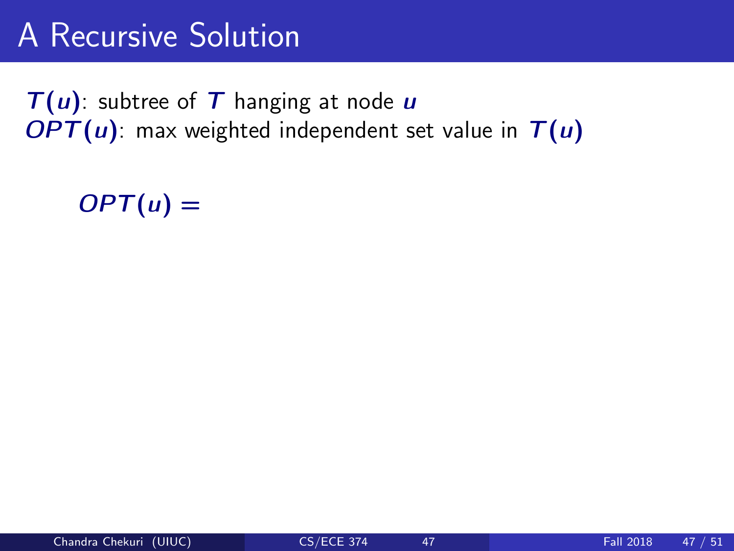# A Recursive Solution

$T(u)$: subtree of $T$ hanging at node $u$
$OPT(u)$: max weighted independent set value in $T(u)$

$$OPT(u) =$$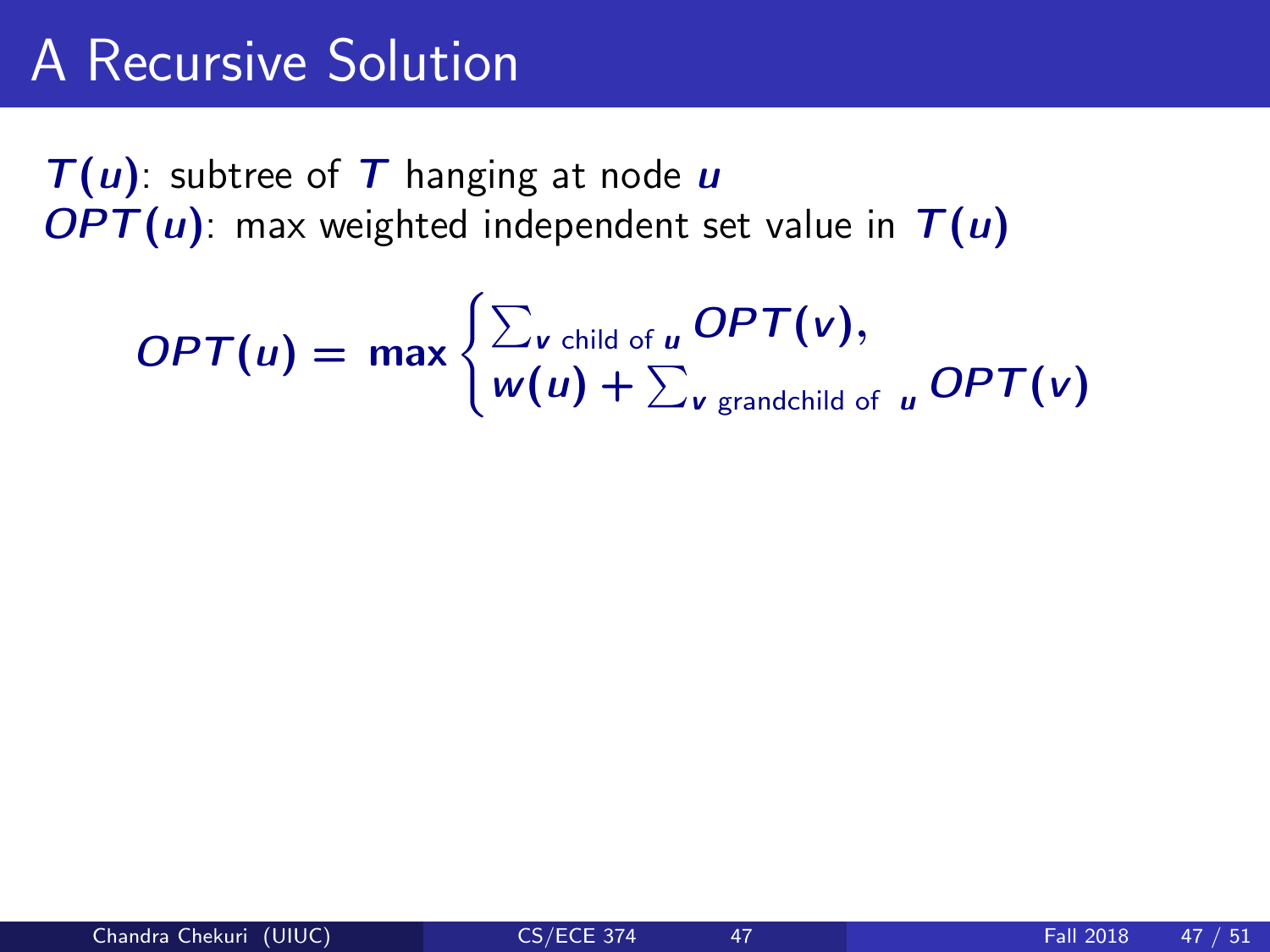# A Recursive Solution

$T(u)$: subtree of $T$ hanging at node $u$
$OPT(u)$: max weighted independent set value in $T(u)$

$$OPT(u) = \max \begin{cases} \sum_{v \text{ child of } u} OPT(v), \\ w(u) + \sum_{v \text{ grandchild of } u} OPT(v) \end{cases}$$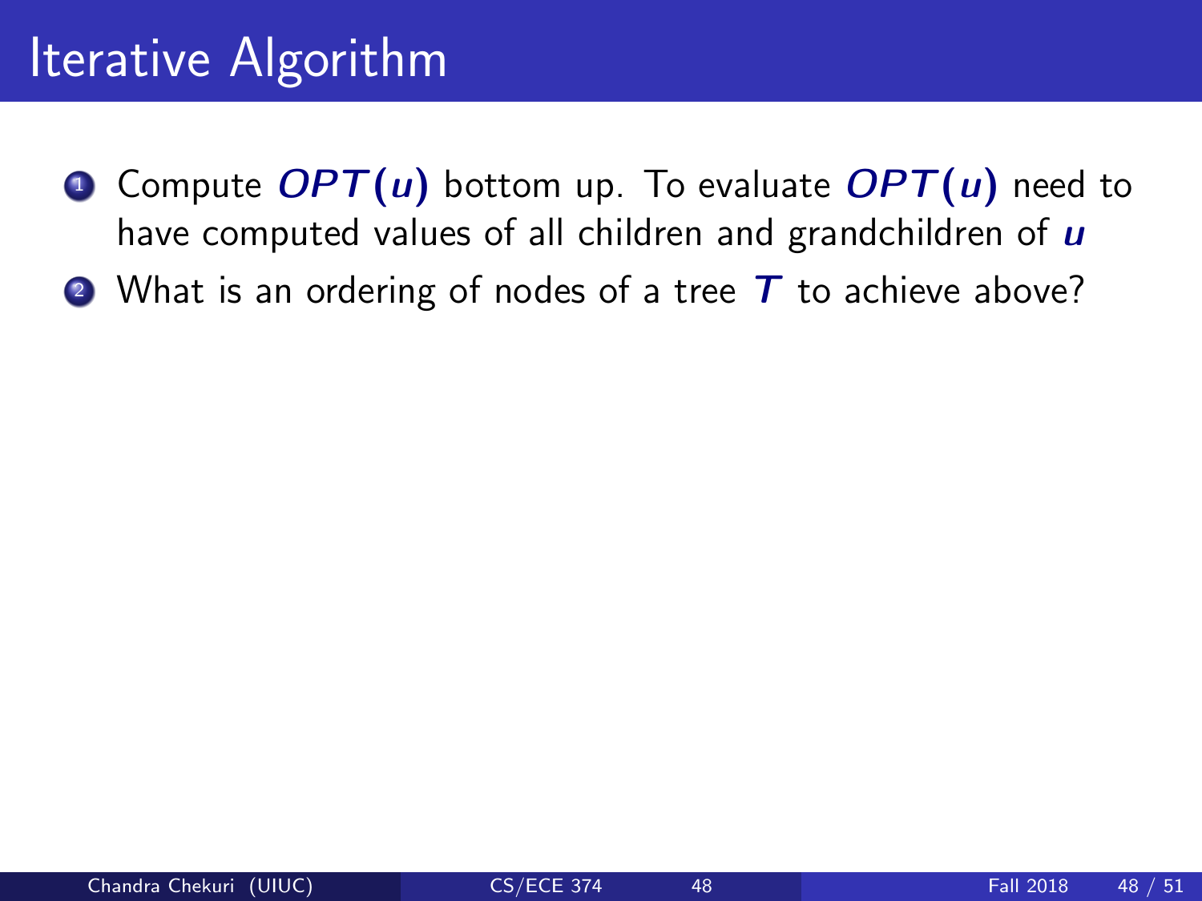# Iterative Algorithm

1. Compute $OPT(u)$ bottom up. To evaluate $OPT(u)$ need to have computed values of all children and grandchildren of $u$
2. What is an ordering of nodes of a tree $T$ to achieve above?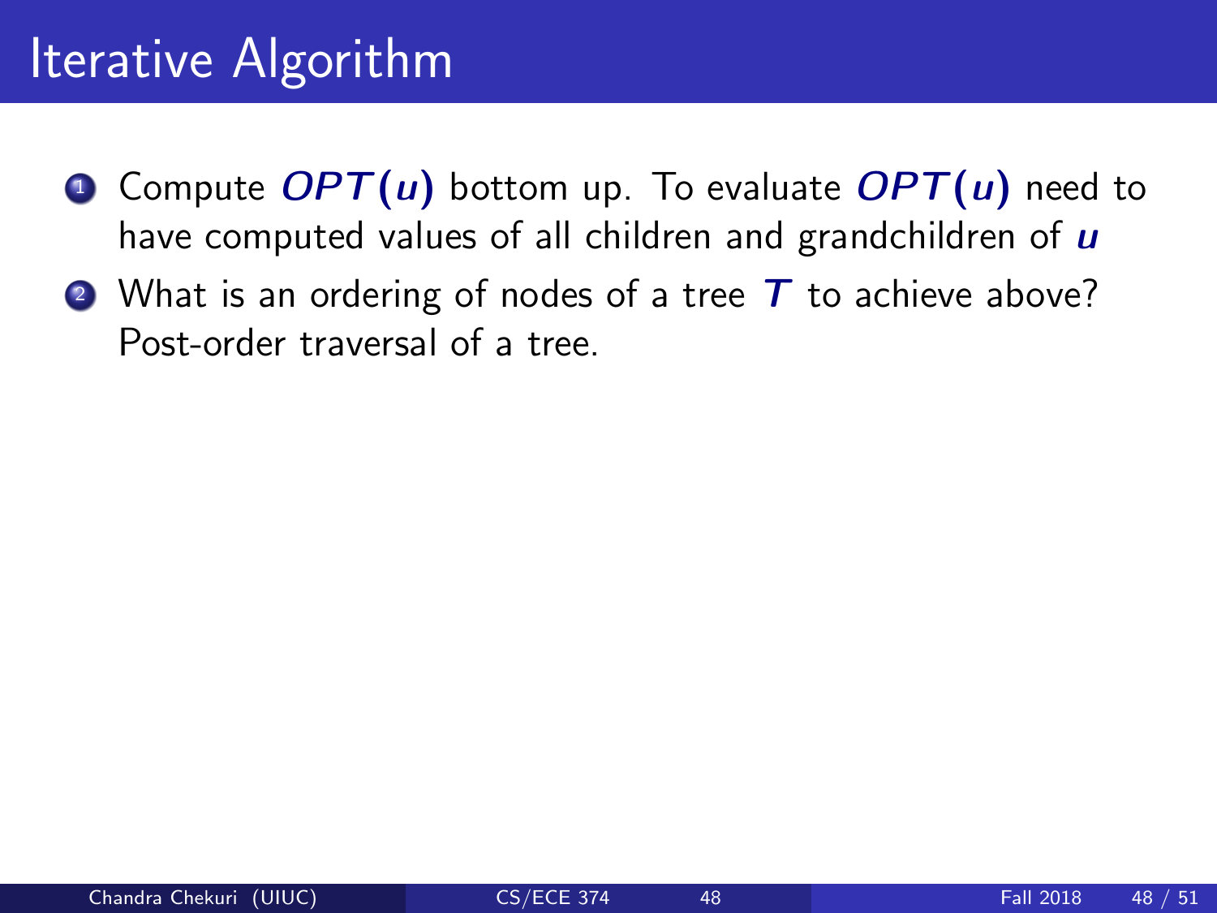# Iterative Algorithm

1. Compute $OPT(u)$ bottom up. To evaluate $OPT(u)$ need to have computed values of all children and grandchildren of $u$
2. What is an ordering of nodes of a tree $T$ to achieve above? Post-order traversal of a tree.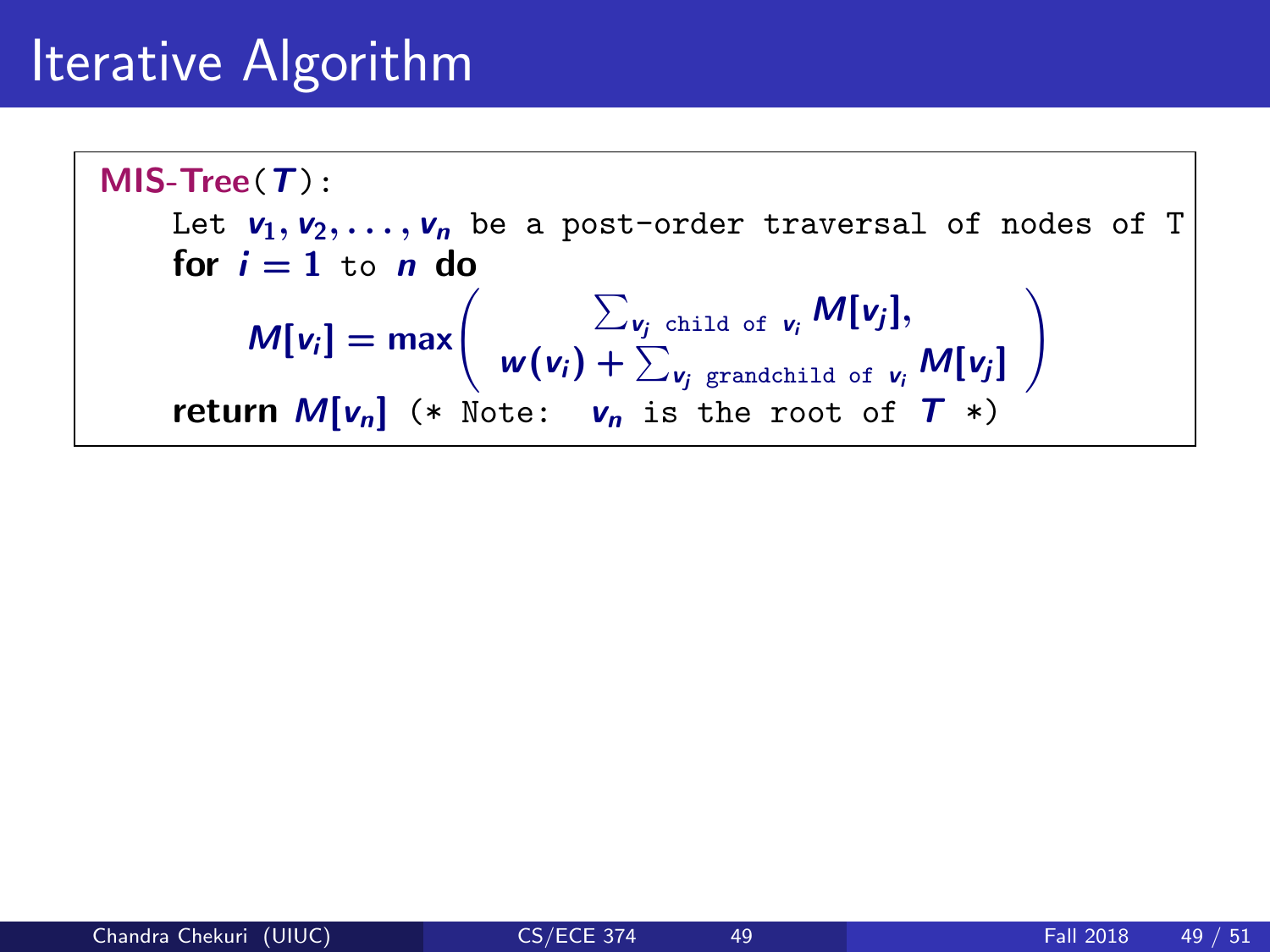# Iterative Algorithm

**MIS-Tree**($T$):

Let $v_1, v_2, \ldots, v_n$ be a post-order traversal of nodes of T

**for** $i = 1$ to $n$ **do**

$$M[v_i] = \max\begin{pmatrix} \sum_{v_j \text{ child of } v_i} M[v_j], \\ w(v_i) + \sum_{v_j \text{ grandchild of } v_i} M[v_j] \end{pmatrix}$$

**return** $M[v_n]$ (* Note: $v_n$ is the root of $T$ *)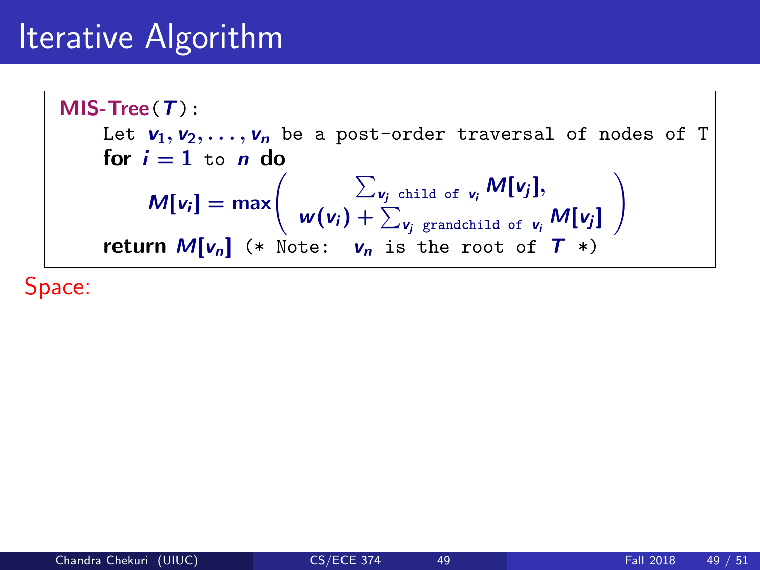# Iterative Algorithm

**MIS-Tree**($T$):

Let $v_1, v_2, \ldots, v_n$ be a post-order traversal of nodes of T

**for** $i = 1$ to $n$ **do**

$$M[v_i] = \max \begin{pmatrix} \sum_{v_j \text{ child of } v_i} M[v_j], \\ w(v_i) + \sum_{v_j \text{ grandchild of } v_i} M[v_j] \end{pmatrix}$$

**return** $M[v_n]$ (* Note: $v_n$ is the root of $T$ *)

Space: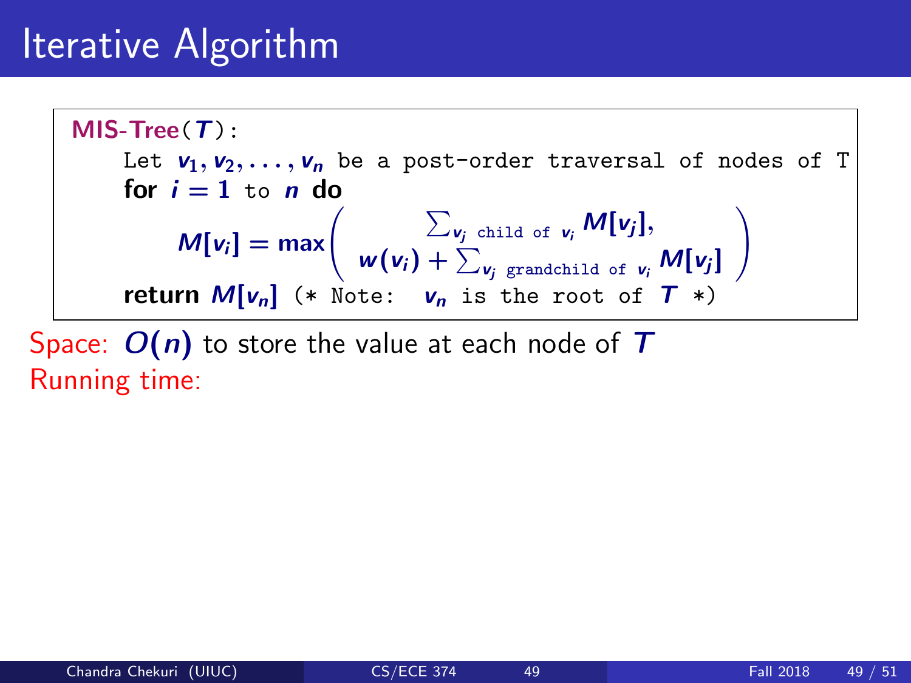# Iterative Algorithm

```
MIS-Tree(T):
    Let v_1, v_2, ..., v_n be a post-order traversal of nodes of T
    for i = 1 to n do
        M[v_i] = max( Σ_{v_j child of v_i} M[v_j],
                      w(v_i) + Σ_{v_j grandchild of v_i} M[v_j] )
    return M[v_n] (* Note: v_n is the root of T *)
```

$$M[v_i] = \max\left( \begin{array}{c} \sum_{v_j \text{ child of } v_i} M[v_j], \\ w(v_i) + \sum_{v_j \text{ grandchild of } v_i} M[v_j] \end{array} \right)$$

Space: $O(n)$ to store the value at each node of $T$

Running time: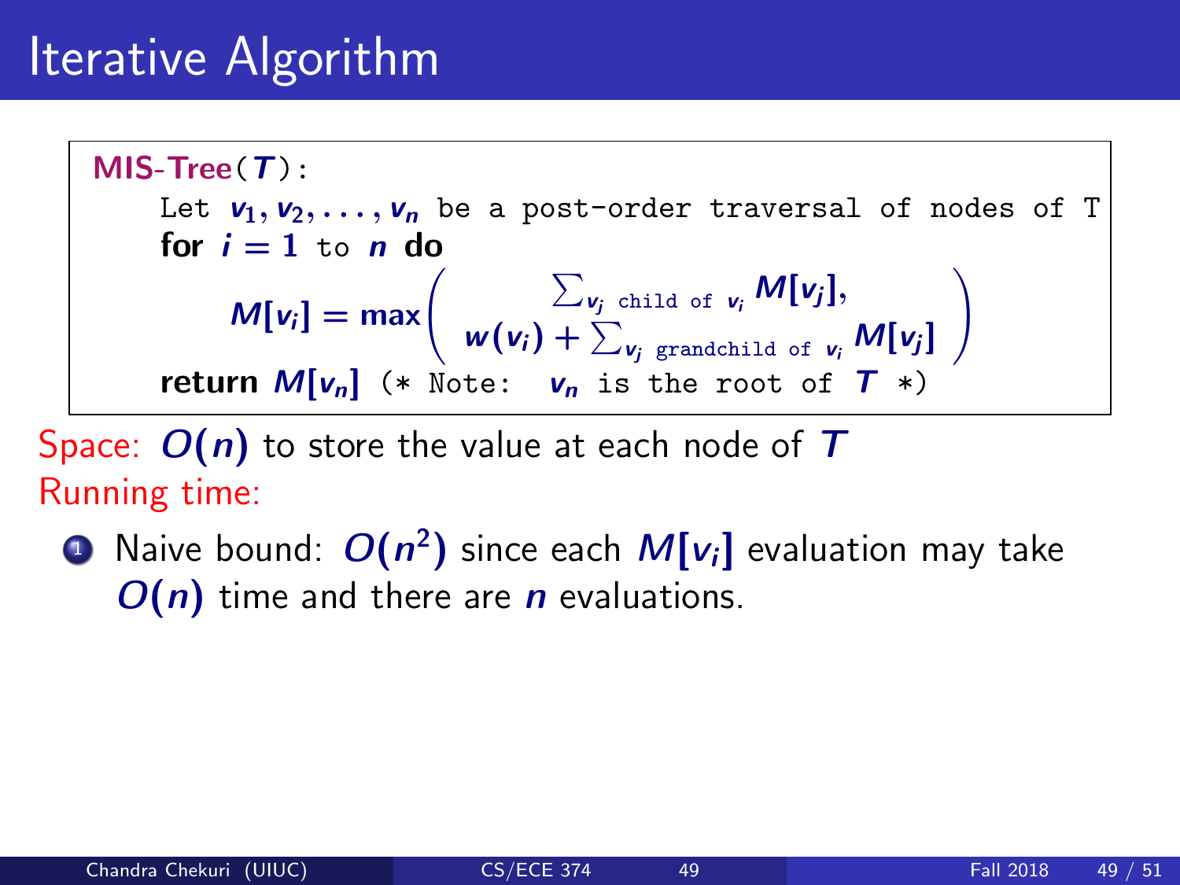# Iterative Algorithm

```
MIS-Tree(T):
    Let v_1, v_2, ..., v_n be a post-order traversal of nodes of T
    for i = 1 to n do
        M[v_i] = max( sum_{v_j child of v_i} M[v_j],
                      w(v_i) + sum_{v_j grandchild of v_i} M[v_j] )
    return M[v_n] (* Note: v_n is the root of T *)
```

$$M[v_i] = \max\left( \begin{array}{c} \sum_{v_j \text{ child of } v_i} M[v_j], \\ w(v_i) + \sum_{v_j \text{ grandchild of } v_i} M[v_j] \end{array} \right)$$

Space: $O(n)$ to store the value at each node of $T$

Running time:

1. Naive bound: $O(n^2)$ since each $M[v_i]$ evaluation may take $O(n)$ time and there are $n$ evaluations.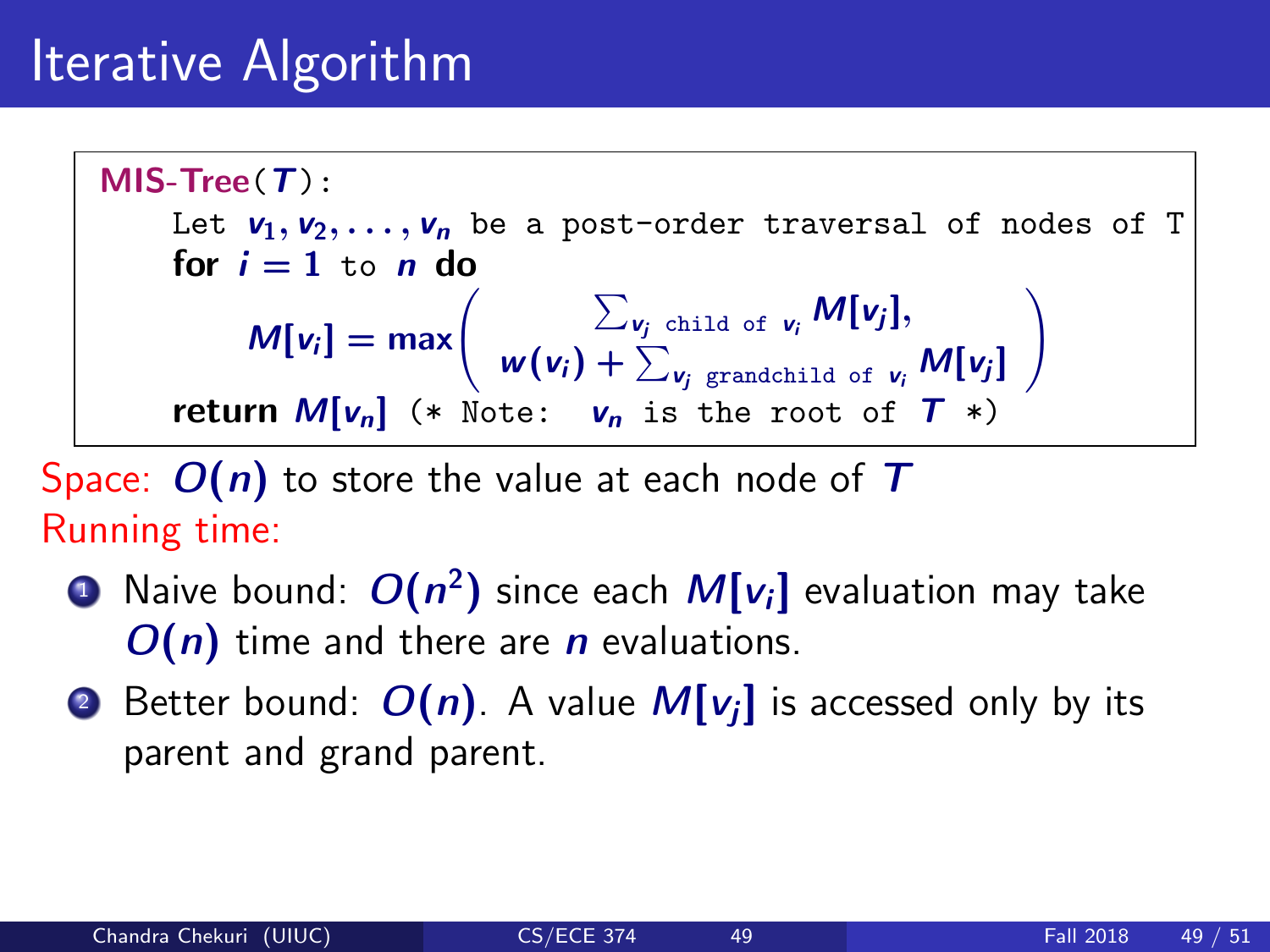# Iterative Algorithm

```
MIS-Tree(T):
    Let v_1, v_2, ..., v_n be a post-order traversal of nodes of T
    for i = 1 to n do
        M[v_i] = max( Σ_{v_j child of v_i} M[v_j],
                      w(v_i) + Σ_{v_j grandchild of v_i} M[v_j] )
    return M[v_n] (* Note: v_n is the root of T *)
```

$$M[v_i] = \max\left( \begin{array}{c} \sum_{v_j \text{ child of } v_i} M[v_j], \\ w(v_i) + \sum_{v_j \text{ grandchild of } v_i} M[v_j] \end{array} \right)$$

Space: $O(n)$ to store the value at each node of $T$

Running time:

1. Naive bound: $O(n^2)$ since each $M[v_i]$ evaluation may take $O(n)$ time and there are $n$ evaluations.
2. Better bound: $O(n)$. A value $M[v_j]$ is accessed only by its parent and grand parent.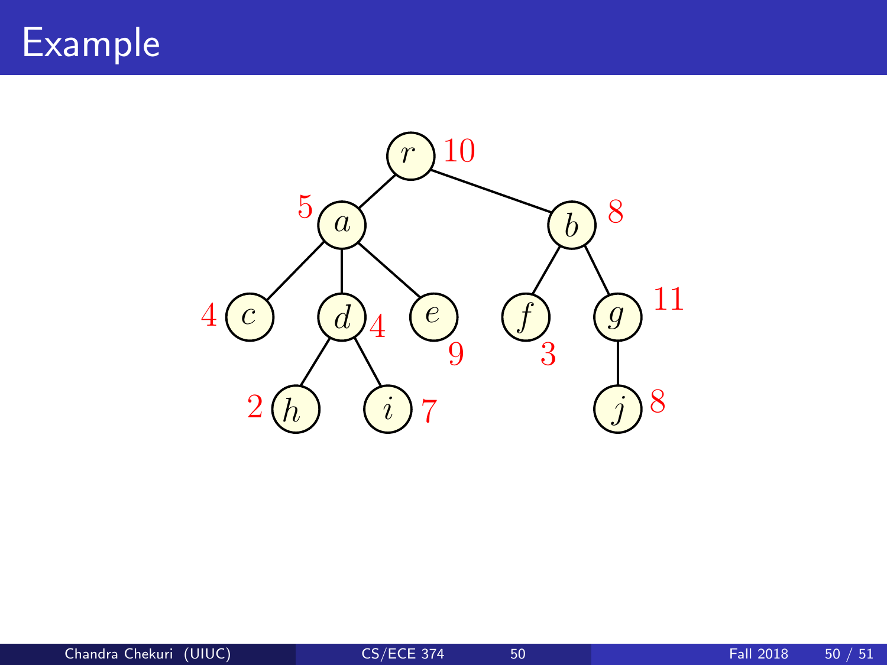# Example

$r$ 10

$a$ 5, $b$ 8

$c$ 4, $d$ 4, $e$ 9, $f$ 3, $g$ 11

$h$ 2, $i$ 7, $j$ 8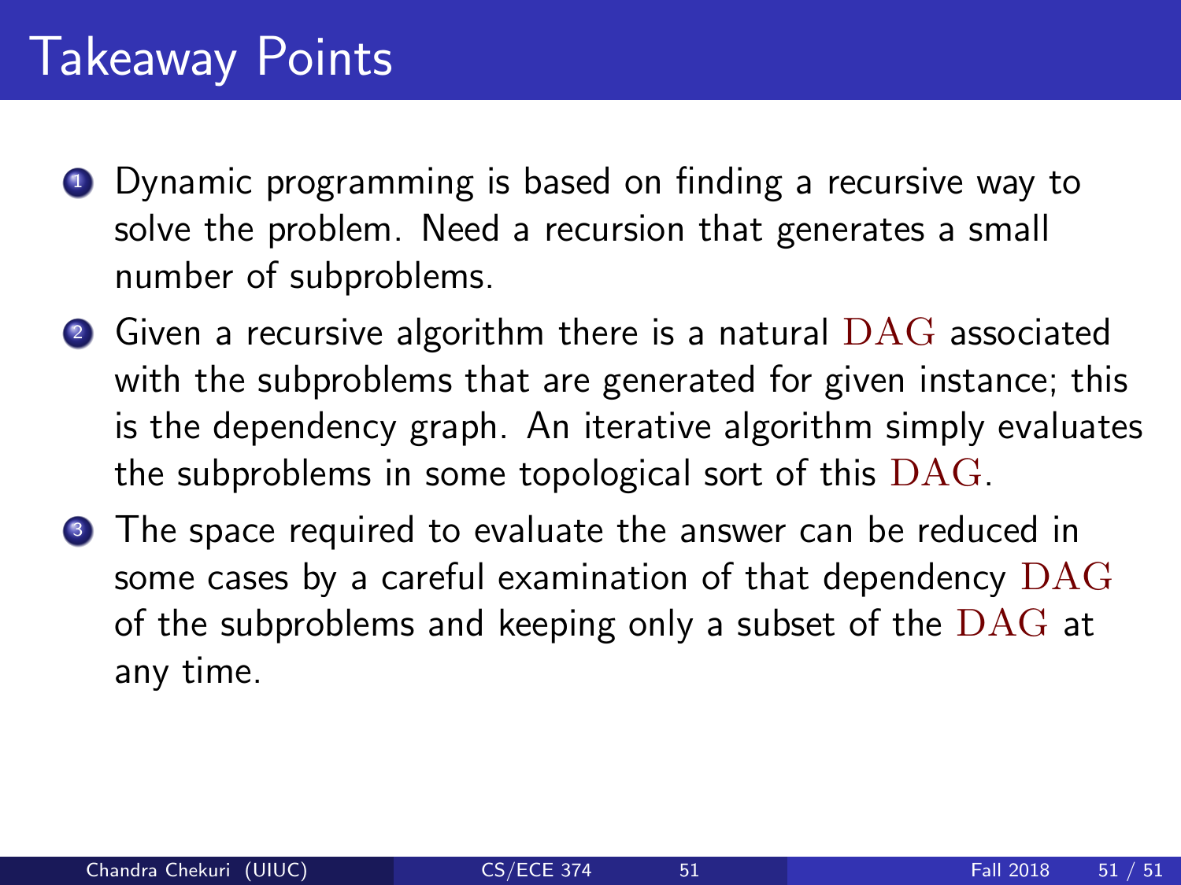# Takeaway Points

1. Dynamic programming is based on finding a recursive way to solve the problem. Need a recursion that generates a small number of subproblems.
2. Given a recursive algorithm there is a natural $\mathrm{DAG}$ associated with the subproblems that are generated for given instance; this is the dependency graph. An iterative algorithm simply evaluates the subproblems in some topological sort of this $\mathrm{DAG}$.
3. The space required to evaluate the answer can be reduced in some cases by a careful examination of that dependency $\mathrm{DAG}$ of the subproblems and keeping only a subset of the $\mathrm{DAG}$ at any time.